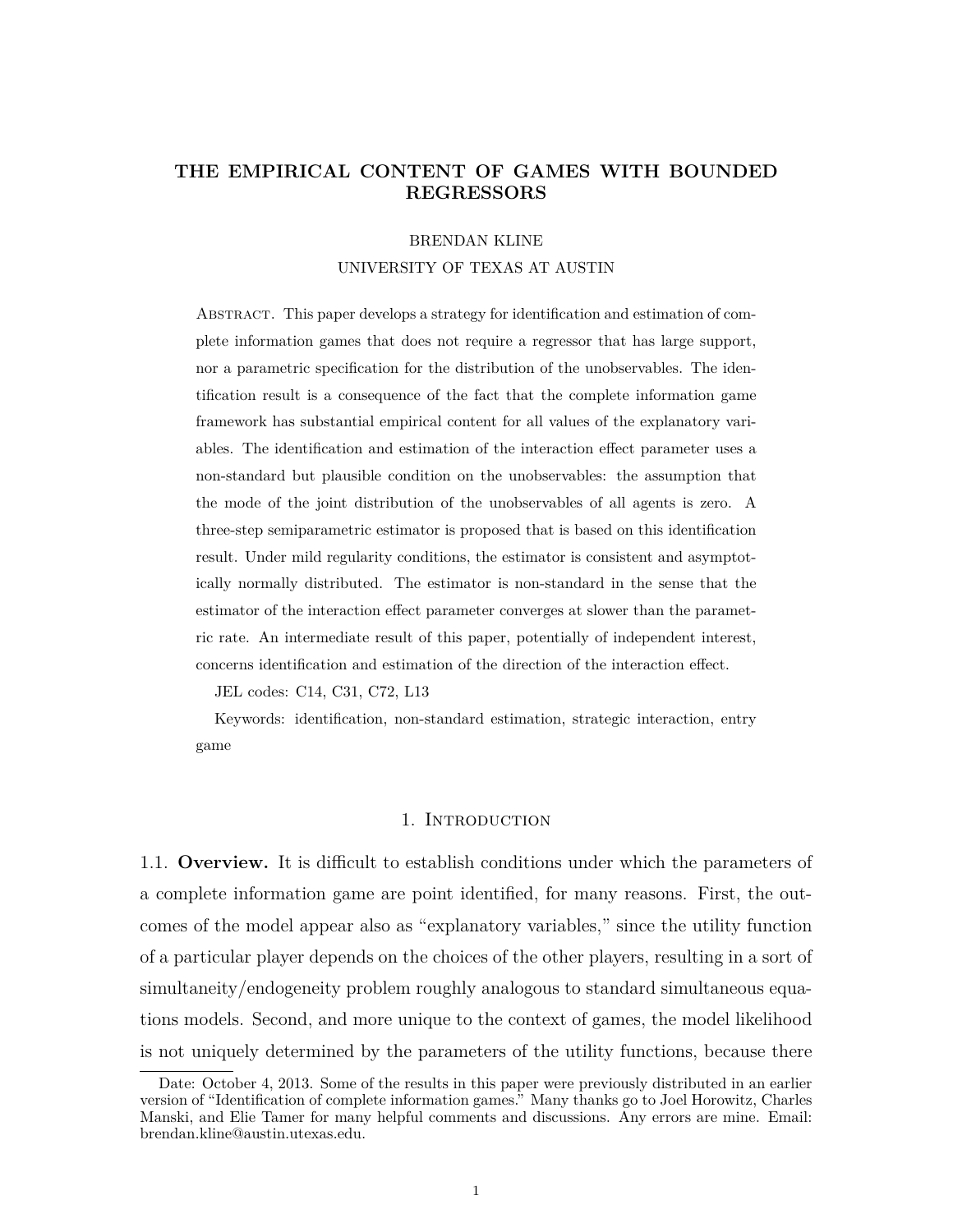# THE EMPIRICAL CONTENT OF GAMES WITH BOUNDED REGRESSORS

BRENDAN KLINE

UNIVERSITY OF TEXAS AT AUSTIN

Abstract. This paper develops a strategy for identification and estimation of complete information games that does not require a regressor that has large support, nor a parametric specification for the distribution of the unobservables. The identification result is a consequence of the fact that the complete information game framework has substantial empirical content for all values of the explanatory variables. The identification and estimation of the interaction effect parameter uses a non-standard but plausible condition on the unobservables: the assumption that the mode of the joint distribution of the unobservables of all agents is zero. A three-step semiparametric estimator is proposed that is based on this identification result. Under mild regularity conditions, the estimator is consistent and asymptotically normally distributed. The estimator is non-standard in the sense that the estimator of the interaction effect parameter converges at slower than the parametric rate. An intermediate result of this paper, potentially of independent interest, concerns identification and estimation of the direction of the interaction effect.

JEL codes: C14, C31, C72, L13

Keywords: identification, non-standard estimation, strategic interaction, entry game

## 1. Introduction

### 1.1. Overview.

It is difficult to establish conditions under which the parameters of a complete information game are point identified, for many reasons. First, the outcomes of the model appear also as "explanatory variables," since the utility function of a particular player depends on the choices of the other players, resulting in a sort of simultaneity/endogeneity problem roughly analogous to standard simultaneous equations models. Second, and more unique to the context of games, the model likelihood is not uniquely determined by the parameters of the utility functions, because there

Date: October 4, 2013. Some of the results in this paper were previously distributed in an earlier version of "Identification of complete information games." Many thanks go to Joel Horowitz, Charles Manski, and Elie Tamer for many helpful comments and discussions. Any errors are mine. Email: brendan.kline@austin.utexas.edu.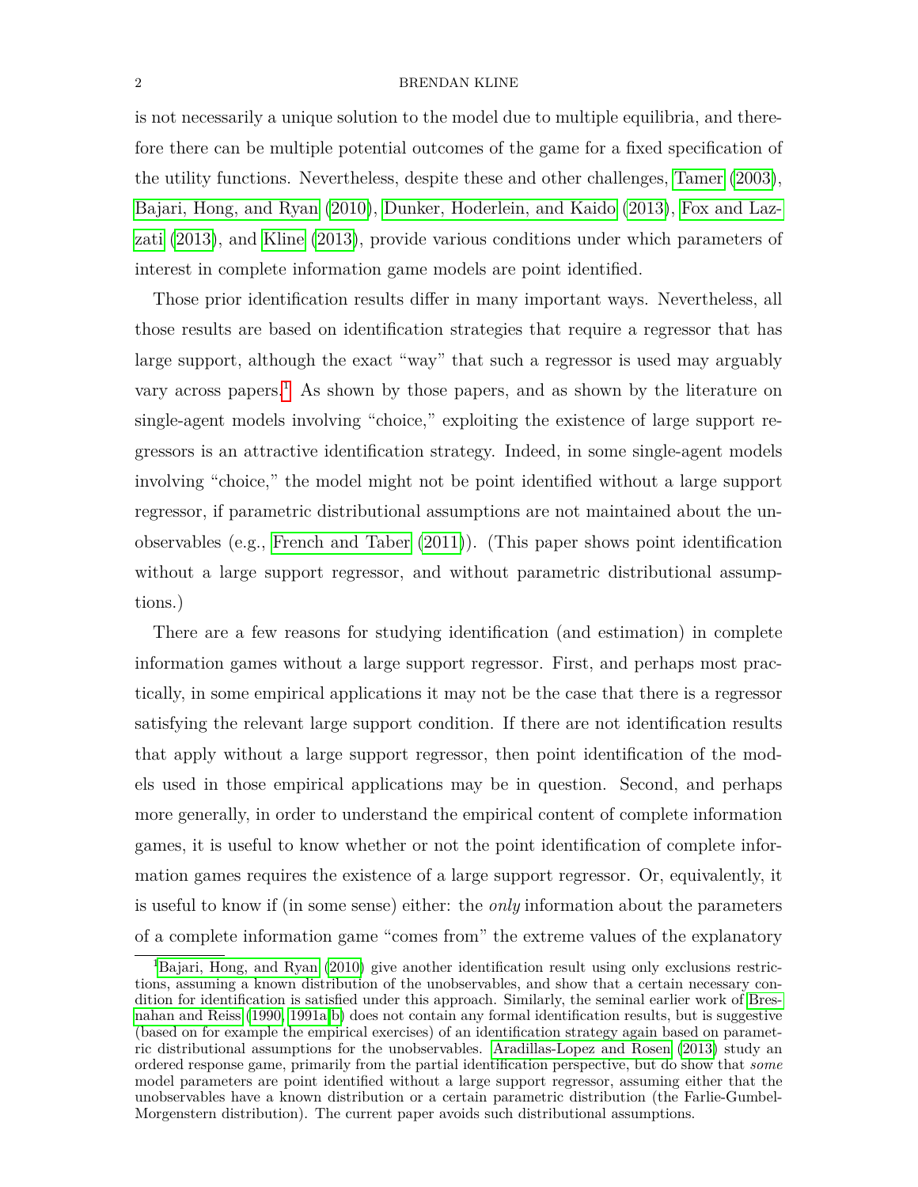is not necessarily a unique solution to the model due to multiple equilibria, and therefore there can be multiple potential outcomes of the game for a fixed specification of the utility functions. Nevertheless, despite these and other challenges, Tamer (2003), Bajari, Hong, and Ryan (2010), Dunker, Hoderlein, and Kaido (2013), Fox and Lazzati (2013), and Kline (2013), provide various conditions under which parameters of interest in complete information game models are point identified.

Those prior identification results differ in many important ways. Nevertheless, all those results are based on identification strategies that require a regressor that has large support, although the exact "way" that such a regressor is used may arguably vary across papers.[1] As shown by those papers, and as shown by the literature on single-agent models involving "choice," exploiting the existence of large support regressors is an attractive identification strategy. Indeed, in some single-agent models involving "choice," the model might not be point identified without a large support regressor, if parametric distributional assumptions are not maintained about the unobservables (e.g., French and Taber (2011)). (This paper shows point identification without a large support regressor, and without parametric distributional assumptions.)

There are a few reasons for studying identification (and estimation) in complete information games without a large support regressor. First, and perhaps most practically, in some empirical applications it may not be the case that there is a regressor satisfying the relevant large support condition. If there are not identification results that apply without a large support regressor, then point identification of the models used in those empirical applications may be in question. Second, and perhaps more generally, in order to understand the empirical content of complete information games, it is useful to know whether or not the point identification of complete information games requires the existence of a large support regressor. Or, equivalently, it is useful to know if (in some sense) either: the *only* information about the parameters of a complete information game "comes from" the extreme values of the explanatory

[1] Bajari, Hong, and Ryan (2010) give another identification result using only exclusions restrictions, assuming a known distribution of the unobservables, and show that a certain necessary condition for identification is satisfied under this approach. Similarly, the seminal earlier work of Bresnahan and Reiss (1990, 1991a,b) does not contain any formal identification results, but is suggestive (based on for example the empirical exercises) of an identification strategy again based on parametric distributional assumptions for the unobservables. Aradillas-Lopez and Rosen (2013) study an ordered response game, primarily from the partial identification perspective, but do show that *some* model parameters are point identified without a large support regressor, assuming either that the unobservables have a known distribution or a certain parametric distribution (the Farlie-Gumbel-Morgenstern distribution). The current paper avoids such distributional assumptions.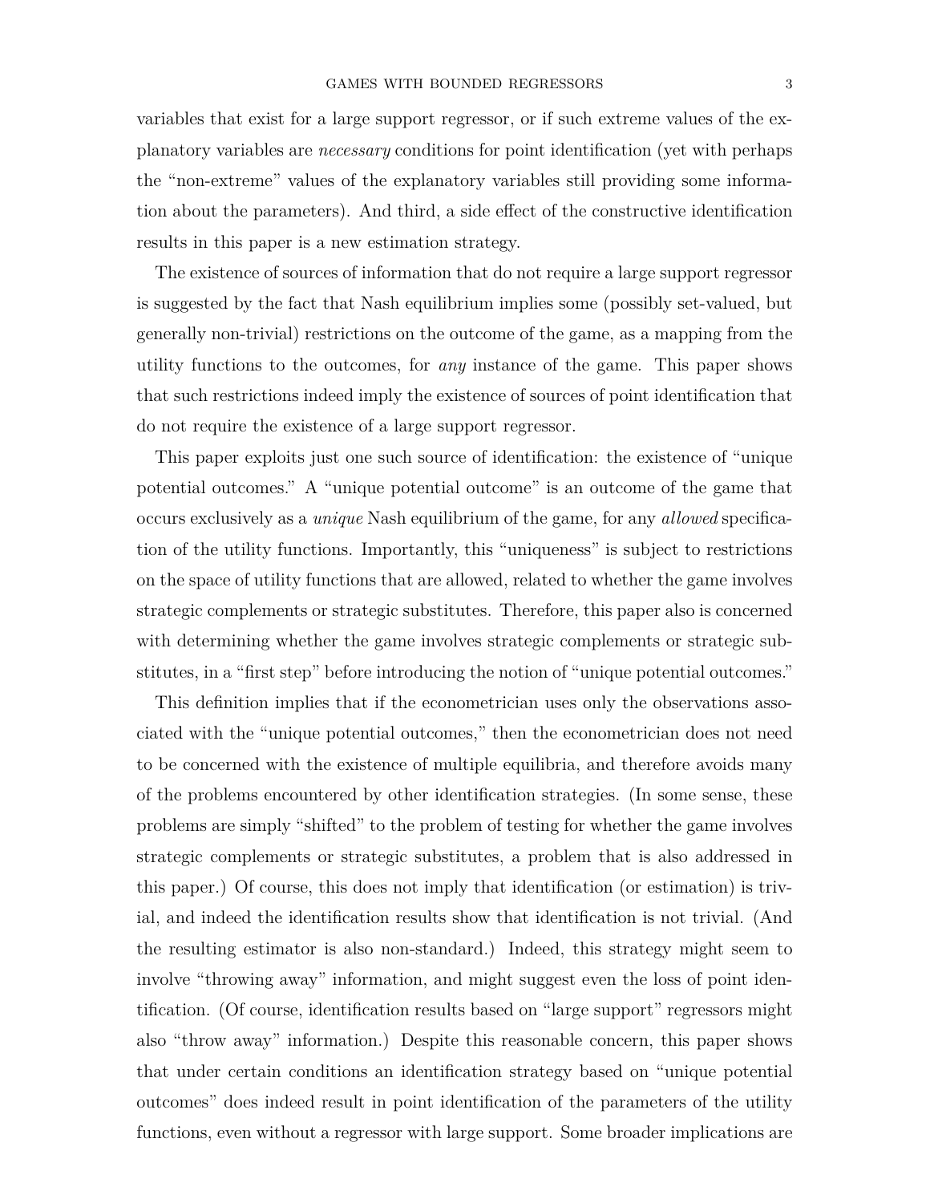variables that exist for a large support regressor, or if such extreme values of the explanatory variables are *necessary* conditions for point identification (yet with perhaps the "non-extreme" values of the explanatory variables still providing some information about the parameters). And third, a side effect of the constructive identification results in this paper is a new estimation strategy.

The existence of sources of information that do not require a large support regressor is suggested by the fact that Nash equilibrium implies some (possibly set-valued, but generally non-trivial) restrictions on the outcome of the game, as a mapping from the utility functions to the outcomes, for *any* instance of the game. This paper shows that such restrictions indeed imply the existence of sources of point identification that do not require the existence of a large support regressor.

This paper exploits just one such source of identification: the existence of "unique potential outcomes." A "unique potential outcome" is an outcome of the game that occurs exclusively as a *unique* Nash equilibrium of the game, for any *allowed* specification of the utility functions. Importantly, this "uniqueness" is subject to restrictions on the space of utility functions that are allowed, related to whether the game involves strategic complements or strategic substitutes. Therefore, this paper also is concerned with determining whether the game involves strategic complements or strategic substitutes, in a "first step" before introducing the notion of "unique potential outcomes."

This definition implies that if the econometrician uses only the observations associated with the "unique potential outcomes," then the econometrician does not need to be concerned with the existence of multiple equilibria, and therefore avoids many of the problems encountered by other identification strategies. (In some sense, these problems are simply "shifted" to the problem of testing for whether the game involves strategic complements or strategic substitutes, a problem that is also addressed in this paper.) Of course, this does not imply that identification (or estimation) is trivial, and indeed the identification results show that identification is not trivial. (And the resulting estimator is also non-standard.) Indeed, this strategy might seem to involve "throwing away" information, and might suggest even the loss of point identification. (Of course, identification results based on "large support" regressors might also "throw away" information.) Despite this reasonable concern, this paper shows that under certain conditions an identification strategy based on "unique potential outcomes" does indeed result in point identification of the parameters of the utility functions, even without a regressor with large support. Some broader implications are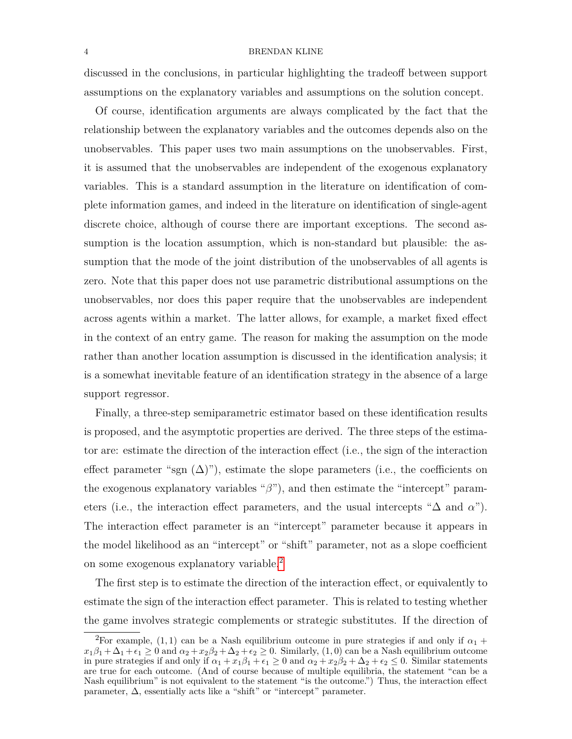discussed in the conclusions, in particular highlighting the tradeoff between support assumptions on the explanatory variables and assumptions on the solution concept.

Of course, identification arguments are always complicated by the fact that the relationship between the explanatory variables and the outcomes depends also on the unobservables. This paper uses two main assumptions on the unobservables. First, it is assumed that the unobservables are independent of the exogenous explanatory variables. This is a standard assumption in the literature on identification of complete information games, and indeed in the literature on identification of single-agent discrete choice, although of course there are important exceptions. The second assumption is the location assumption, which is non-standard but plausible: the assumption that the mode of the joint distribution of the unobservables of all agents is zero. Note that this paper does not use parametric distributional assumptions on the unobservables, nor does this paper require that the unobservables are independent across agents within a market. The latter allows, for example, a market fixed effect in the context of an entry game. The reason for making the assumption on the mode rather than another location assumption is discussed in the identification analysis; it is a somewhat inevitable feature of an identification strategy in the absence of a large support regressor.

Finally, a three-step semiparametric estimator based on these identification results is proposed, and the asymptotic properties are derived. The three steps of the estimator are: estimate the direction of the interaction effect (i.e., the sign of the interaction effect parameter "sgn $(\Delta)$"), estimate the slope parameters (i.e., the coefficients on the exogenous explanatory variables "$\beta$"), and then estimate the "intercept" parameters (i.e., the interaction effect parameters, and the usual intercepts "$\Delta$ and $\alpha$"). The interaction effect parameter is an "intercept" parameter because it appears in the model likelihood as an "intercept" or "shift" parameter, not as a slope coefficient on some exogenous explanatory variable.[2]

The first step is to estimate the direction of the interaction effect, or equivalently to estimate the sign of the interaction effect parameter. This is related to testing whether the game involves strategic complements or strategic substitutes. If the direction of

[2] For example, $(1, 1)$ can be a Nash equilibrium outcome in pure strategies if and only if $\alpha_1 + x_1\beta_1 + \Delta_1 + \epsilon_1 \geq 0$ and $\alpha_2 + x_2\beta_2 + \Delta_2 + \epsilon_2 \geq 0$. Similarly, $(1, 0)$ can be a Nash equilibrium outcome in pure strategies if and only if $\alpha_1 + x_1\beta_1 + \epsilon_1 \geq 0$ and $\alpha_2 + x_2\beta_2 + \Delta_2 + \epsilon_2 \leq 0$. Similar statements are true for each outcome. (And of course because of multiple equilibria, the statement "can be a Nash equilibrium" is not equivalent to the statement "is the outcome.") Thus, the interaction effect parameter, $\Delta$, essentially acts like a "shift" or "intercept" parameter.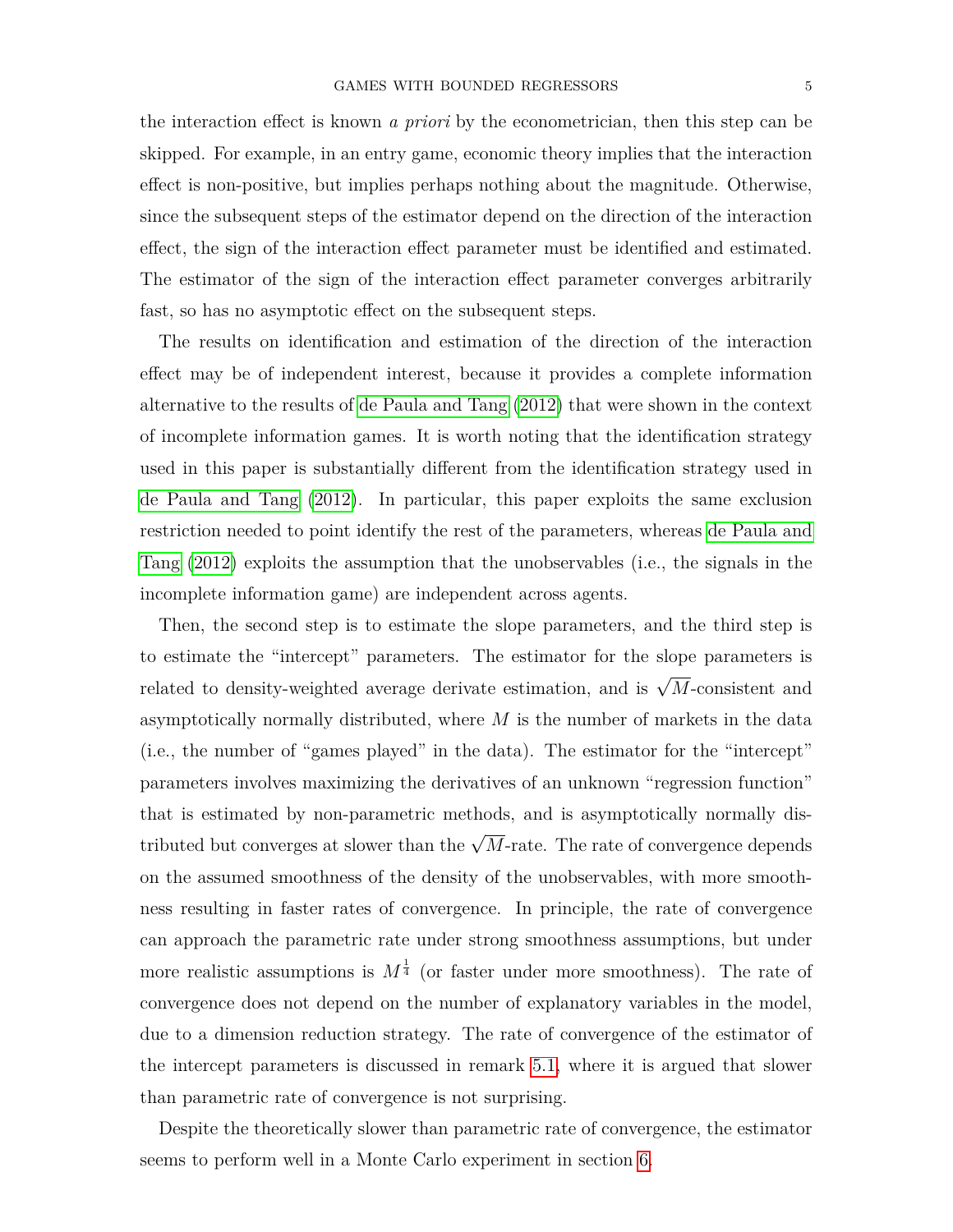the interaction effect is known *a priori* by the econometrician, then this step can be skipped. For example, in an entry game, economic theory implies that the interaction effect is non-positive, but implies perhaps nothing about the magnitude. Otherwise, since the subsequent steps of the estimator depend on the direction of the interaction effect, the sign of the interaction effect parameter must be identified and estimated. The estimator of the sign of the interaction effect parameter converges arbitrarily fast, so has no asymptotic effect on the subsequent steps.

The results on identification and estimation of the direction of the interaction effect may be of independent interest, because it provides a complete information alternative to the results of de Paula and Tang (2012) that were shown in the context of incomplete information games. It is worth noting that the identification strategy used in this paper is substantially different from the identification strategy used in de Paula and Tang (2012). In particular, this paper exploits the same exclusion restriction needed to point identify the rest of the parameters, whereas de Paula and Tang (2012) exploits the assumption that the unobservables (i.e., the signals in the incomplete information game) are independent across agents.

Then, the second step is to estimate the slope parameters, and the third step is to estimate the "intercept" parameters. The estimator for the slope parameters is related to density-weighted average derivate estimation, and is $\sqrt{M}$-consistent and asymptotically normally distributed, where $M$ is the number of markets in the data (i.e., the number of "games played" in the data). The estimator for the "intercept" parameters involves maximizing the derivatives of an unknown "regression function" that is estimated by non-parametric methods, and is asymptotically normally distributed but converges at slower than the $\sqrt{M}$-rate. The rate of convergence depends on the assumed smoothness of the density of the unobservables, with more smoothness resulting in faster rates of convergence. In principle, the rate of convergence can approach the parametric rate under strong smoothness assumptions, but under more realistic assumptions is $M^{\frac{1}{4}}$ (or faster under more smoothness). The rate of convergence does not depend on the number of explanatory variables in the model, due to a dimension reduction strategy. The rate of convergence of the estimator of the intercept parameters is discussed in remark 5.1, where it is argued that slower than parametric rate of convergence is not surprising.

Despite the theoretically slower than parametric rate of convergence, the estimator seems to perform well in a Monte Carlo experiment in section 6.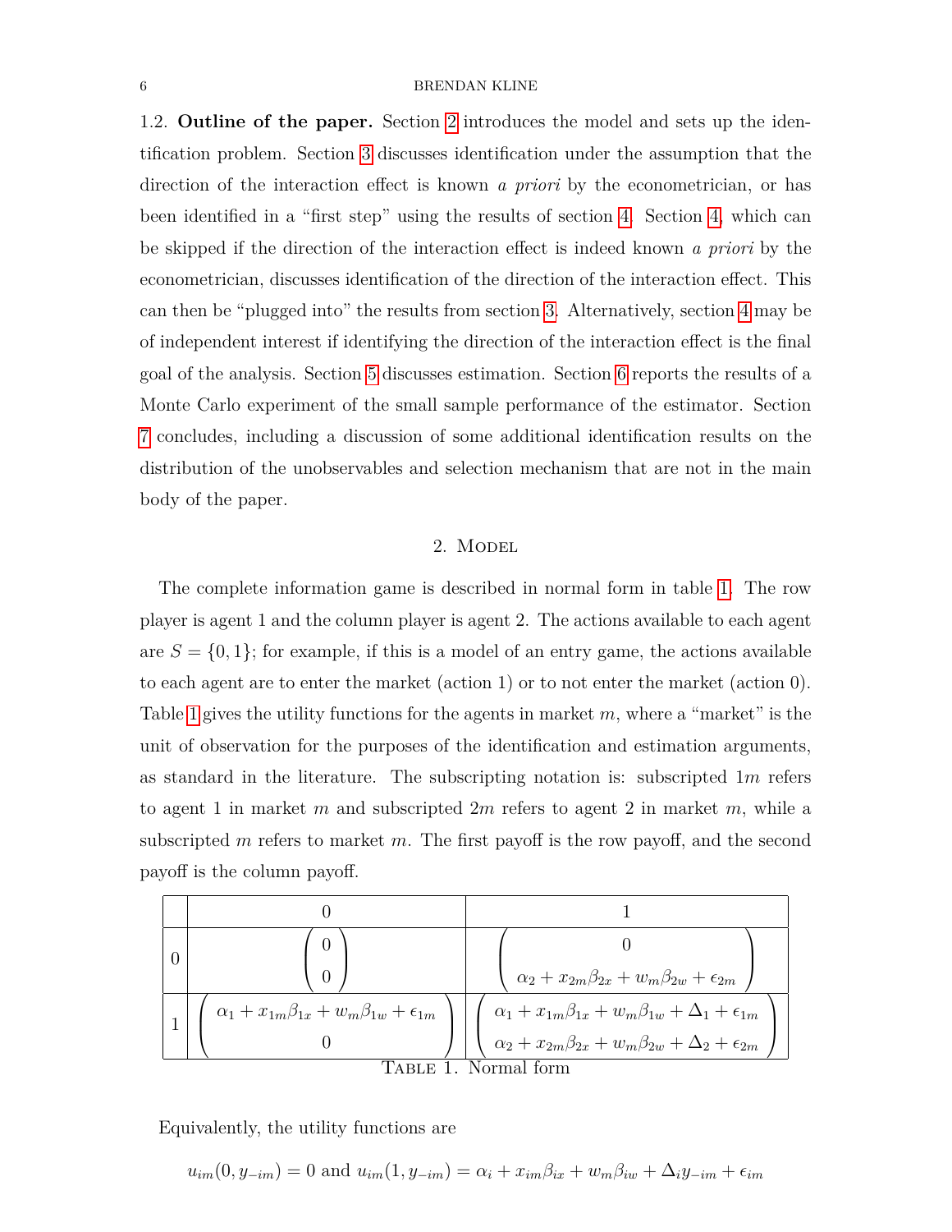1.2. **Outline of the paper.** Section 2 introduces the model and sets up the identification problem. Section 3 discusses identification under the assumption that the direction of the interaction effect is known *a priori* by the econometrician, or has been identified in a "first step" using the results of section 4. Section 4, which can be skipped if the direction of the interaction effect is indeed known *a priori* by the econometrician, discusses identification of the direction of the interaction effect. This can then be "plugged into" the results from section 3. Alternatively, section 4 may be of independent interest if identifying the direction of the interaction effect is the final goal of the analysis. Section 5 discusses estimation. Section 6 reports the results of a Monte Carlo experiment of the small sample performance of the estimator. Section 7 concludes, including a discussion of some additional identification results on the distribution of the unobservables and selection mechanism that are not in the main body of the paper.

## 2. Model

The complete information game is described in normal form in table 1. The row player is agent 1 and the column player is agent 2. The actions available to each agent are $S = \{0, 1\}$; for example, if this is a model of an entry game, the actions available to each agent are to enter the market (action 1) or to not enter the market (action 0). Table 1 gives the utility functions for the agents in market $m$, where a "market" is the unit of observation for the purposes of the identification and estimation arguments, as standard in the literature. The subscripting notation is: subscripted $1m$ refers to agent 1 in market $m$ and subscripted $2m$ refers to agent 2 in market $m$, while a subscripted $m$ refers to market $m$. The first payoff is the row payoff, and the second payoff is the column payoff.

| | 0 | 1 |
|---|---|---|
| 0 | $\begin{pmatrix} 0 \\ 0 \end{pmatrix}$ | $\begin{pmatrix} 0 \\ \alpha_2 + x_{2m}\beta_{2x} + w_m\beta_{2w} + \epsilon_{2m} \end{pmatrix}$ |
| 1 | $\begin{pmatrix} \alpha_1 + x_{1m}\beta_{1x} + w_m\beta_{1w} + \epsilon_{1m} \\ 0 \end{pmatrix}$ | $\begin{pmatrix} \alpha_1 + x_{1m}\beta_{1x} + w_m\beta_{1w} + \Delta_1 + \epsilon_{1m} \\ \alpha_2 + x_{2m}\beta_{2x} + w_m\beta_{2w} + \Delta_2 + \epsilon_{2m} \end{pmatrix}$ |

Table 1. Normal form

Equivalently, the utility functions are

$$u_{im}(0, y_{-im}) = 0 \text{ and } u_{im}(1, y_{-im}) = \alpha_i + x_{im}\beta_{ix} + w_m\beta_{iw} + \Delta_i y_{-im} + \epsilon_{im}$$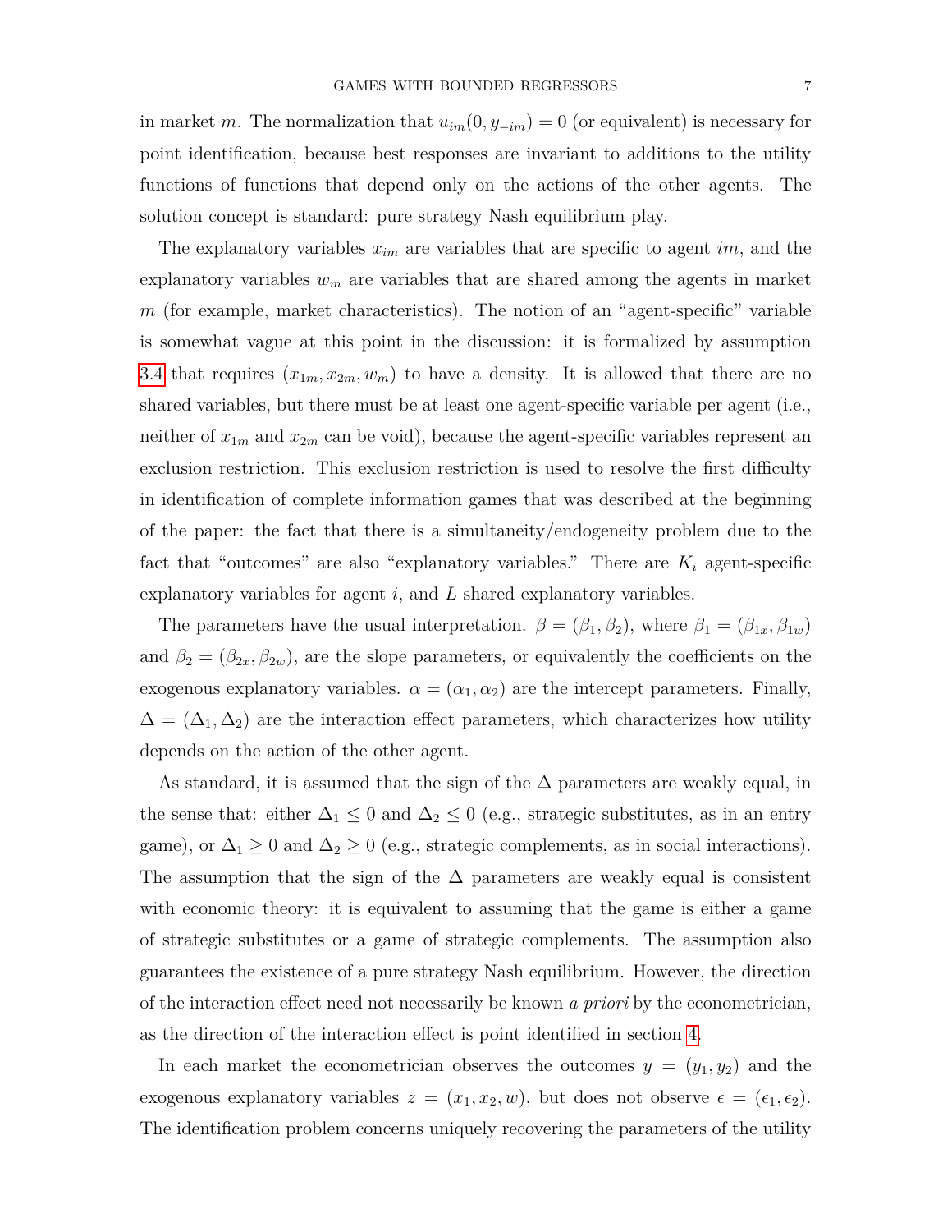in market $m$. The normalization that $u_{im}(0, y_{-im}) = 0$ (or equivalent) is necessary for point identification, because best responses are invariant to additions to the utility functions of functions that depend only on the actions of the other agents. The solution concept is standard: pure strategy Nash equilibrium play.

The explanatory variables $x_{im}$ are variables that are specific to agent $im$, and the explanatory variables $w_m$ are variables that are shared among the agents in market $m$ (for example, market characteristics). The notion of an "agent-specific" variable is somewhat vague at this point in the discussion: it is formalized by assumption 3.4 that requires $(x_{1m}, x_{2m}, w_m)$ to have a density. It is allowed that there are no shared variables, but there must be at least one agent-specific variable per agent (i.e., neither of $x_{1m}$ and $x_{2m}$ can be void), because the agent-specific variables represent an exclusion restriction. This exclusion restriction is used to resolve the first difficulty in identification of complete information games that was described at the beginning of the paper: the fact that there is a simultaneity/endogeneity problem due to the fact that "outcomes" are also "explanatory variables." There are $K_i$ agent-specific explanatory variables for agent $i$, and $L$ shared explanatory variables.

The parameters have the usual interpretation. $\beta = (\beta_1, \beta_2)$, where $\beta_1 = (\beta_{1x}, \beta_{1w})$ and $\beta_2 = (\beta_{2x}, \beta_{2w})$, are the slope parameters, or equivalently the coefficients on the exogenous explanatory variables. $\alpha = (\alpha_1, \alpha_2)$ are the intercept parameters. Finally, $\Delta = (\Delta_1, \Delta_2)$ are the interaction effect parameters, which characterizes how utility depends on the action of the other agent.

As standard, it is assumed that the sign of the $\Delta$ parameters are weakly equal, in the sense that: either $\Delta_1 \leq 0$ and $\Delta_2 \leq 0$ (e.g., strategic substitutes, as in an entry game), or $\Delta_1 \geq 0$ and $\Delta_2 \geq 0$ (e.g., strategic complements, as in social interactions). The assumption that the sign of the $\Delta$ parameters are weakly equal is consistent with economic theory: it is equivalent to assuming that the game is either a game of strategic substitutes or a game of strategic complements. The assumption also guarantees the existence of a pure strategy Nash equilibrium. However, the direction of the interaction effect need not necessarily be known *a priori* by the econometrician, as the direction of the interaction effect is point identified in section 4.

In each market the econometrician observes the outcomes $y = (y_1, y_2)$ and the exogenous explanatory variables $z = (x_1, x_2, w)$, but does not observe $\epsilon = (\epsilon_1, \epsilon_2)$. The identification problem concerns uniquely recovering the parameters of the utility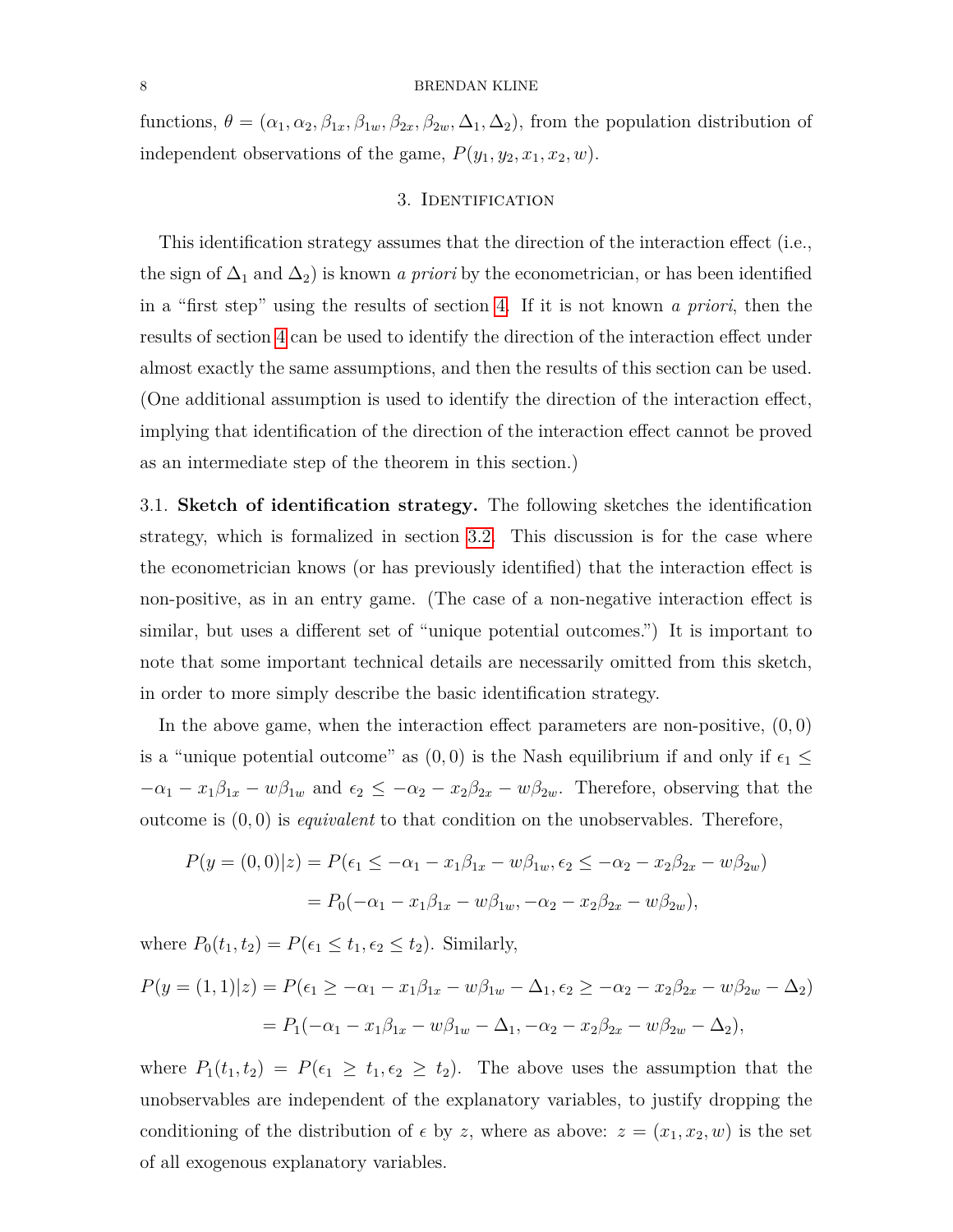functions, $\theta = (\alpha_1, \alpha_2, \beta_{1x}, \beta_{1w}, \beta_{2x}, \beta_{2w}, \Delta_1, \Delta_2)$, from the population distribution of independent observations of the game, $P(y_1, y_2, x_1, x_2, w)$.

## 3. Identification

This identification strategy assumes that the direction of the interaction effect (i.e., the sign of $\Delta_1$ and $\Delta_2$) is known *a priori* by the econometrician, or has been identified in a "first step" using the results of section 4. If it is not known *a priori*, then the results of section 4 can be used to identify the direction of the interaction effect under almost exactly the same assumptions, and then the results of this section can be used. (One additional assumption is used to identify the direction of the interaction effect, implying that identification of the direction of the interaction effect cannot be proved as an intermediate step of the theorem in this section.)

3.1. **Sketch of identification strategy.** The following sketches the identification strategy, which is formalized in section 3.2. This discussion is for the case where the econometrician knows (or has previously identified) that the interaction effect is non-positive, as in an entry game. (The case of a non-negative interaction effect is similar, but uses a different set of "unique potential outcomes.") It is important to note that some important technical details are necessarily omitted from this sketch, in order to more simply describe the basic identification strategy.

In the above game, when the interaction effect parameters are non-positive, $(0, 0)$ is a "unique potential outcome" as $(0, 0)$ is the Nash equilibrium if and only if $\epsilon_1 \leq -\alpha_1 - x_1\beta_{1x} - w\beta_{1w}$ and $\epsilon_2 \leq -\alpha_2 - x_2\beta_{2x} - w\beta_{2w}$. Therefore, observing that the outcome is $(0, 0)$ is *equivalent* to that condition on the unobservables. Therefore,

$$
\begin{aligned}
P(y = (0,0)|z) &= P(\epsilon_1 \leq -\alpha_1 - x_1\beta_{1x} - w\beta_{1w}, \epsilon_2 \leq -\alpha_2 - x_2\beta_{2x} - w\beta_{2w}) \\
&= P_0(-\alpha_1 - x_1\beta_{1x} - w\beta_{1w}, -\alpha_2 - x_2\beta_{2x} - w\beta_{2w}),
\end{aligned}
$$

where $P_0(t_1, t_2) = P(\epsilon_1 \leq t_1, \epsilon_2 \leq t_2)$. Similarly,

$$
\begin{aligned}
P(y = (1,1)|z) &= P(\epsilon_1 \geq -\alpha_1 - x_1\beta_{1x} - w\beta_{1w} - \Delta_1, \epsilon_2 \geq -\alpha_2 - x_2\beta_{2x} - w\beta_{2w} - \Delta_2) \\
&= P_1(-\alpha_1 - x_1\beta_{1x} - w\beta_{1w} - \Delta_1, -\alpha_2 - x_2\beta_{2x} - w\beta_{2w} - \Delta_2),
\end{aligned}
$$

where $P_1(t_1, t_2) = P(\epsilon_1 \geq t_1, \epsilon_2 \geq t_2)$. The above uses the assumption that the unobservables are independent of the explanatory variables, to justify dropping the conditioning of the distribution of $\epsilon$ by $z$, where as above: $z = (x_1, x_2, w)$ is the set of all exogenous explanatory variables.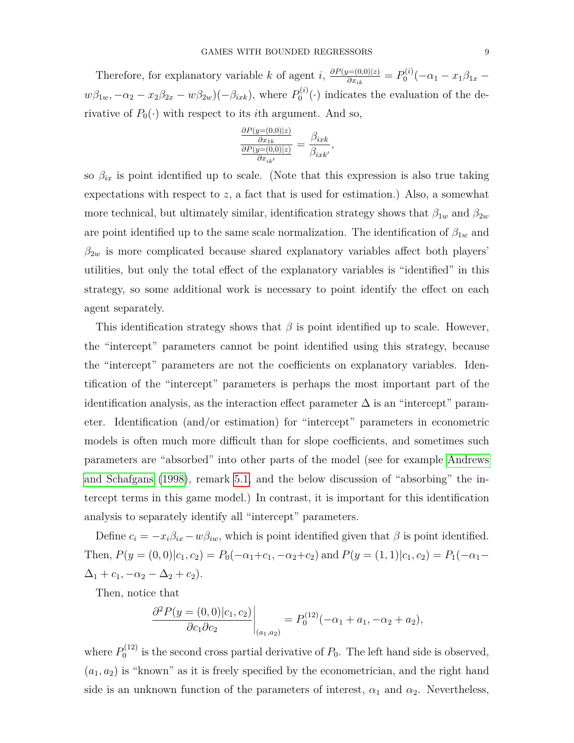Therefore, for explanatory variable $k$ of agent $i$, $\frac{\partial P(y=(0,0)|z)}{\partial x_{ik}} = P_0^{(i)}(-\alpha_1 - x_1\beta_{1x} - w\beta_{1w}, -\alpha_2 - x_2\beta_{2x} - w\beta_{2w})(-\beta_{ixk})$, where $P_0^{(i)}(\cdot)$ indicates the evaluation of the derivative of $P_0(\cdot)$ with respect to its $i$th argument. And so,

$$\frac{\frac{\partial P(y=(0,0)|z)}{\partial x_{1k}}}{\frac{\partial P(y=(0,0)|z)}{\partial x_{ik'}}} = \frac{\beta_{ixk}}{\beta_{ixk'}},$$

so $\beta_{ix}$ is point identified up to scale. (Note that this expression is also true taking expectations with respect to $z$, a fact that is used for estimation.) Also, a somewhat more technical, but ultimately similar, identification strategy shows that $\beta_{1w}$ and $\beta_{2w}$ are point identified up to the same scale normalization. The identification of $\beta_{1w}$ and $\beta_{2w}$ is more complicated because shared explanatory variables affect both players' utilities, but only the total effect of the explanatory variables is "identified" in this strategy, so some additional work is necessary to point identify the effect on each agent separately.

This identification strategy shows that $\beta$ is point identified up to scale. However, the "intercept" parameters cannot be point identified using this strategy, because the "intercept" parameters are not the coefficients on explanatory variables. Identification of the "intercept" parameters is perhaps the most important part of the identification analysis, as the interaction effect parameter $\Delta$ is an "intercept" parameter. Identification (and/or estimation) for "intercept" parameters in econometric models is often much more difficult than for slope coefficients, and sometimes such parameters are "absorbed" into other parts of the model (see for example Andrews and Schafgans (1998), remark 5.1, and the below discussion of "absorbing" the intercept terms in this game model.) In contrast, it is important for this identification analysis to separately identify all "intercept" parameters.

Define $c_i = -x_i\beta_{ix} - w\beta_{iw}$, which is point identified given that $\beta$ is point identified. Then, $P(y = (0,0)|c_1, c_2) = P_0(-\alpha_1 + c_1, -\alpha_2 + c_2)$ and $P(y = (1,1)|c_1, c_2) = P_1(-\alpha_1 - \Delta_1 + c_1, -\alpha_2 - \Delta_2 + c_2)$.

Then, notice that

$$\left.\frac{\partial^2 P(y = (0,0)|c_1, c_2)}{\partial c_1 \partial c_2}\right|_{(a_1,a_2)} = P_0^{(12)}(-\alpha_1 + a_1, -\alpha_2 + a_2),$$

where $P_0^{(12)}$ is the second cross partial derivative of $P_0$. The left hand side is observed, $(a_1, a_2)$ is "known" as it is freely specified by the econometrician, and the right hand side is an unknown function of the parameters of interest, $\alpha_1$ and $\alpha_2$. Nevertheless,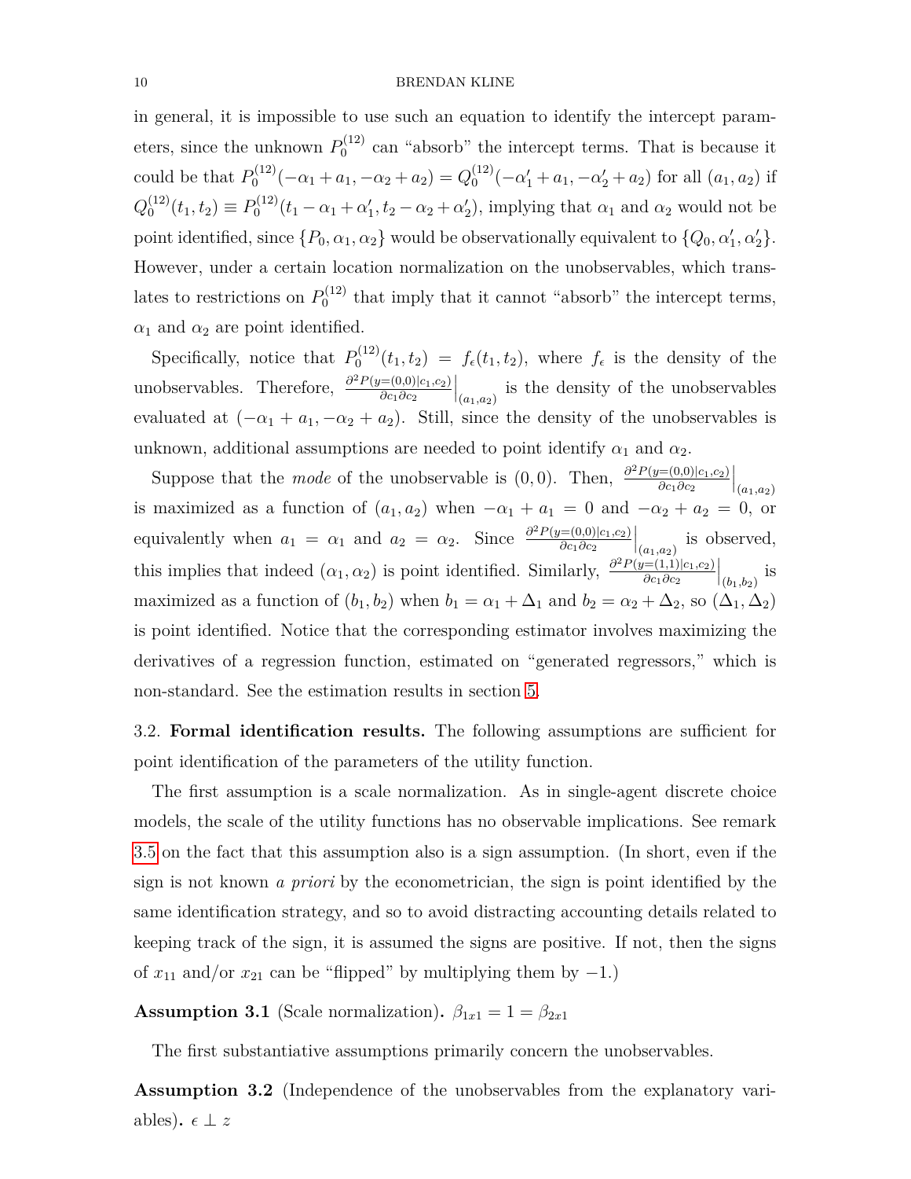in general, it is impossible to use such an equation to identify the intercept parameters, since the unknown $P_0^{(12)}$ can "absorb" the intercept terms. That is because it could be that $P_0^{(12)}(-\alpha_1 + a_1, -\alpha_2 + a_2) = Q_0^{(12)}(-\alpha_1' + a_1, -\alpha_2' + a_2)$ for all $(a_1, a_2)$ if $Q_0^{(12)}(t_1, t_2) \equiv P_0^{(12)}(t_1 - \alpha_1 + \alpha_1', t_2 - \alpha_2 + \alpha_2')$, implying that $\alpha_1$ and $\alpha_2$ would not be point identified, since $\{P_0, \alpha_1, \alpha_2\}$ would be observationally equivalent to $\{Q_0, \alpha_1', \alpha_2'\}$. However, under a certain location normalization on the unobservables, which translates to restrictions on $P_0^{(12)}$ that imply that it cannot "absorb" the intercept terms, $\alpha_1$ and $\alpha_2$ are point identified.

Specifically, notice that $P_0^{(12)}(t_1, t_2) = f_\epsilon(t_1, t_2)$, where $f_\epsilon$ is the density of the unobservables. Therefore, $\left.\frac{\partial^2 P(y=(0,0)|c_1,c_2)}{\partial c_1 \partial c_2}\right|_{(a_1,a_2)}$ is the density of the unobservables evaluated at $(-\alpha_1 + a_1, -\alpha_2 + a_2)$. Still, since the density of the unobservables is unknown, additional assumptions are needed to point identify $\alpha_1$ and $\alpha_2$.

Suppose that the *mode* of the unobservable is $(0, 0)$. Then, $\left.\frac{\partial^2 P(y=(0,0)|c_1,c_2)}{\partial c_1 \partial c_2}\right|_{(a_1,a_2)}$ is maximized as a function of $(a_1, a_2)$ when $-\alpha_1 + a_1 = 0$ and $-\alpha_2 + a_2 = 0$, or equivalently when $a_1 = \alpha_1$ and $a_2 = \alpha_2$. Since $\left.\frac{\partial^2 P(y=(0,0)|c_1,c_2)}{\partial c_1 \partial c_2}\right|_{(a_1,a_2)}$ is observed, this implies that indeed $(\alpha_1, \alpha_2)$ is point identified. Similarly, $\left.\frac{\partial^2 P(y=(1,1)|c_1,c_2)}{\partial c_1 \partial c_2}\right|_{(b_1,b_2)}$ is maximized as a function of $(b_1, b_2)$ when $b_1 = \alpha_1 + \Delta_1$ and $b_2 = \alpha_2 + \Delta_2$, so $(\Delta_1, \Delta_2)$ is point identified. Notice that the corresponding estimator involves maximizing the derivatives of a regression function, estimated on "generated regressors," which is non-standard. See the estimation results in section 5.

## 3.2. Formal identification results.

The following assumptions are sufficient for point identification of the parameters of the utility function.

The first assumption is a scale normalization. As in single-agent discrete choice models, the scale of the utility functions has no observable implications. See remark 3.5 on the fact that this assumption also is a sign assumption. (In short, even if the sign is not known *a priori* by the econometrician, the sign is point identified by the same identification strategy, and so to avoid distracting accounting details related to keeping track of the sign, it is assumed the signs are positive. If not, then the signs of $x_{11}$ and/or $x_{21}$ can be "flipped" by multiplying them by $-1$.)

**Assumption 3.1** (Scale normalization)**.** $\beta_{1x1} = 1 = \beta_{2x1}$

The first substantiative assumptions primarily concern the unobservables.

**Assumption 3.2** (Independence of the unobservables from the explanatory variables)**.** $\epsilon \perp z$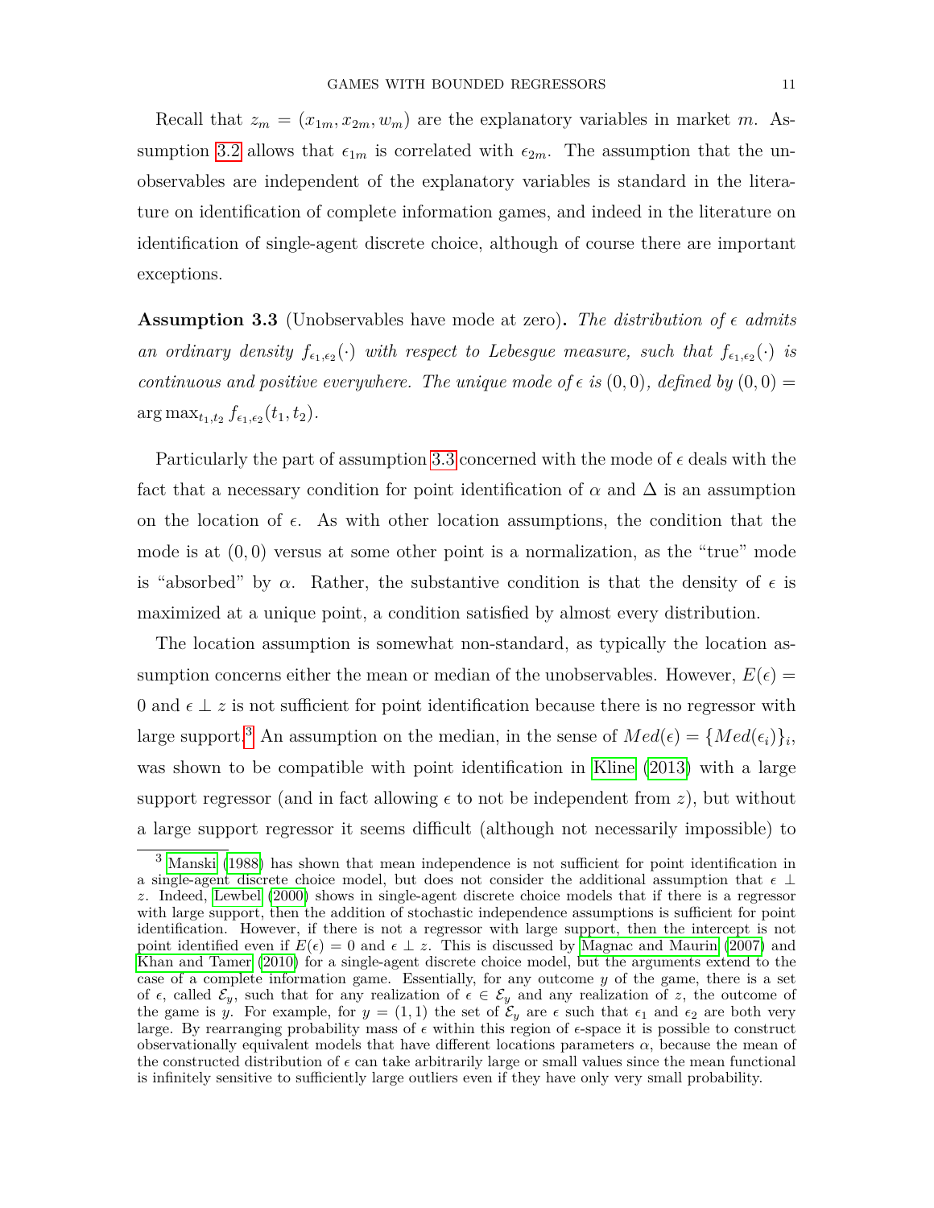Recall that $z_m = (x_{1m}, x_{2m}, w_m)$ are the explanatory variables in market $m$. Assumption 3.2 allows that $\epsilon_{1m}$ is correlated with $\epsilon_{2m}$. The assumption that the unobservables are independent of the explanatory variables is standard in the literature on identification of complete information games, and indeed in the literature on identification of single-agent discrete choice, although of course there are important exceptions.

**Assumption 3.3** (Unobservables have mode at zero)**.** *The distribution of $\epsilon$ admits an ordinary density $f_{\epsilon_1,\epsilon_2}(\cdot)$ with respect to Lebesgue measure, such that $f_{\epsilon_1,\epsilon_2}(\cdot)$ is continuous and positive everywhere. The unique mode of $\epsilon$ is $(0,0)$, defined by $(0,0) = \arg\max_{t_1,t_2} f_{\epsilon_1,\epsilon_2}(t_1,t_2)$.*

Particularly the part of assumption 3.3 concerned with the mode of $\epsilon$ deals with the fact that a necessary condition for point identification of $\alpha$ and $\Delta$ is an assumption on the location of $\epsilon$. As with other location assumptions, the condition that the mode is at $(0,0)$ versus at some other point is a normalization, as the "true" mode is "absorbed" by $\alpha$. Rather, the substantive condition is that the density of $\epsilon$ is maximized at a unique point, a condition satisfied by almost every distribution.

The location assumption is somewhat non-standard, as typically the location assumption concerns either the mean or median of the unobservables. However, $E(\epsilon) = 0$ and $\epsilon \perp z$ is not sufficient for point identification because there is no regressor with large support.[3] An assumption on the median, in the sense of $Med(\epsilon) = \{Med(\epsilon_i)\}_i$, was shown to be compatible with point identification in Kline (2013) with a large support regressor (and in fact allowing $\epsilon$ to not be independent from $z$), but without a large support regressor it seems difficult (although not necessarily impossible) to

[3] Manski (1988) has shown that mean independence is not sufficient for point identification in a single-agent discrete choice model, but does not consider the additional assumption that $\epsilon \perp z$. Indeed, Lewbel (2000) shows in single-agent discrete choice models that if there is a regressor with large support, then the addition of stochastic independence assumptions is sufficient for point identification. However, if there is not a regressor with large support, then the intercept is not point identified even if $E(\epsilon) = 0$ and $\epsilon \perp z$. This is discussed by Magnac and Maurin (2007) and Khan and Tamer (2010) for a single-agent discrete choice model, but the arguments extend to the case of a complete information game. Essentially, for any outcome $y$ of the game, there is a set of $\epsilon$, called $\mathcal{E}_y$, such that for any realization of $\epsilon \in \mathcal{E}_y$ and any realization of $z$, the outcome of the game is $y$. For example, for $y = (1,1)$ the set of $\mathcal{E}_y$ are $\epsilon$ such that $\epsilon_1$ and $\epsilon_2$ are both very large. By rearranging probability mass of $\epsilon$ within this region of $\epsilon$-space it is possible to construct observationally equivalent models that have different locations parameters $\alpha$, because the mean of the constructed distribution of $\epsilon$ can take arbitrarily large or small values since the mean functional is infinitely sensitive to sufficiently large outliers even if they have only very small probability.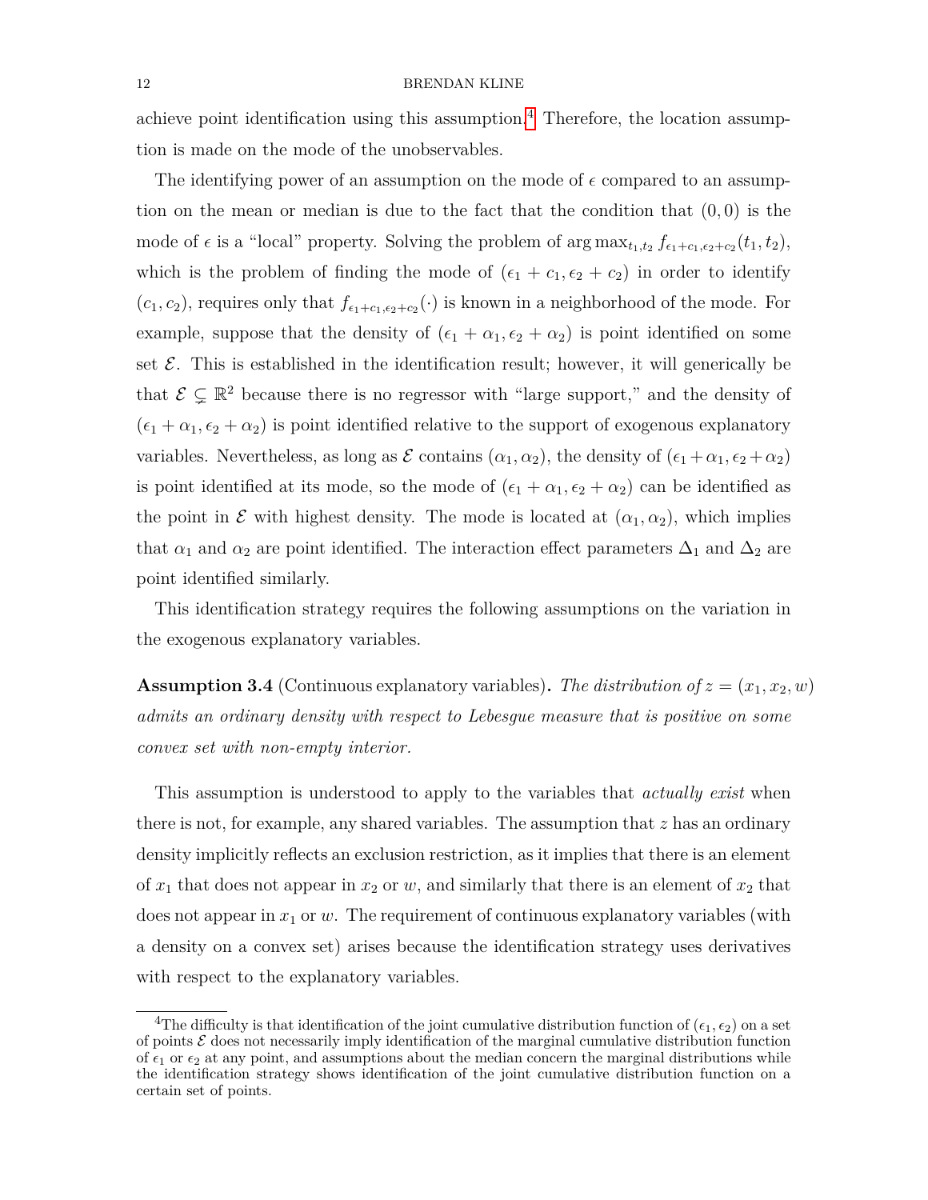achieve point identification using this assumption.[4] Therefore, the location assumption is made on the mode of the unobservables.

The identifying power of an assumption on the mode of $\epsilon$ compared to an assumption on the mean or median is due to the fact that the condition that $(0, 0)$ is the mode of $\epsilon$ is a "local" property. Solving the problem of $\arg\max_{t_1,t_2} f_{\epsilon_1+c_1,\epsilon_2+c_2}(t_1, t_2)$, which is the problem of finding the mode of $(\epsilon_1 + c_1, \epsilon_2 + c_2)$ in order to identify $(c_1, c_2)$, requires only that $f_{\epsilon_1+c_1,\epsilon_2+c_2}(\cdot)$ is known in a neighborhood of the mode. For example, suppose that the density of $(\epsilon_1 + \alpha_1, \epsilon_2 + \alpha_2)$ is point identified on some set $\mathcal{E}$. This is established in the identification result; however, it will generically be that $\mathcal{E} \subsetneq \mathbb{R}^2$ because there is no regressor with "large support," and the density of $(\epsilon_1 + \alpha_1, \epsilon_2 + \alpha_2)$ is point identified relative to the support of exogenous explanatory variables. Nevertheless, as long as $\mathcal{E}$ contains $(\alpha_1, \alpha_2)$, the density of $(\epsilon_1 + \alpha_1, \epsilon_2 + \alpha_2)$ is point identified at its mode, so the mode of $(\epsilon_1 + \alpha_1, \epsilon_2 + \alpha_2)$ can be identified as the point in $\mathcal{E}$ with highest density. The mode is located at $(\alpha_1, \alpha_2)$, which implies that $\alpha_1$ and $\alpha_2$ are point identified. The interaction effect parameters $\Delta_1$ and $\Delta_2$ are point identified similarly.

This identification strategy requires the following assumptions on the variation in the exogenous explanatory variables.

**Assumption 3.4** (Continuous explanatory variables)**.** *The distribution of $z = (x_1, x_2, w)$ admits an ordinary density with respect to Lebesgue measure that is positive on some convex set with non-empty interior.*

This assumption is understood to apply to the variables that *actually exist* when there is not, for example, any shared variables. The assumption that $z$ has an ordinary density implicitly reflects an exclusion restriction, as it implies that there is an element of $x_1$ that does not appear in $x_2$ or $w$, and similarly that there is an element of $x_2$ that does not appear in $x_1$ or $w$. The requirement of continuous explanatory variables (with a density on a convex set) arises because the identification strategy uses derivatives with respect to the explanatory variables.

[4] The difficulty is that identification of the joint cumulative distribution function of $(\epsilon_1, \epsilon_2)$ on a set of points $\mathcal{E}$ does not necessarily imply identification of the marginal cumulative distribution function of $\epsilon_1$ or $\epsilon_2$ at any point, and assumptions about the median concern the marginal distributions while the identification strategy shows identification of the joint cumulative distribution function on a certain set of points.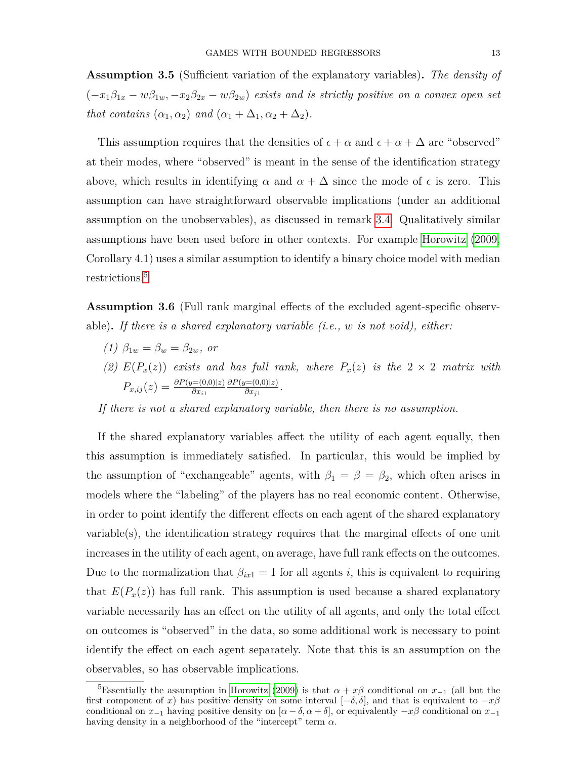**Assumption 3.5** (Sufficient variation of the explanatory variables)**.** *The density of $(-x_1\beta_{1x} - w\beta_{1w}, -x_2\beta_{2x} - w\beta_{2w})$ exists and is strictly positive on a convex open set that contains $(\alpha_1, \alpha_2)$ and $(\alpha_1 + \Delta_1, \alpha_2 + \Delta_2)$.*

This assumption requires that the densities of $\epsilon + \alpha$ and $\epsilon + \alpha + \Delta$ are "observed" at their modes, where "observed" is meant in the sense of the identification strategy above, which results in identifying $\alpha$ and $\alpha + \Delta$ since the mode of $\epsilon$ is zero. This assumption can have straightforward observable implications (under an additional assumption on the unobservables), as discussed in remark 3.4. Qualitatively similar assumptions have been used before in other contexts. For example Horowitz (2009, Corollary 4.1) uses a similar assumption to identify a binary choice model with median restrictions.[5]

**Assumption 3.6** (Full rank marginal effects of the excluded agent-specific observable)**.** *If there is a shared explanatory variable (i.e., $w$ is not void), either:*

*(1) $\beta_{1w} = \beta_w = \beta_{2w}$, or*

*(2) $E(P_x(z))$ exists and has full rank, where $P_x(z)$ is the $2 \times 2$ matrix with $P_{x,ij}(z) = \frac{\partial P(y=(0,0)|z)}{\partial x_{i1}} \frac{\partial P(y=(0,0)|z)}{\partial x_{j1}}$.*

*If there is not a shared explanatory variable, then there is no assumption.*

If the shared explanatory variables affect the utility of each agent equally, then this assumption is immediately satisfied. In particular, this would be implied by the assumption of "exchangeable" agents, with $\beta_1 = \beta = \beta_2$, which often arises in models where the "labeling" of the players has no real economic content. Otherwise, in order to point identify the different effects on each agent of the shared explanatory variable(s), the identification strategy requires that the marginal effects of one unit increases in the utility of each agent, on average, have full rank effects on the outcomes. Due to the normalization that $\beta_{ix1} = 1$ for all agents $i$, this is equivalent to requiring that $E(P_x(z))$ has full rank. This assumption is used because a shared explanatory variable necessarily has an effect on the utility of all agents, and only the total effect on outcomes is "observed" in the data, so some additional work is necessary to point identify the effect on each agent separately. Note that this is an assumption on the observables, so has observable implications.

[5] Essentially the assumption in Horowitz (2009) is that $\alpha + x\beta$ conditional on $x_{-1}$ (all but the first component of $x$) has positive density on some interval $[-\delta, \delta]$, and that is equivalent to $-x\beta$ conditional on $x_{-1}$ having positive density on $[\alpha - \delta, \alpha + \delta]$, or equivalently $-x\beta$ conditional on $x_{-1}$ having density in a neighborhood of the "intercept" term $\alpha$.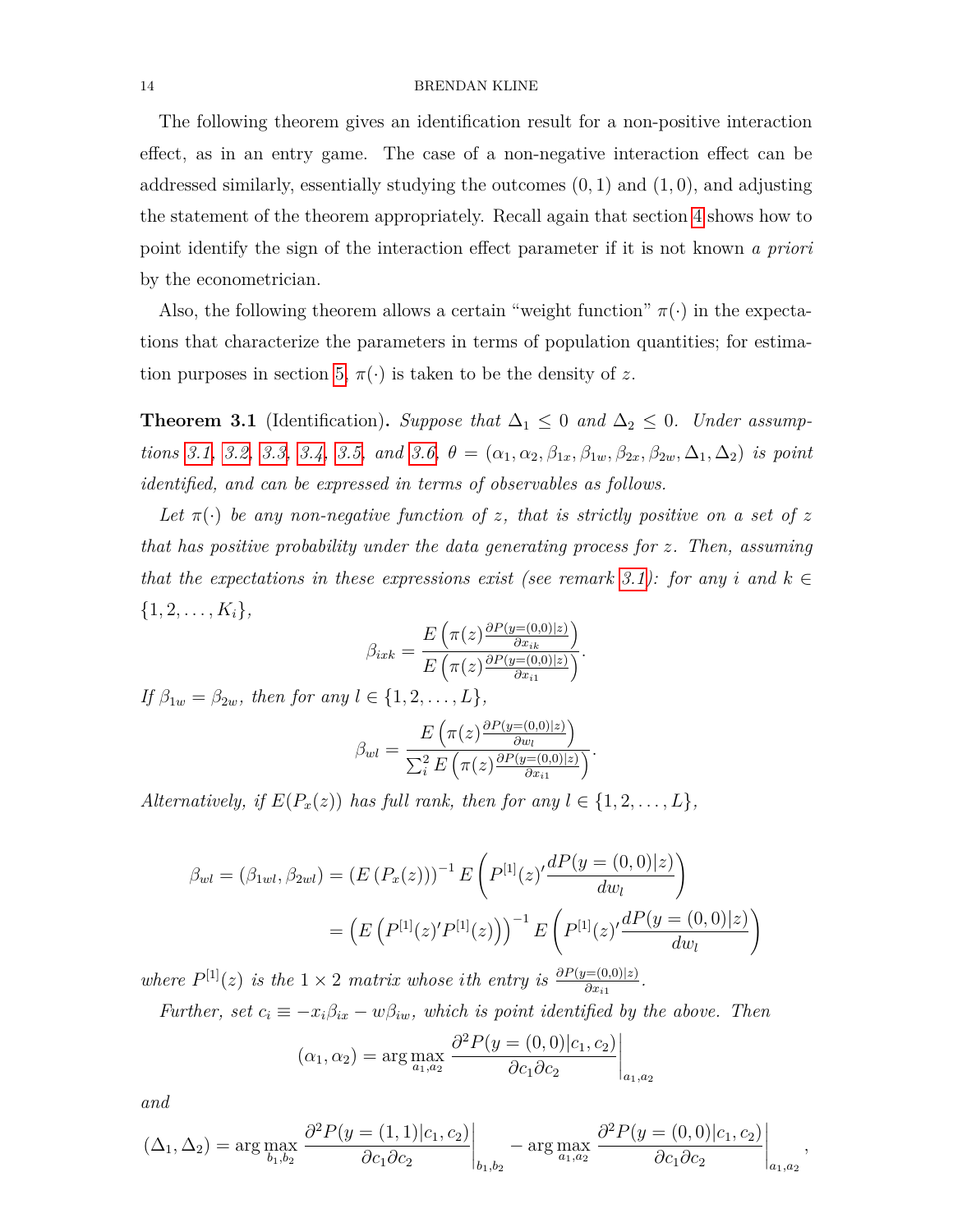The following theorem gives an identification result for a non-positive interaction effect, as in an entry game. The case of a non-negative interaction effect can be addressed similarly, essentially studying the outcomes $(0,1)$ and $(1,0)$, and adjusting the statement of the theorem appropriately. Recall again that section 4 shows how to point identify the sign of the interaction effect parameter if it is not known *a priori* by the econometrician.

Also, the following theorem allows a certain "weight function" $\pi(\cdot)$ in the expectations that characterize the parameters in terms of population quantities; for estimation purposes in section 5, $\pi(\cdot)$ is taken to be the density of $z$.

**Theorem 3.1** (Identification)**.** *Suppose that $\Delta_1 \leq 0$ and $\Delta_2 \leq 0$. Under assumptions 3.1, 3.2, 3.3, 3.4, 3.5, and 3.6, $\theta = (\alpha_1, \alpha_2, \beta_{1x}, \beta_{1w}, \beta_{2x}, \beta_{2w}, \Delta_1, \Delta_2)$ is point identified, and can be expressed in terms of observables as follows.*

*Let $\pi(\cdot)$ be any non-negative function of $z$, that is strictly positive on a set of $z$ that has positive probability under the data generating process for $z$. Then, assuming that the expectations in these expressions exist (see remark 3.1): for any $i$ and $k \in \{1, 2, \ldots, K_i\}$,*

$$\beta_{ixk} = \frac{E\left(\pi(z)\frac{\partial P(y=(0,0)|z)}{\partial x_{ik}}\right)}{E\left(\pi(z)\frac{\partial P(y=(0,0)|z)}{\partial x_{i1}}\right)}.$$

*If $\beta_{1w} = \beta_{2w}$, then for any $l \in \{1, 2, \ldots, L\}$,*

$$\beta_{wl} = \frac{E\left(\pi(z)\frac{\partial P(y=(0,0)|z)}{\partial w_l}\right)}{\sum_i^2 E\left(\pi(z)\frac{\partial P(y=(0,0)|z)}{\partial x_{i1}}\right)}.$$

*Alternatively, if $E(P_x(z))$ has full rank, then for any $l \in \{1, 2, \ldots, L\}$,*

$$\begin{aligned}
\beta_{wl} = (\beta_{1wl}, \beta_{2wl}) &= \left(E\left(P_x(z)\right)\right)^{-1} E\left(P^{[1]}(z)' \frac{dP(y=(0,0)|z)}{dw_l}\right) \\
&= \left(E\left(P^{[1]}(z)' P^{[1]}(z)\right)\right)^{-1} E\left(P^{[1]}(z)' \frac{dP(y=(0,0)|z)}{dw_l}\right)
\end{aligned}$$

*where $P^{[1]}(z)$ is the $1 \times 2$ matrix whose $i$th entry is $\frac{\partial P(y=(0,0)|z)}{\partial x_{i1}}$.*

*Further, set $c_i \equiv -x_i\beta_{ix} - w\beta_{iw}$, which is point identified by the above. Then*

$$(\alpha_1, \alpha_2) = \arg\max_{a_1, a_2} \left.\frac{\partial^2 P(y=(0,0)|c_1, c_2)}{\partial c_1 \partial c_2}\right|_{a_1, a_2}$$

*and*

$$(\Delta_1, \Delta_2) = \arg\max_{b_1, b_2} \left.\frac{\partial^2 P(y=(1,1)|c_1, c_2)}{\partial c_1 \partial c_2}\right|_{b_1, b_2} - \arg\max_{a_1, a_2} \left.\frac{\partial^2 P(y=(0,0)|c_1, c_2)}{\partial c_1 \partial c_2}\right|_{a_1, a_2},$$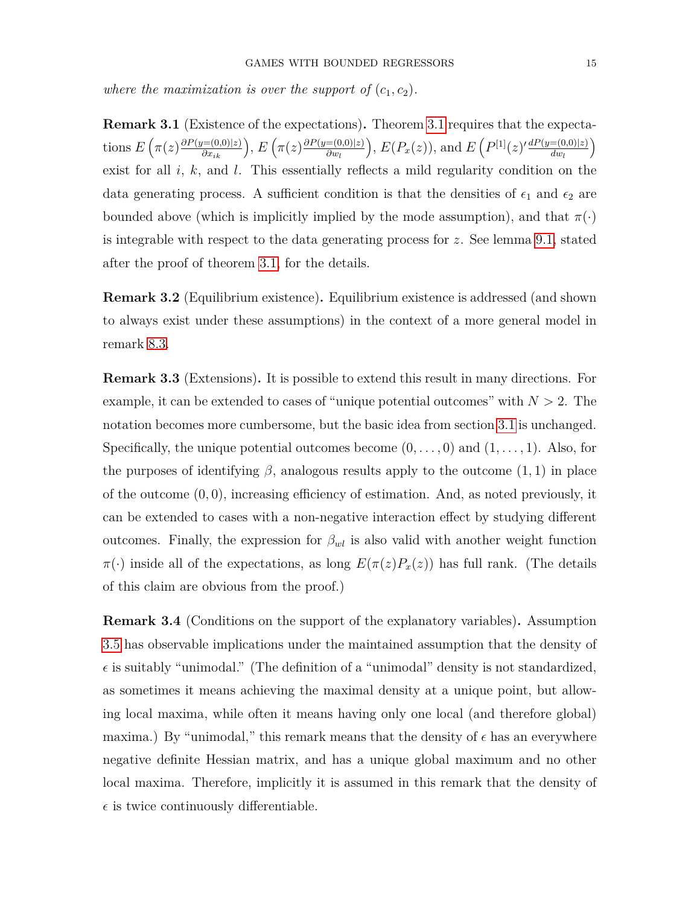*where the maximization is over the support of* $(c_1, c_2)$.

**Remark 3.1** (Existence of the expectations)**.** Theorem 3.1 requires that the expectations $E\left(\pi(z)\frac{\partial P(y=(0,0)|z)}{\partial x_{ik}}\right)$, $E\left(\pi(z)\frac{\partial P(y=(0,0)|z)}{\partial w_l}\right)$, $E(P_x(z))$, and $E\left(P^{[1]}(z)'\frac{dP(y=(0,0)|z)}{dw_l}\right)$ exist for all $i$, $k$, and $l$. This essentially reflects a mild regularity condition on the data generating process. A sufficient condition is that the densities of $\epsilon_1$ and $\epsilon_2$ are bounded above (which is implicitly implied by the mode assumption), and that $\pi(\cdot)$ is integrable with respect to the data generating process for $z$. See lemma 9.1, stated after the proof of theorem 3.1, for the details.

**Remark 3.2** (Equilibrium existence)**.** Equilibrium existence is addressed (and shown to always exist under these assumptions) in the context of a more general model in remark 8.3.

**Remark 3.3** (Extensions)**.** It is possible to extend this result in many directions. For example, it can be extended to cases of "unique potential outcomes" with $N > 2$. The notation becomes more cumbersome, but the basic idea from section 3.1 is unchanged. Specifically, the unique potential outcomes become $(0, \dots, 0)$ and $(1, \dots, 1)$. Also, for the purposes of identifying $\beta$, analogous results apply to the outcome $(1, 1)$ in place of the outcome $(0, 0)$, increasing efficiency of estimation. And, as noted previously, it can be extended to cases with a non-negative interaction effect by studying different outcomes. Finally, the expression for $\beta_{wl}$ is also valid with another weight function $\pi(\cdot)$ inside all of the expectations, as long $E(\pi(z)P_x(z))$ has full rank. (The details of this claim are obvious from the proof.)

**Remark 3.4** (Conditions on the support of the explanatory variables)**.** Assumption 3.5 has observable implications under the maintained assumption that the density of $\epsilon$ is suitably "unimodal." (The definition of a "unimodal" density is not standardized, as sometimes it means achieving the maximal density at a unique point, but allowing local maxima, while often it means having only one local (and therefore global) maxima.) By "unimodal," this remark means that the density of $\epsilon$ has an everywhere negative definite Hessian matrix, and has a unique global maximum and no other local maxima. Therefore, implicitly it is assumed in this remark that the density of $\epsilon$ is twice continuously differentiable.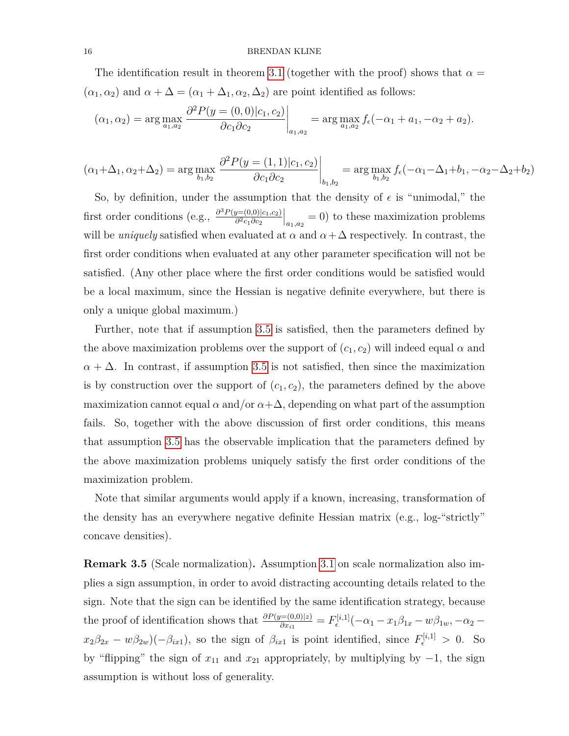The identification result in theorem 3.1 (together with the proof) shows that $\alpha = (\alpha_1, \alpha_2)$ and $\alpha + \Delta = (\alpha_1 + \Delta_1, \alpha_2, \Delta_2)$ are point identified as follows:

$$(\alpha_1, \alpha_2) = \arg\max_{a_1, a_2} \left. \frac{\partial^2 P(y = (0,0)|c_1, c_2)}{\partial c_1 \partial c_2} \right|_{a_1, a_2} = \arg\max_{a_1, a_2} f_\epsilon(-\alpha_1 + a_1, -\alpha_2 + a_2).$$

$$(\alpha_1 + \Delta_1, \alpha_2 + \Delta_2) = \arg\max_{b_1, b_2} \left. \frac{\partial^2 P(y = (1,1)|c_1, c_2)}{\partial c_1 \partial c_2} \right|_{b_1, b_2} = \arg\max_{b_1, b_2} f_\epsilon(-\alpha_1 - \Delta_1 + b_1, -\alpha_2 - \Delta_2 + b_2)$$

So, by definition, under the assumption that the density of $\epsilon$ is "unimodal," the first order conditions (e.g., $\left. \frac{\partial^3 P(y=(0,0)|c_1,c_2)}{\partial^2 c_1 \partial c_2} \right|_{a_1, a_2} = 0$) to these maximization problems will be *uniquely* satisfied when evaluated at $\alpha$ and $\alpha + \Delta$ respectively. In contrast, the first order conditions when evaluated at any other parameter specification will not be satisfied. (Any other place where the first order conditions would be satisfied would be a local maximum, since the Hessian is negative definite everywhere, but there is only a unique global maximum.)

Further, note that if assumption 3.5 is satisfied, then the parameters defined by the above maximization problems over the support of $(c_1, c_2)$ will indeed equal $\alpha$ and $\alpha + \Delta$. In contrast, if assumption 3.5 is not satisfied, then since the maximization is by construction over the support of $(c_1, c_2)$, the parameters defined by the above maximization cannot equal $\alpha$ and/or $\alpha + \Delta$, depending on what part of the assumption fails. So, together with the above discussion of first order conditions, this means that assumption 3.5 has the observable implication that the parameters defined by the above maximization problems uniquely satisfy the first order conditions of the maximization problem.

Note that similar arguments would apply if a known, increasing, transformation of the density has an everywhere negative definite Hessian matrix (e.g., log-"strictly" concave densities).

**Remark 3.5** (Scale normalization)**.** Assumption 3.1 on scale normalization also implies a sign assumption, in order to avoid distracting accounting details related to the sign. Note that the sign can be identified by the same identification strategy, because the proof of identification shows that $\frac{\partial P(y=(0,0)|z)}{\partial x_{i1}} = F_\epsilon^{[i,1]}(-\alpha_1 - x_1\beta_{1x} - w\beta_{1w}, -\alpha_2 - x_2\beta_{2x} - w\beta_{2w})(-\beta_{ix1})$, so the sign of $\beta_{ix1}$ is point identified, since $F_\epsilon^{[i,1]} > 0$. So by "flipping" the sign of $x_{11}$ and $x_{21}$ appropriately, by multiplying by $-1$, the sign assumption is without loss of generality.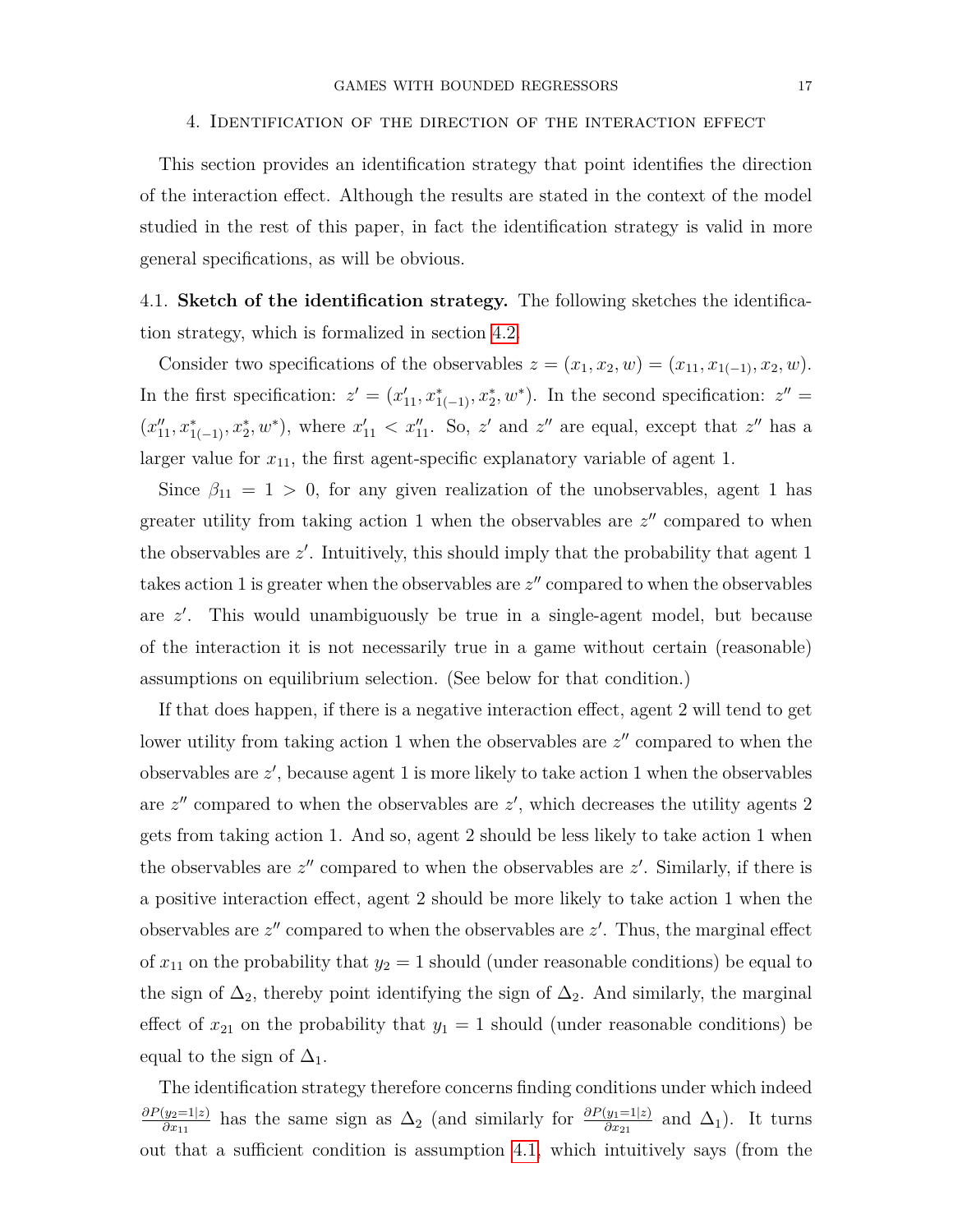## 4. Identification of the direction of the interaction effect

This section provides an identification strategy that point identifies the direction of the interaction effect. Although the results are stated in the context of the model studied in the rest of this paper, in fact the identification strategy is valid in more general specifications, as will be obvious.

### 4.1. **Sketch of the identification strategy.**

The following sketches the identification strategy, which is formalized in section 4.2.

Consider two specifications of the observables $z = (x_1, x_2, w) = (x_{11}, x_{1(-1)}, x_2, w)$. In the first specification: $z' = (x'_{11}, x^*_{1(-1)}, x^*_2, w^*)$. In the second specification: $z'' = (x''_{11}, x^*_{1(-1)}, x^*_2, w^*)$, where $x'_{11} < x''_{11}$. So, $z'$ and $z''$ are equal, except that $z''$ has a larger value for $x_{11}$, the first agent-specific explanatory variable of agent 1.

Since $\beta_{11} = 1 > 0$, for any given realization of the unobservables, agent 1 has greater utility from taking action 1 when the observables are $z''$ compared to when the observables are $z'$. Intuitively, this should imply that the probability that agent 1 takes action 1 is greater when the observables are $z''$ compared to when the observables are $z'$. This would unambiguously be true in a single-agent model, but because of the interaction it is not necessarily true in a game without certain (reasonable) assumptions on equilibrium selection. (See below for that condition.)

If that does happen, if there is a negative interaction effect, agent 2 will tend to get lower utility from taking action 1 when the observables are $z''$ compared to when the observables are $z'$, because agent 1 is more likely to take action 1 when the observables are $z''$ compared to when the observables are $z'$, which decreases the utility agents 2 gets from taking action 1. And so, agent 2 should be less likely to take action 1 when the observables are $z''$ compared to when the observables are $z'$. Similarly, if there is a positive interaction effect, agent 2 should be more likely to take action 1 when the observables are $z''$ compared to when the observables are $z'$. Thus, the marginal effect of $x_{11}$ on the probability that $y_2 = 1$ should (under reasonable conditions) be equal to the sign of $\Delta_2$, thereby point identifying the sign of $\Delta_2$. And similarly, the marginal effect of $x_{21}$ on the probability that $y_1 = 1$ should (under reasonable conditions) be equal to the sign of $\Delta_1$.

The identification strategy therefore concerns finding conditions under which indeed $\frac{\partial P(y_2=1|z)}{\partial x_{11}}$ has the same sign as $\Delta_2$ (and similarly for $\frac{\partial P(y_1=1|z)}{\partial x_{21}}$ and $\Delta_1$). It turns out that a sufficient condition is assumption 4.1, which intuitively says (from the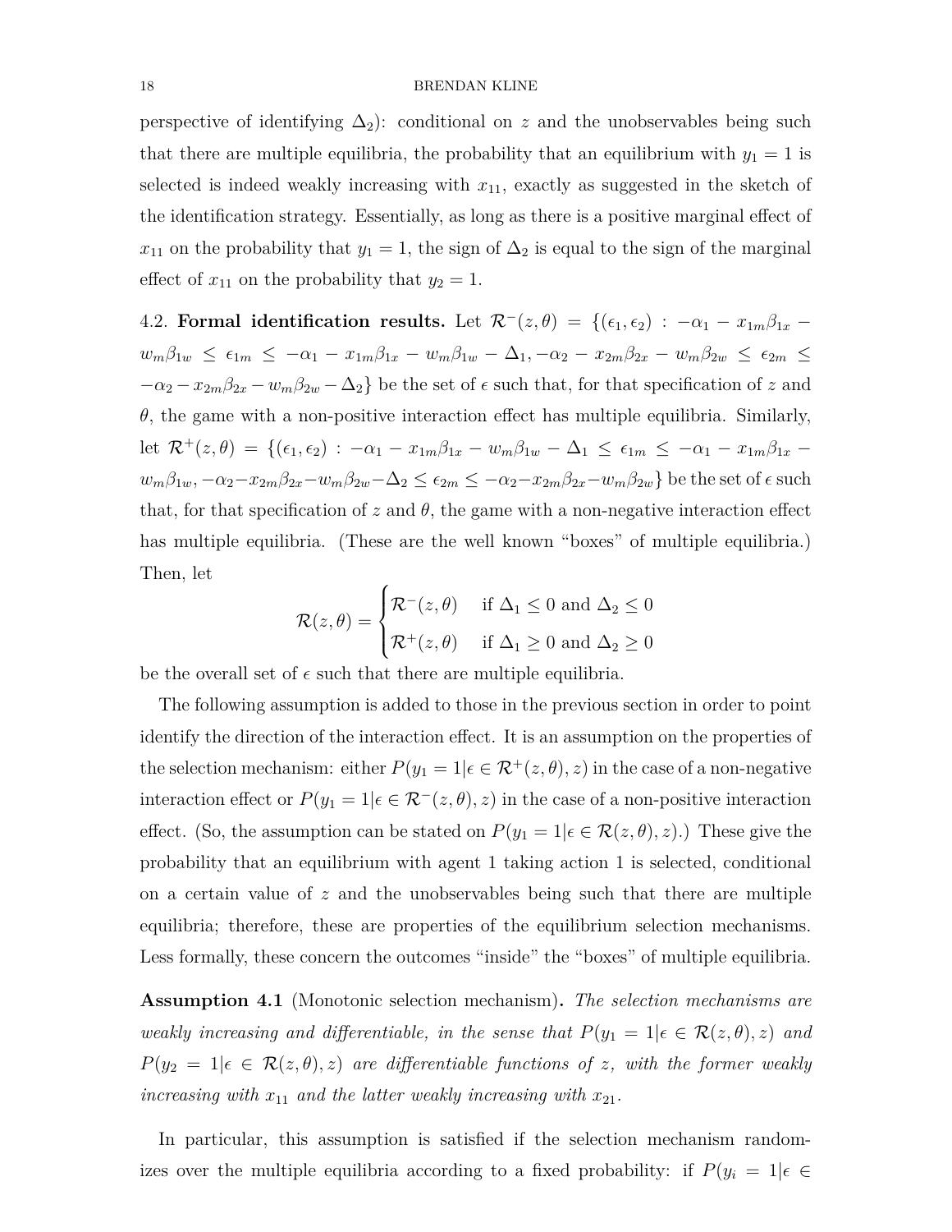perspective of identifying $\Delta_2$): conditional on $z$ and the unobservables being such that there are multiple equilibria, the probability that an equilibrium with $y_1 = 1$ is selected is indeed weakly increasing with $x_{11}$, exactly as suggested in the sketch of the identification strategy. Essentially, as long as there is a positive marginal effect of $x_{11}$ on the probability that $y_1 = 1$, the sign of $\Delta_2$ is equal to the sign of the marginal effect of $x_{11}$ on the probability that $y_2 = 1$.

4.2. **Formal identification results.** Let $\mathcal{R}^-(z,\theta) = \{(\epsilon_1,\epsilon_2) : -\alpha_1 - x_{1m}\beta_{1x} - w_m\beta_{1w} \leq \epsilon_{1m} \leq -\alpha_1 - x_{1m}\beta_{1x} - w_m\beta_{1w} - \Delta_1, -\alpha_2 - x_{2m}\beta_{2x} - w_m\beta_{2w} \leq \epsilon_{2m} \leq -\alpha_2 - x_{2m}\beta_{2x} - w_m\beta_{2w} - \Delta_2\}$ be the set of $\epsilon$ such that, for that specification of $z$ and $\theta$, the game with a non-positive interaction effect has multiple equilibria. Similarly, let $\mathcal{R}^+(z,\theta) = \{(\epsilon_1,\epsilon_2) : -\alpha_1 - x_{1m}\beta_{1x} - w_m\beta_{1w} - \Delta_1 \leq \epsilon_{1m} \leq -\alpha_1 - x_{1m}\beta_{1x} - w_m\beta_{1w}, -\alpha_2 - x_{2m}\beta_{2x} - w_m\beta_{2w} - \Delta_2 \leq \epsilon_{2m} \leq -\alpha_2 - x_{2m}\beta_{2x} - w_m\beta_{2w}\}$ be the set of $\epsilon$ such that, for that specification of $z$ and $\theta$, the game with a non-negative interaction effect has multiple equilibria. (These are the well known "boxes" of multiple equilibria.) Then, let

$$\mathcal{R}(z,\theta) = \begin{cases} \mathcal{R}^-(z,\theta) & \text{if } \Delta_1 \leq 0 \text{ and } \Delta_2 \leq 0 \\ \mathcal{R}^+(z,\theta) & \text{if } \Delta_1 \geq 0 \text{ and } \Delta_2 \geq 0 \end{cases}$$

be the overall set of $\epsilon$ such that there are multiple equilibria.

The following assumption is added to those in the previous section in order to point identify the direction of the interaction effect. It is an assumption on the properties of the selection mechanism: either $P(y_1 = 1|\epsilon \in \mathcal{R}^+(z,\theta), z)$ in the case of a non-negative interaction effect or $P(y_1 = 1|\epsilon \in \mathcal{R}^-(z,\theta), z)$ in the case of a non-positive interaction effect. (So, the assumption can be stated on $P(y_1 = 1|\epsilon \in \mathcal{R}(z,\theta), z)$.) These give the probability that an equilibrium with agent 1 taking action 1 is selected, conditional on a certain value of $z$ and the unobservables being such that there are multiple equilibria; therefore, these are properties of the equilibrium selection mechanisms. Less formally, these concern the outcomes "inside" the "boxes" of multiple equilibria.

**Assumption 4.1** (Monotonic selection mechanism)**.** *The selection mechanisms are weakly increasing and differentiable, in the sense that $P(y_1 = 1|\epsilon \in \mathcal{R}(z,\theta), z)$ and $P(y_2 = 1|\epsilon \in \mathcal{R}(z,\theta), z)$ are differentiable functions of $z$, with the former weakly increasing with $x_{11}$ and the latter weakly increasing with $x_{21}$.*

In particular, this assumption is satisfied if the selection mechanism randomizes over the multiple equilibria according to a fixed probability: if $P(y_i = 1|\epsilon \in$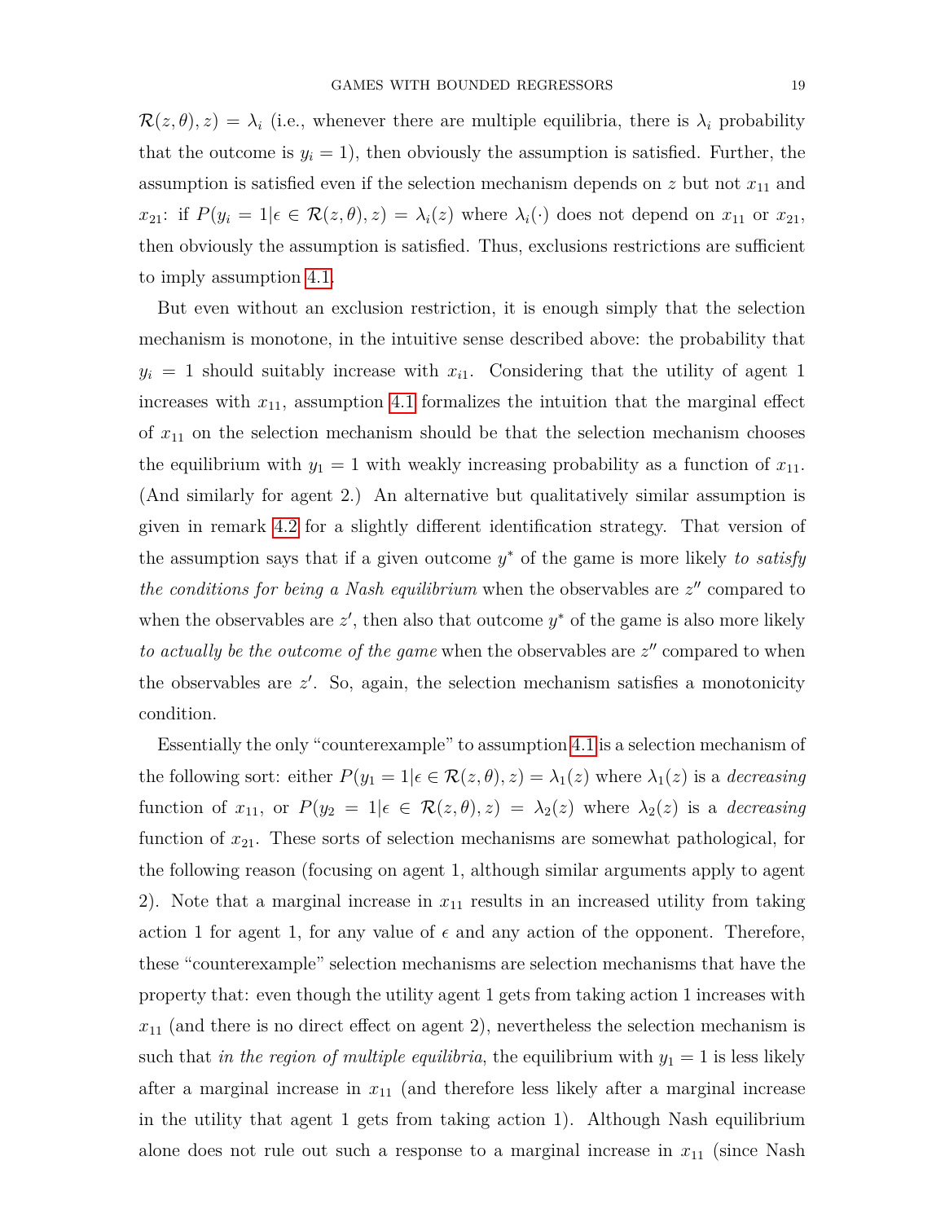$\mathcal{R}(z,\theta), z) = \lambda_i$ (i.e., whenever there are multiple equilibria, there is $\lambda_i$ probability that the outcome is $y_i = 1$), then obviously the assumption is satisfied. Further, the assumption is satisfied even if the selection mechanism depends on $z$ but not $x_{11}$ and $x_{21}$: if $P(y_i = 1|\epsilon \in \mathcal{R}(z,\theta), z) = \lambda_i(z)$ where $\lambda_i(\cdot)$ does not depend on $x_{11}$ or $x_{21}$, then obviously the assumption is satisfied. Thus, exclusions restrictions are sufficient to imply assumption 4.1.

But even without an exclusion restriction, it is enough simply that the selection mechanism is monotone, in the intuitive sense described above: the probability that $y_i = 1$ should suitably increase with $x_{i1}$. Considering that the utility of agent 1 increases with $x_{11}$, assumption 4.1 formalizes the intuition that the marginal effect of $x_{11}$ on the selection mechanism should be that the selection mechanism chooses the equilibrium with $y_1 = 1$ with weakly increasing probability as a function of $x_{11}$. (And similarly for agent 2.) An alternative but qualitatively similar assumption is given in remark 4.2 for a slightly different identification strategy. That version of the assumption says that if a given outcome $y^*$ of the game is more likely *to satisfy the conditions for being a Nash equilibrium* when the observables are $z''$ compared to when the observables are $z'$, then also that outcome $y^*$ of the game is also more likely *to actually be the outcome of the game* when the observables are $z''$ compared to when the observables are $z'$. So, again, the selection mechanism satisfies a monotonicity condition.

Essentially the only "counterexample" to assumption 4.1 is a selection mechanism of the following sort: either $P(y_1 = 1|\epsilon \in \mathcal{R}(z,\theta), z) = \lambda_1(z)$ where $\lambda_1(z)$ is a *decreasing* function of $x_{11}$, or $P(y_2 = 1|\epsilon \in \mathcal{R}(z,\theta), z) = \lambda_2(z)$ where $\lambda_2(z)$ is a *decreasing* function of $x_{21}$. These sorts of selection mechanisms are somewhat pathological, for the following reason (focusing on agent 1, although similar arguments apply to agent 2). Note that a marginal increase in $x_{11}$ results in an increased utility from taking action 1 for agent 1, for any value of $\epsilon$ and any action of the opponent. Therefore, these "counterexample" selection mechanisms are selection mechanisms that have the property that: even though the utility agent 1 gets from taking action 1 increases with $x_{11}$ (and there is no direct effect on agent 2), nevertheless the selection mechanism is such that *in the region of multiple equilibria*, the equilibrium with $y_1 = 1$ is less likely after a marginal increase in $x_{11}$ (and therefore less likely after a marginal increase in the utility that agent 1 gets from taking action 1). Although Nash equilibrium alone does not rule out such a response to a marginal increase in $x_{11}$ (since Nash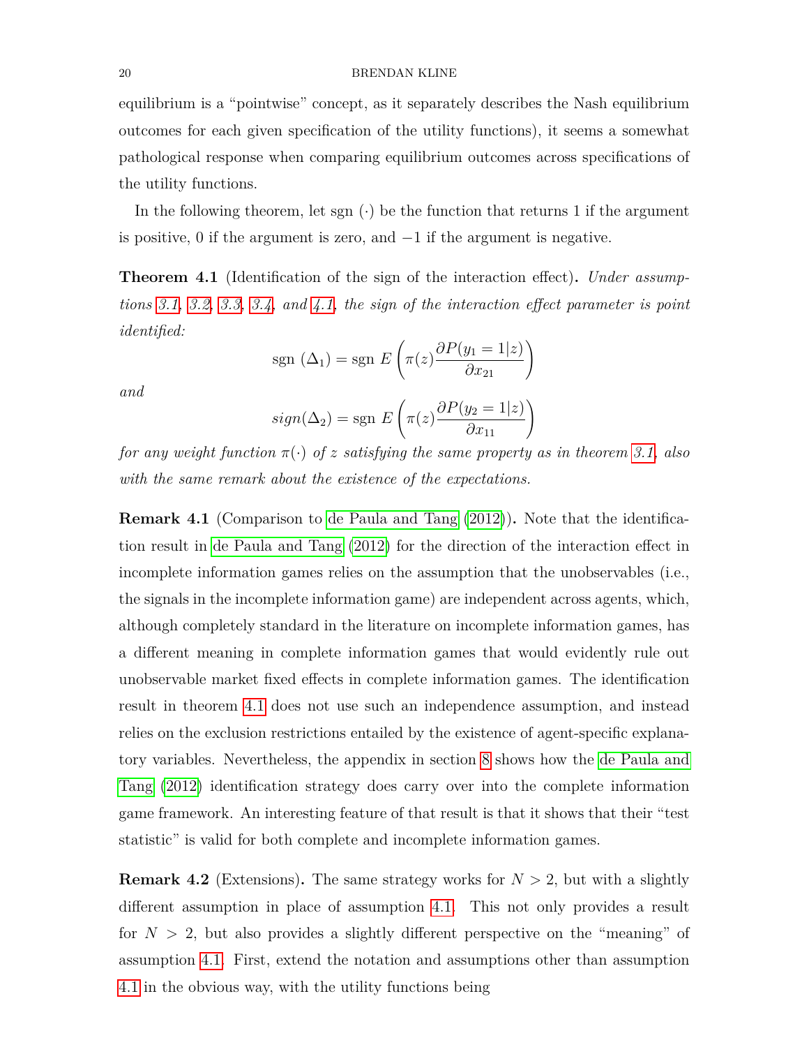equilibrium is a "pointwise" concept, as it separately describes the Nash equilibrium outcomes for each given specification of the utility functions), it seems a somewhat pathological response when comparing equilibrium outcomes across specifications of the utility functions.

In the following theorem, let sgn $(\cdot)$ be the function that returns 1 if the argument is positive, 0 if the argument is zero, and $-1$ if the argument is negative.

**Theorem 4.1** (Identification of the sign of the interaction effect)**.** *Under assumptions 3.1, 3.2, 3.3, 3.4, and 4.1, the sign of the interaction effect parameter is point identified:*

$$\text{sgn } (\Delta_1) = \text{sgn } E\left(\pi(z)\frac{\partial P(y_1 = 1|z)}{\partial x_{21}}\right)$$

*and*

$$sign(\Delta_2) = \text{sgn } E\left(\pi(z)\frac{\partial P(y_2 = 1|z)}{\partial x_{11}}\right)$$

*for any weight function $\pi(\cdot)$ of $z$ satisfying the same property as in theorem 3.1, also with the same remark about the existence of the expectations.*

**Remark 4.1** (Comparison to de Paula and Tang (2012))**.** Note that the identification result in de Paula and Tang (2012) for the direction of the interaction effect in incomplete information games relies on the assumption that the unobservables (i.e., the signals in the incomplete information game) are independent across agents, which, although completely standard in the literature on incomplete information games, has a different meaning in complete information games that would evidently rule out unobservable market fixed effects in complete information games. The identification result in theorem 4.1 does not use such an independence assumption, and instead relies on the exclusion restrictions entailed by the existence of agent-specific explanatory variables. Nevertheless, the appendix in section 8 shows how the de Paula and Tang (2012) identification strategy does carry over into the complete information game framework. An interesting feature of that result is that it shows that their "test statistic" is valid for both complete and incomplete information games.

**Remark 4.2** (Extensions)**.** The same strategy works for $N > 2$, but with a slightly different assumption in place of assumption 4.1. This not only provides a result for $N > 2$, but also provides a slightly different perspective on the "meaning" of assumption 4.1. First, extend the notation and assumptions other than assumption 4.1 in the obvious way, with the utility functions being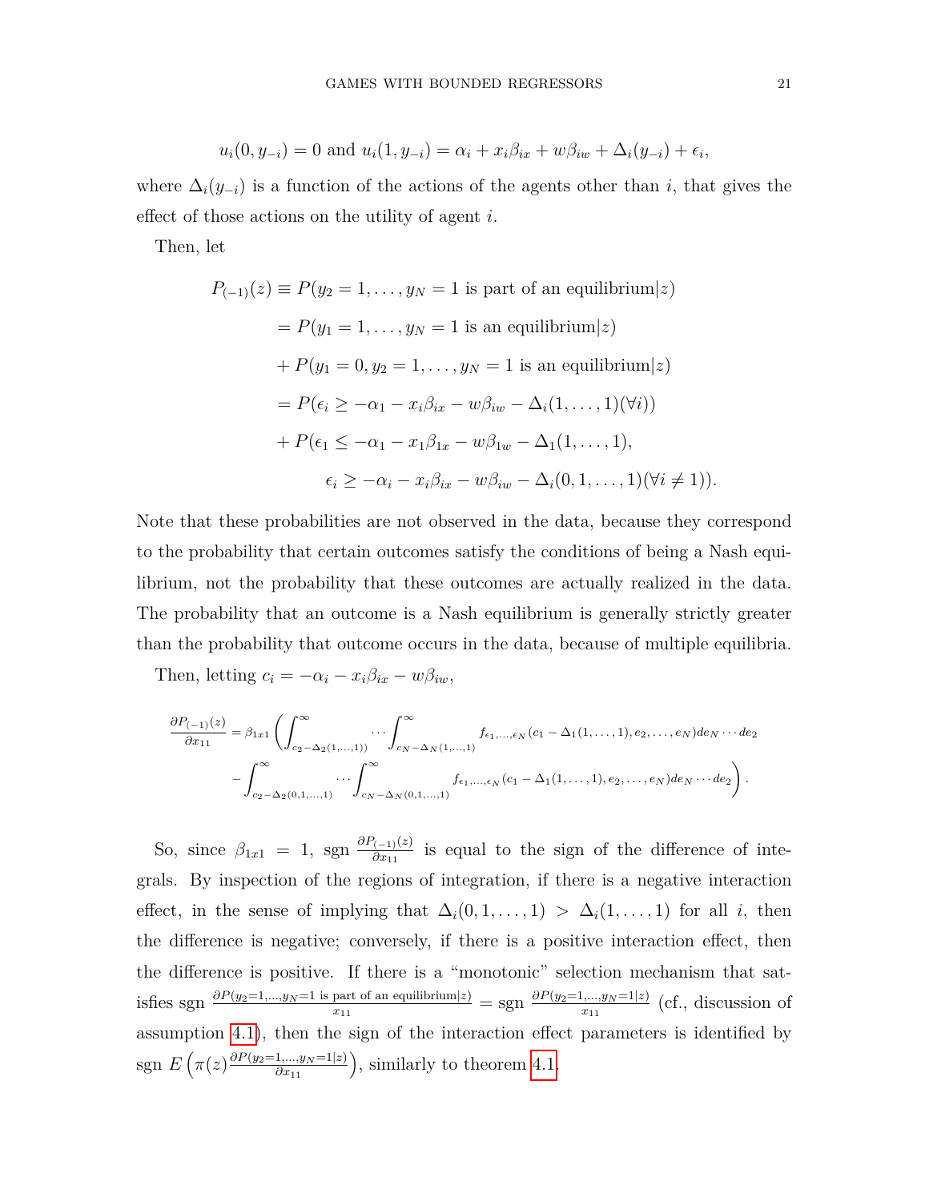$$u_i(0, y_{-i}) = 0 \text{ and } u_i(1, y_{-i}) = \alpha_i + x_i\beta_{ix} + w\beta_{iw} + \Delta_i(y_{-i}) + \epsilon_i,$$

where $\Delta_i(y_{-i})$ is a function of the actions of the agents other than $i$, that gives the effect of those actions on the utility of agent $i$.

Then, let

$$\begin{aligned}
P_{(-1)}(z) &\equiv P(y_2 = 1, \ldots, y_N = 1 \text{ is part of an equilibrium}|z) \\
&= P(y_1 = 1, \ldots, y_N = 1 \text{ is an equilibrium}|z) \\
&+ P(y_1 = 0, y_2 = 1, \ldots, y_N = 1 \text{ is an equilibrium}|z) \\
&= P(\epsilon_i \geq -\alpha_1 - x_i\beta_{ix} - w\beta_{iw} - \Delta_i(1, \ldots, 1)(\forall i)) \\
&+ P(\epsilon_1 \leq -\alpha_1 - x_1\beta_{1x} - w\beta_{1w} - \Delta_1(1, \ldots, 1), \\
&\qquad \epsilon_i \geq -\alpha_i - x_i\beta_{ix} - w\beta_{iw} - \Delta_i(0, 1, \ldots, 1)(\forall i \neq 1)).
\end{aligned}$$

Note that these probabilities are not observed in the data, because they correspond to the probability that certain outcomes satisfy the conditions of being a Nash equilibrium, not the probability that these outcomes are actually realized in the data. The probability that an outcome is a Nash equilibrium is generally strictly greater than the probability that outcome occurs in the data, because of multiple equilibria.

Then, letting $c_i = -\alpha_i - x_i\beta_{ix} - w\beta_{iw}$,

$$\begin{aligned}
\frac{\partial P_{(-1)}(z)}{\partial x_{11}} = \beta_{1x1} \Bigg( &\int_{c_2 - \Delta_2(1,\ldots,1))}^{\infty} \cdots \int_{c_N - \Delta_N(1,\ldots,1)}^{\infty} f_{\epsilon_1,\ldots,\epsilon_N}(c_1 - \Delta_1(1, \ldots, 1), e_2, \ldots, e_N) de_N \cdots de_2 \\
&- \int_{c_2 - \Delta_2(0,1,\ldots,1)}^{\infty} \cdots \int_{c_N - \Delta_N(0,1,\ldots,1)}^{\infty} f_{\epsilon_1,\ldots,\epsilon_N}(c_1 - \Delta_1(1, \ldots, 1), e_2, \ldots, e_N) de_N \cdots de_2 \Bigg).
\end{aligned}$$

So, since $\beta_{1x1} = 1$, sgn $\frac{\partial P_{(-1)}(z)}{\partial x_{11}}$ is equal to the sign of the difference of integrals. By inspection of the regions of integration, if there is a negative interaction effect, in the sense of implying that $\Delta_i(0, 1, \ldots, 1) > \Delta_i(1, \ldots, 1)$ for all $i$, then the difference is negative; conversely, if there is a positive interaction effect, then the difference is positive. If there is a "monotonic" selection mechanism that satisfies sgn $\frac{\partial P(y_2=1,\ldots,y_N=1 \text{ is part of an equilibrium}|z)}{x_{11}} = \text{sgn } \frac{\partial P(y_2=1,\ldots,y_N=1|z)}{x_{11}}$ (cf., discussion of assumption 4.1), then the sign of the interaction effect parameters is identified by sgn $E\left(\pi(z)\frac{\partial P(y_2=1,\ldots,y_N=1|z)}{\partial x_{11}}\right)$, similarly to theorem 4.1.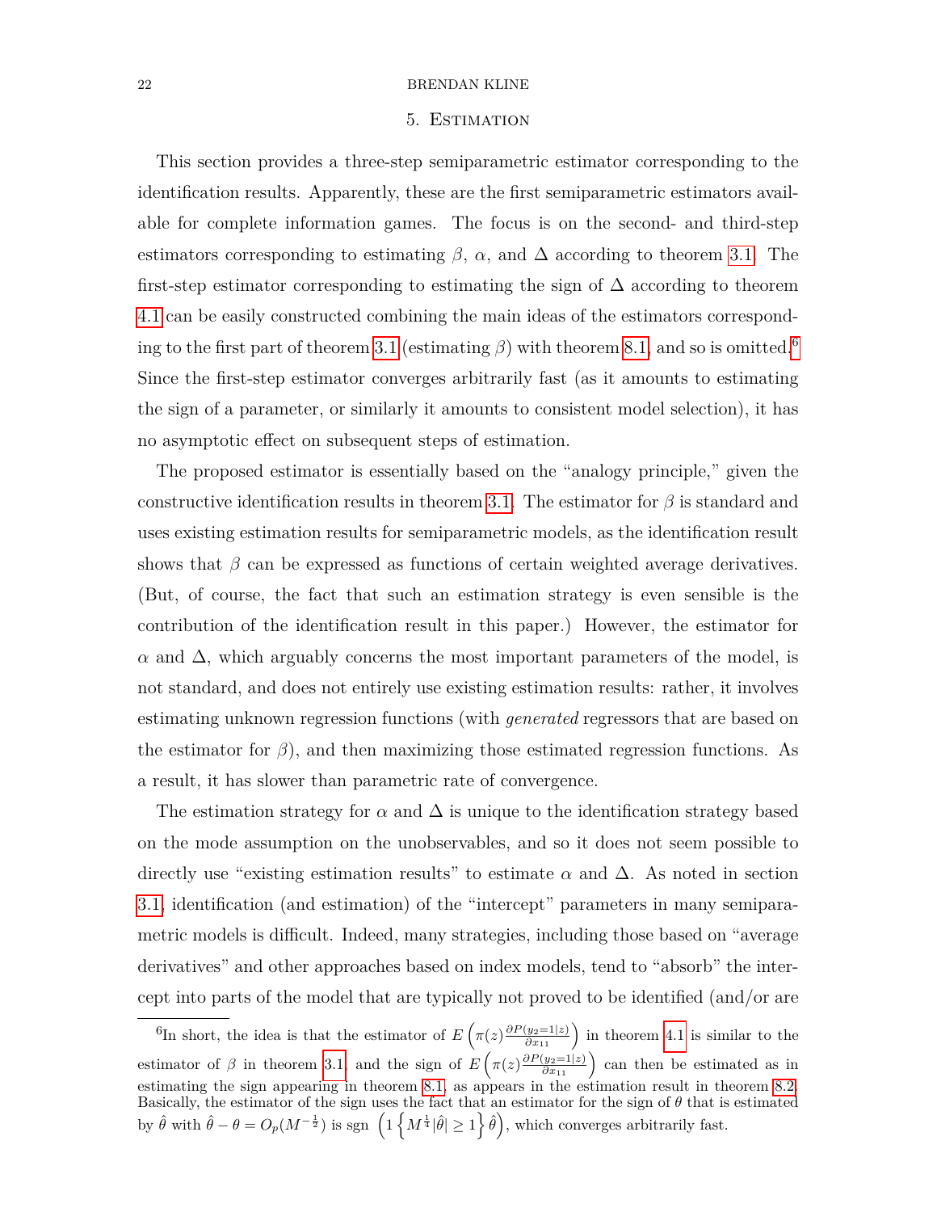## 5. Estimation

This section provides a three-step semiparametric estimator corresponding to the identification results. Apparently, these are the first semiparametric estimators available for complete information games. The focus is on the second- and third-step estimators corresponding to estimating $\beta$, $\alpha$, and $\Delta$ according to theorem 3.1. The first-step estimator corresponding to estimating the sign of $\Delta$ according to theorem 4.1 can be easily constructed combining the main ideas of the estimators corresponding to the first part of theorem 3.1 (estimating $\beta$) with theorem 8.1, and so is omitted.[6] Since the first-step estimator converges arbitrarily fast (as it amounts to estimating the sign of a parameter, or similarly it amounts to consistent model selection), it has no asymptotic effect on subsequent steps of estimation.

The proposed estimator is essentially based on the "analogy principle," given the constructive identification results in theorem 3.1. The estimator for $\beta$ is standard and uses existing estimation results for semiparametric models, as the identification result shows that $\beta$ can be expressed as functions of certain weighted average derivatives. (But, of course, the fact that such an estimation strategy is even sensible is the contribution of the identification result in this paper.) However, the estimator for $\alpha$ and $\Delta$, which arguably concerns the most important parameters of the model, is not standard, and does not entirely use existing estimation results: rather, it involves estimating unknown regression functions (with *generated* regressors that are based on the estimator for $\beta$), and then maximizing those estimated regression functions. As a result, it has slower than parametric rate of convergence.

The estimation strategy for $\alpha$ and $\Delta$ is unique to the identification strategy based on the mode assumption on the unobservables, and so it does not seem possible to directly use "existing estimation results" to estimate $\alpha$ and $\Delta$. As noted in section 3.1, identification (and estimation) of the "intercept" parameters in many semiparametric models is difficult. Indeed, many strategies, including those based on "average derivatives" and other approaches based on index models, tend to "absorb" the intercept into parts of the model that are typically not proved to be identified (and/or are

[6] In short, the idea is that the estimator of $E\left(\pi(z)\frac{\partial P(y_2=1|z)}{\partial x_{11}}\right)$ in theorem 4.1 is similar to the estimator of $\beta$ in theorem 3.1, and the sign of $E\left(\pi(z)\frac{\partial P(y_2=1|z)}{\partial x_{11}}\right)$ can then be estimated as in estimating the sign appearing in theorem 8.1, as appears in the estimation result in theorem 8.2. Basically, the estimator of the sign uses the fact that an estimator for the sign of $\theta$ that is estimated by $\hat{\theta}$ with $\hat{\theta} - \theta = O_p(M^{-\frac{1}{2}})$ is $\text{sgn}\left(1\left\{M^{\frac{1}{4}}|\hat{\theta}| \geq 1\right\}\hat{\theta}\right)$, which converges arbitrarily fast.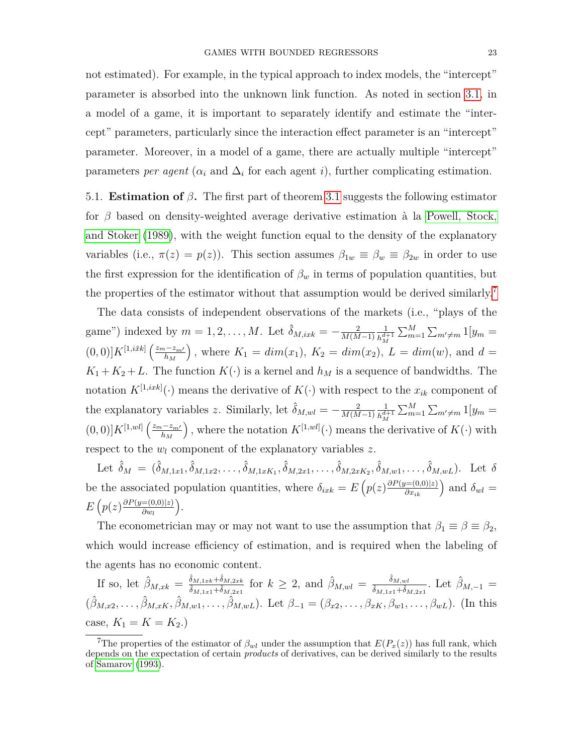not estimated). For example, in the typical approach to index models, the "intercept" parameter is absorbed into the unknown link function. As noted in section 3.1, in a model of a game, it is important to separately identify and estimate the "intercept" parameters, particularly since the interaction effect parameter is an "intercept" parameter. Moreover, in a model of a game, there are actually multiple "intercept" parameters *per agent* ($\alpha_i$ and $\Delta_i$ for each agent $i$), further complicating estimation.

5.1. **Estimation of** $\beta$**.** The first part of theorem 3.1 suggests the following estimator for $\beta$ based on density-weighted average derivative estimation à la Powell, Stock, and Stoker (1989), with the weight function equal to the density of the explanatory variables (i.e., $\pi(z) = p(z)$). This section assumes $\beta_{1w} \equiv \beta_w \equiv \beta_{2w}$ in order to use the first expression for the identification of $\beta_w$ in terms of population quantities, but the properties of the estimator without that assumption would be derived similarly.[7]

The data consists of independent observations of the markets (i.e., "plays of the game") indexed by $m = 1, 2, \ldots, M$. Let $\hat{\delta}_{M,ixk} = -\frac{2}{M(M-1)} \frac{1}{h_M^{d+1}} \sum_{m=1}^{M} \sum_{m' \neq m} 1[y_m = (0,0)] K^{[1,i\tilde{x}k]}\left(\frac{z_m - z_{m'}}{h_M}\right)$, where $K_1 = dim(x_1)$, $K_2 = dim(x_2)$, $L = dim(w)$, and $d = K_1 + K_2 + L$. The function $K(\cdot)$ is a kernel and $h_M$ is a sequence of bandwidths. The notation $K^{[1,ixk]}(\cdot)$ means the derivative of $K(\cdot)$ with respect to the $x_{ik}$ component of the explanatory variables $z$. Similarly, let $\hat{\delta}_{M,wl} = -\frac{2}{M(M-1)} \frac{1}{h_M^{d+1}} \sum_{m=1}^{M} \sum_{m' \neq m} 1[y_m = (0,0)] K^{[1,wl]}\left(\frac{z_m - z_{m'}}{h_M}\right)$, where the notation $K^{[1,wl]}(\cdot)$ means the derivative of $K(\cdot)$ with respect to the $w_l$ component of the explanatory variables $z$.

Let $\hat{\delta}_M = (\hat{\delta}_{M,1x1}, \hat{\delta}_{M,1x2}, \ldots, \hat{\delta}_{M,1xK_1}, \hat{\delta}_{M,2x1}, \ldots, \hat{\delta}_{M,2xK_2}, \hat{\delta}_{M,w1}, \ldots, \hat{\delta}_{M,wL})$. Let $\delta$ be the associated population quantities, where $\delta_{ixk} = E\left(p(z)\frac{\partial P(y=(0,0)|z)}{\partial x_{ik}}\right)$ and $\delta_{wl} = E\left(p(z)\frac{\partial P(y=(0,0)|z)}{\partial w_l}\right)$.

The econometrician may or may not want to use the assumption that $\beta_1 \equiv \beta \equiv \beta_2$, which would increase efficiency of estimation, and is required when the labeling of the agents has no economic content.

If so, let $\hat{\beta}_{M,xk} = \frac{\hat{\delta}_{M,1xk} + \hat{\delta}_{M,2xk}}{\hat{\delta}_{M,1x1} + \hat{\delta}_{M,2x1}}$ for $k \geq 2$, and $\hat{\beta}_{M,wl} = \frac{\hat{\delta}_{M,wl}}{\hat{\delta}_{M,1x1} + \hat{\delta}_{M,2x1}}$. Let $\hat{\beta}_{M,-1} = (\hat{\beta}_{M,x2}, \ldots, \hat{\beta}_{M,xK}, \hat{\beta}_{M,w1}, \ldots, \hat{\beta}_{M,wL})$. Let $\beta_{-1} = (\beta_{x2}, \ldots, \beta_{xK}, \beta_{w1}, \ldots, \beta_{wL})$. (In this case, $K_1 = K = K_2$.)

[7]The properties of the estimator of $\beta_{wl}$ under the assumption that $E(P_x(z))$ has full rank, which depends on the expectation of certain *products* of derivatives, can be derived similarly to the results of Samarov (1993).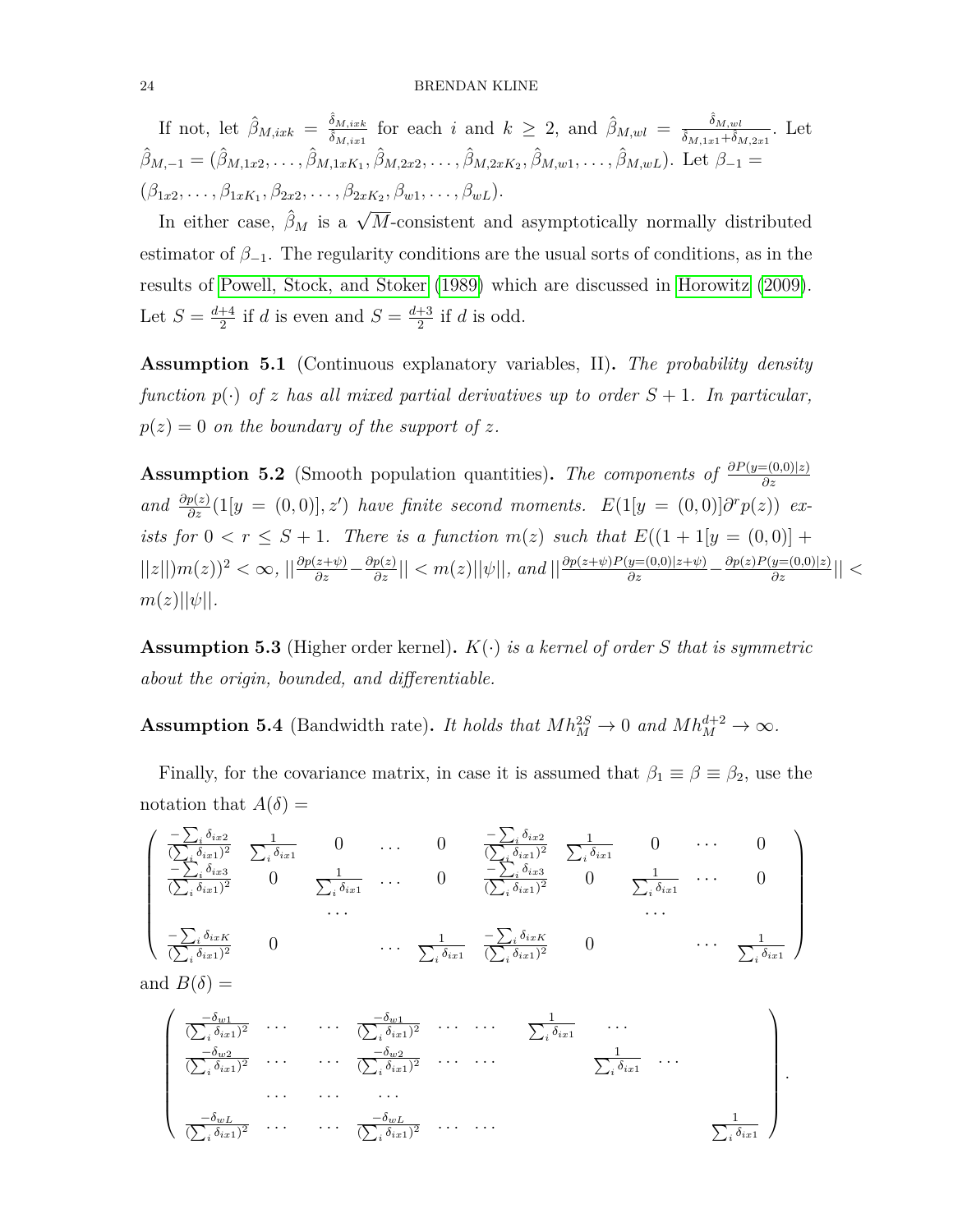If not, let $\hat{\beta}_{M,ixk} = \frac{\hat{\delta}_{M,ixk}}{\hat{\delta}_{M,ix1}}$ for each $i$ and $k \geq 2$, and $\hat{\beta}_{M,wl} = \frac{\hat{\delta}_{M,wl}}{\hat{\delta}_{M,1x1}+\hat{\delta}_{M,2x1}}$. Let $\hat{\beta}_{M,-1} = (\hat{\beta}_{M,1x2}, \ldots, \hat{\beta}_{M,1xK_1}, \hat{\beta}_{M,2x2}, \ldots, \hat{\beta}_{M,2xK_2}, \hat{\beta}_{M,w1}, \ldots, \hat{\beta}_{M,wL})$. Let $\beta_{-1} = (\beta_{1x2}, \ldots, \beta_{1xK_1}, \beta_{2x2}, \ldots, \beta_{2xK_2}, \beta_{w1}, \ldots, \beta_{wL})$.

In either case, $\hat{\beta}_M$ is a $\sqrt{M}$-consistent and asymptotically normally distributed estimator of $\beta_{-1}$. The regularity conditions are the usual sorts of conditions, as in the results of Powell, Stock, and Stoker (1989) which are discussed in Horowitz (2009). Let $S = \frac{d+4}{2}$ if $d$ is even and $S = \frac{d+3}{2}$ if $d$ is odd.

**Assumption 5.1** (Continuous explanatory variables, II)**.** *The probability density function $p(\cdot)$ of $z$ has all mixed partial derivatives up to order $S+1$. In particular, $p(z) = 0$ on the boundary of the support of $z$.*

**Assumption 5.2** (Smooth population quantities)**.** *The components of $\frac{\partial P(y=(0,0)|z)}{\partial z}$ and $\frac{\partial p(z)}{\partial z}(1[y = (0,0)], z')$ have finite second moments. $E(1[y = (0,0)]\partial^r p(z))$ exists for $0 < r \leq S+1$. There is a function $m(z)$ such that $E((1 + 1[y = (0,0)] + ||z||)m(z))^2 < \infty$, $||\frac{\partial p(z+\psi)}{\partial z} - \frac{\partial p(z)}{\partial z}|| < m(z)||\psi||$, and $||\frac{\partial p(z+\psi)P(y=(0,0)|z+\psi)}{\partial z} - \frac{\partial p(z)P(y=(0,0)|z)}{\partial z}|| < m(z)||\psi||$.*

**Assumption 5.3** (Higher order kernel)**.** *$K(\cdot)$ is a kernel of order $S$ that is symmetric about the origin, bounded, and differentiable.*

**Assumption 5.4** (Bandwidth rate)**.** *It holds that $Mh_M^{2S} \to 0$ and $Mh_M^{d+2} \to \infty$.*

Finally, for the covariance matrix, in case it is assumed that $\beta_1 \equiv \beta \equiv \beta_2$, use the notation that $A(\delta) =$

$$
\begin{pmatrix}
\frac{-\sum_i \delta_{ix2}}{(\sum_i \delta_{ix1})^2} & \frac{1}{\sum_i \delta_{ix1}} & 0 & \ldots & 0 & \frac{-\sum_i \delta_{ix2}}{(\sum_i \delta_{ix1})^2} & \frac{1}{\sum_i \delta_{ix1}} & 0 & \cdots & 0 \\
\frac{-\sum_i \delta_{ix3}}{(\sum_i \delta_{ix1})^2} & 0 & \frac{1}{\sum_i \delta_{ix1}} & \ldots & 0 & \frac{-\sum_i \delta_{ix3}}{(\sum_i \delta_{ix1})^2} & 0 & \frac{1}{\sum_i \delta_{ix1}} & \cdots & 0 \\
 & & \cdots & & & & & \cdots & & \\
\frac{-\sum_i \delta_{ixK}}{(\sum_i \delta_{ix1})^2} & 0 & & \ldots & \frac{1}{\sum_i \delta_{ix1}} & \frac{-\sum_i \delta_{ixK}}{(\sum_i \delta_{ix1})^2} & 0 & & \cdots & \frac{1}{\sum_i \delta_{ix1}}
\end{pmatrix}
$$

and $B(\delta) =$

$$
\begin{pmatrix}
\frac{-\delta_{w1}}{(\sum_i \delta_{ix1})^2} & \cdots & \cdots & \frac{-\delta_{w1}}{(\sum_i \delta_{ix1})^2} & \cdots & \cdots & \frac{1}{\sum_i \delta_{ix1}} & \cdots & & \\
\frac{-\delta_{w2}}{(\sum_i \delta_{ix1})^2} & \cdots & \cdots & \frac{-\delta_{w2}}{(\sum_i \delta_{ix1})^2} & \cdots & \cdots & & \frac{1}{\sum_i \delta_{ix1}} & \cdots & \\
 & \cdots & \cdots & \cdots & & & & & & \\
\frac{-\delta_{wL}}{(\sum_i \delta_{ix1})^2} & \cdots & \cdots & \frac{-\delta_{wL}}{(\sum_i \delta_{ix1})^2} & \cdots & \cdots & & & & \frac{1}{\sum_i \delta_{ix1}}
\end{pmatrix}.
$$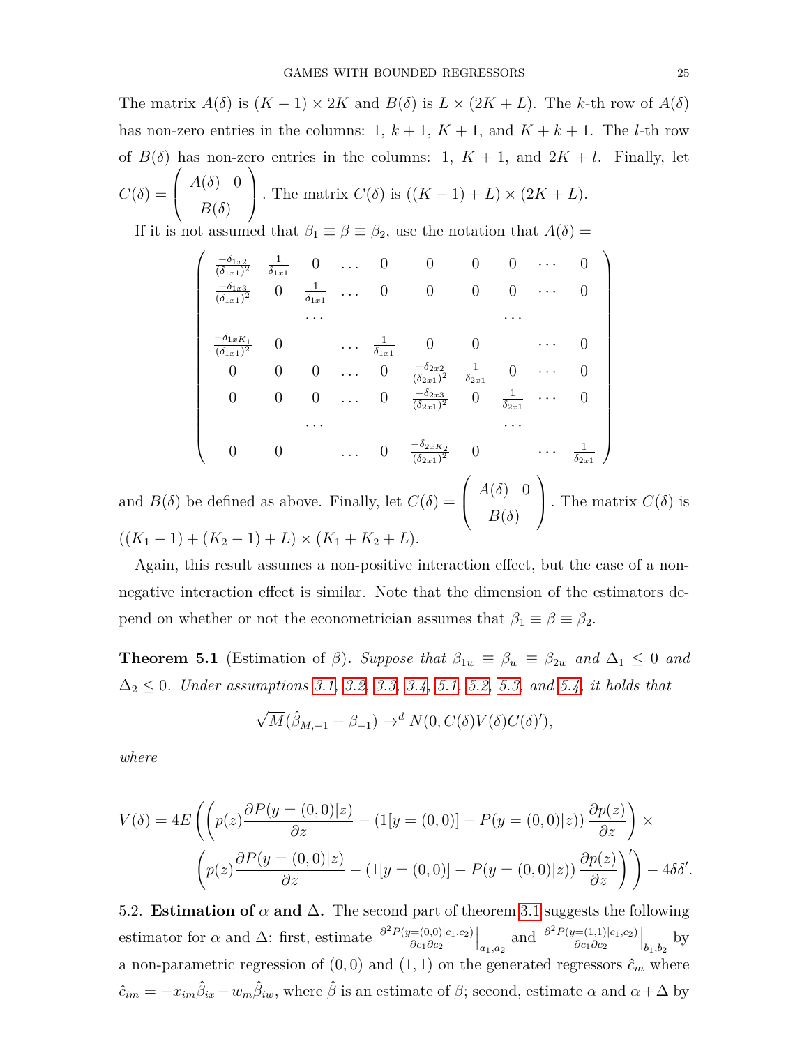The matrix $A(\delta)$ is $(K-1) \times 2K$ and $B(\delta)$ is $L \times (2K+L)$. The $k$-th row of $A(\delta)$ has non-zero entries in the columns: $1$, $k+1$, $K+1$, and $K+k+1$. The $l$-th row of $B(\delta)$ has non-zero entries in the columns: $1$, $K+1$, and $2K+l$. Finally, let $C(\delta) = \begin{pmatrix} A(\delta) & 0 \\ B(\delta) & \end{pmatrix}$. The matrix $C(\delta)$ is $((K-1)+L) \times (2K+L)$.

If it is not assumed that $\beta_1 \equiv \beta \equiv \beta_2$, use the notation that $A(\delta) =$

$$
\begin{pmatrix}
\frac{-\delta_{1x2}}{(\delta_{1x1})^2} & \frac{1}{\delta_{1x1}} & 0 & \dots & 0 & 0 & 0 & 0 & \cdots & 0 \\
\frac{-\delta_{1x3}}{(\delta_{1x1})^2} & 0 & \frac{1}{\delta_{1x1}} & \dots & 0 & 0 & 0 & 0 & \cdots & 0 \\
 & & \cdots & & & & & \cdots & & \\
\frac{-\delta_{1xK_1}}{(\delta_{1x1})^2} & 0 & & \dots & \frac{1}{\delta_{1x1}} & 0 & 0 & & \cdots & 0 \\
0 & 0 & 0 & \dots & 0 & \frac{-\delta_{2x2}}{(\delta_{2x1})^2} & \frac{1}{\delta_{2x1}} & 0 & \cdots & 0 \\
0 & 0 & 0 & \dots & 0 & \frac{-\delta_{2x3}}{(\delta_{2x1})^2} & 0 & \frac{1}{\delta_{2x1}} & \cdots & 0 \\
 & & \cdots & & & & & \cdots & & \\
0 & 0 & & \dots & 0 & \frac{-\delta_{2xK_2}}{(\delta_{2x1})^2} & 0 & & \cdots & \frac{1}{\delta_{2x1}}
\end{pmatrix}
$$

and $B(\delta)$ be defined as above. Finally, let $C(\delta) = \begin{pmatrix} A(\delta) & 0 \\ B(\delta) & \end{pmatrix}$. The matrix $C(\delta)$ is $((K_1-1)+(K_2-1)+L) \times (K_1+K_2+L)$.

Again, this result assumes a non-positive interaction effect, but the case of a non-negative interaction effect is similar. Note that the dimension of the estimators depend on whether or not the econometrician assumes that $\beta_1 \equiv \beta \equiv \beta_2$.

**Theorem 5.1** (Estimation of $\beta$)**.** *Suppose that $\beta_{1w} \equiv \beta_w \equiv \beta_{2w}$ and $\Delta_1 \leq 0$ and $\Delta_2 \leq 0$. Under assumptions 3.1, 3.2, 3.3, 3.4, 5.1, 5.2, 5.3, and 5.4, it holds that*

$$
\sqrt{M}(\hat{\beta}_{M,-1} - \beta_{-1}) \to^d N(0, C(\delta)V(\delta)C(\delta)'),
$$

*where*

$$
V(\delta) = 4E\left( \left( p(z)\frac{\partial P(y=(0,0)|z)}{\partial z} - (1[y=(0,0)] - P(y=(0,0)|z)) \frac{\partial p(z)}{\partial z} \right) \times \right.
$$
$$
\left. \left( p(z)\frac{\partial P(y=(0,0)|z)}{\partial z} - (1[y=(0,0)] - P(y=(0,0)|z)) \frac{\partial p(z)}{\partial z} \right)' \right) - 4\delta\delta'.
$$

5.2. **Estimation of $\alpha$ and $\Delta$.** The second part of theorem 3.1 suggests the following estimator for $\alpha$ and $\Delta$: first, estimate $\frac{\partial^2 P(y=(0,0)|c_1,c_2)}{\partial c_1 \partial c_2}\Big|_{a_1,a_2}$ and $\frac{\partial^2 P(y=(1,1)|c_1,c_2)}{\partial c_1 \partial c_2}\Big|_{b_1,b_2}$ by a non-parametric regression of $(0,0)$ and $(1,1)$ on the generated regressors $\hat{c}_m$ where $\hat{c}_{im} = -x_{im}\hat{\beta}_{ix} - w_m\hat{\beta}_{iw}$, where $\hat{\beta}$ is an estimate of $\beta$; second, estimate $\alpha$ and $\alpha + \Delta$ by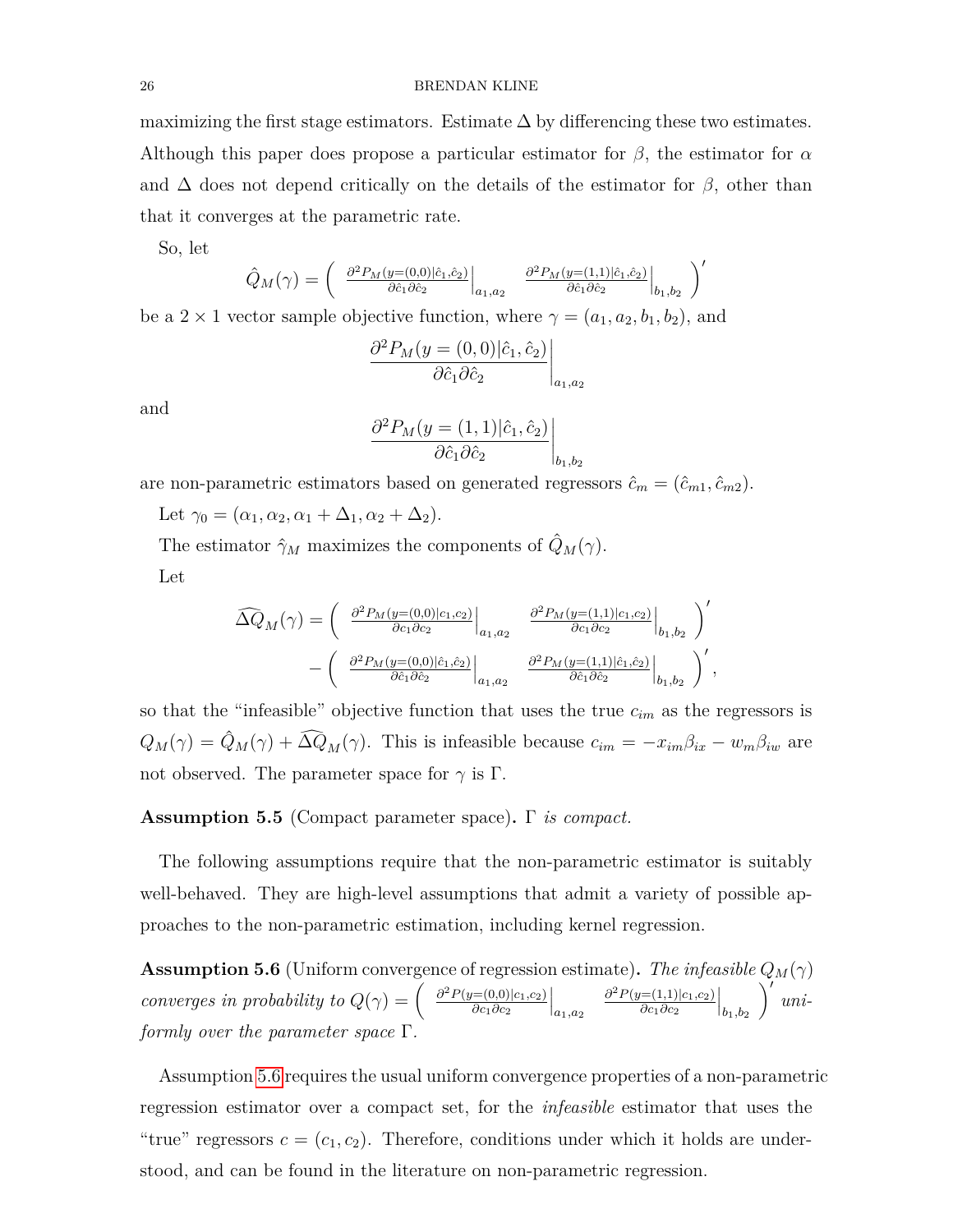maximizing the first stage estimators. Estimate $\Delta$ by differencing these two estimates. Although this paper does propose a particular estimator for $\beta$, the estimator for $\alpha$ and $\Delta$ does not depend critically on the details of the estimator for $\beta$, other than that it converges at the parametric rate.

So, let

$$\hat{Q}_M(\gamma) = \left( \begin{array}{cc} \left.\frac{\partial^2 P_M(y=(0,0)|\hat{c}_1,\hat{c}_2)}{\partial \hat{c}_1 \partial \hat{c}_2}\right|_{a_1,a_2} & \left.\frac{\partial^2 P_M(y=(1,1)|\hat{c}_1,\hat{c}_2)}{\partial \hat{c}_1 \partial \hat{c}_2}\right|_{b_1,b_2} \end{array} \right)'$$

be a $2 \times 1$ vector sample objective function, where $\gamma = (a_1, a_2, b_1, b_2)$, and

$$\left.\frac{\partial^2 P_M(y=(0,0)|\hat{c}_1,\hat{c}_2)}{\partial \hat{c}_1 \partial \hat{c}_2}\right|_{a_1,a_2}$$

and

$$\left.\frac{\partial^2 P_M(y=(1,1)|\hat{c}_1,\hat{c}_2)}{\partial \hat{c}_1 \partial \hat{c}_2}\right|_{b_1,b_2}$$

are non-parametric estimators based on generated regressors $\hat{c}_m = (\hat{c}_{m1}, \hat{c}_{m2})$.

Let $\gamma_0 = (\alpha_1, \alpha_2, \alpha_1 + \Delta_1, \alpha_2 + \Delta_2)$.

The estimator $\hat{\gamma}_M$ maximizes the components of $\hat{Q}_M(\gamma)$.

Let

$$\begin{aligned} \widehat{\Delta Q}_M(\gamma) = &\left( \begin{array}{cc} \left.\frac{\partial^2 P_M(y=(0,0)|c_1,c_2)}{\partial c_1 \partial c_2}\right|_{a_1,a_2} & \left.\frac{\partial^2 P_M(y=(1,1)|c_1,c_2)}{\partial c_1 \partial c_2}\right|_{b_1,b_2} \end{array} \right)' \\ &- \left( \begin{array}{cc} \left.\frac{\partial^2 P_M(y=(0,0)|\hat{c}_1,\hat{c}_2)}{\partial \hat{c}_1 \partial \hat{c}_2}\right|_{a_1,a_2} & \left.\frac{\partial^2 P_M(y=(1,1)|\hat{c}_1,\hat{c}_2)}{\partial \hat{c}_1 \partial \hat{c}_2}\right|_{b_1,b_2} \end{array} \right)', \end{aligned}$$

so that the "infeasible" objective function that uses the true $c_{im}$ as the regressors is $Q_M(\gamma) = \hat{Q}_M(\gamma) + \widehat{\Delta Q}_M(\gamma)$. This is infeasible because $c_{im} = -x_{im}\beta_{ix} - w_m\beta_{iw}$ are not observed. The parameter space for $\gamma$ is $\Gamma$.

**Assumption 5.5** (Compact parameter space)**.** *$\Gamma$ is compact.*

The following assumptions require that the non-parametric estimator is suitably well-behaved. They are high-level assumptions that admit a variety of possible approaches to the non-parametric estimation, including kernel regression.

**Assumption 5.6** (Uniform convergence of regression estimate)**.** *The infeasible $Q_M(\gamma)$ converges in probability to $Q(\gamma) = \left( \begin{array}{cc} \left.\frac{\partial^2 P(y=(0,0)|c_1,c_2)}{\partial c_1 \partial c_2}\right|_{a_1,a_2} & \left.\frac{\partial^2 P(y=(1,1)|c_1,c_2)}{\partial c_1 \partial c_2}\right|_{b_1,b_2} \end{array} \right)'$ uniformly over the parameter space $\Gamma$.*

Assumption 5.6 requires the usual uniform convergence properties of a non-parametric regression estimator over a compact set, for the *infeasible* estimator that uses the "true" regressors $c = (c_1, c_2)$. Therefore, conditions under which it holds are understood, and can be found in the literature on non-parametric regression.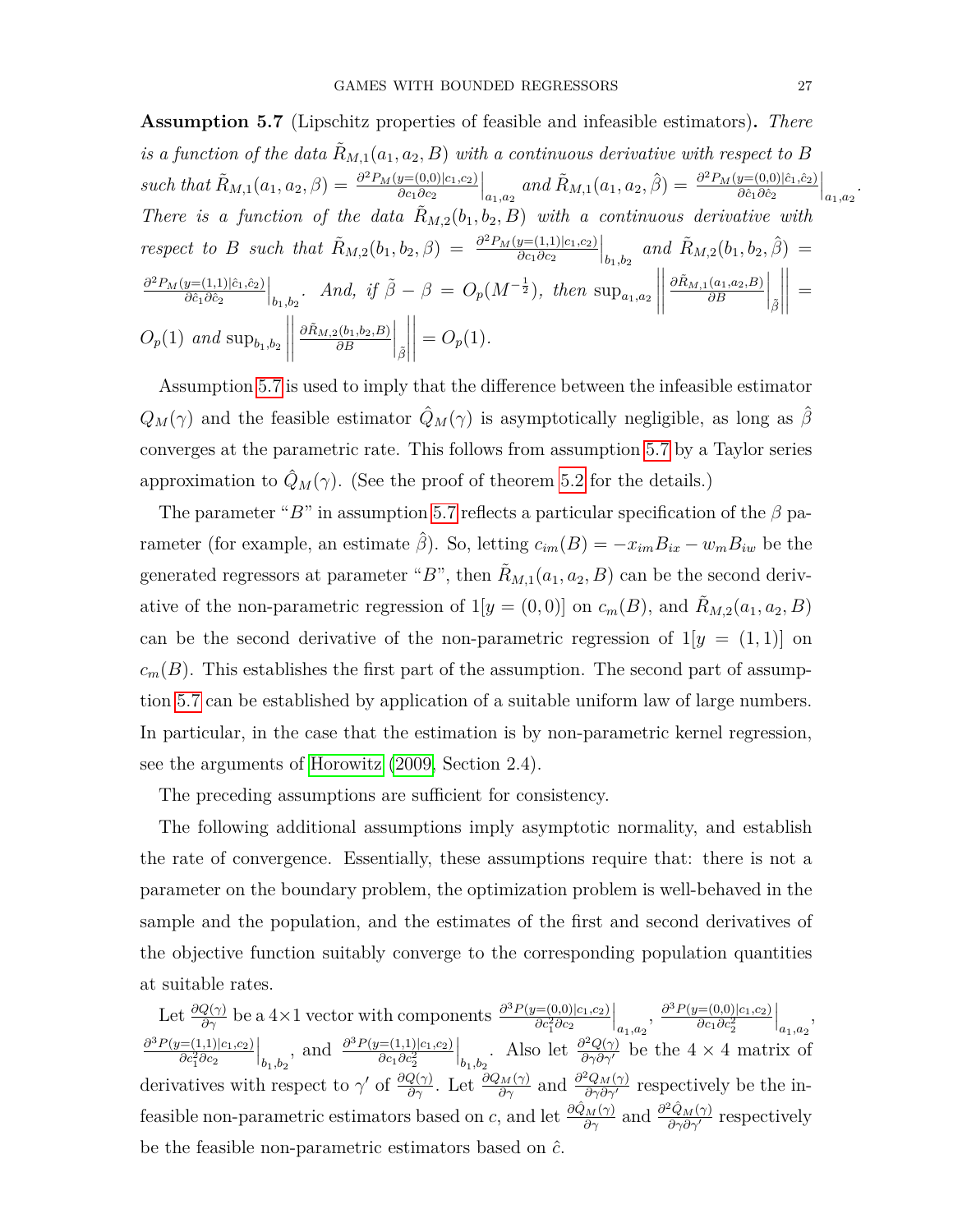**Assumption 5.7** (Lipschitz properties of feasible and infeasible estimators)**.** *There is a function of the data $\tilde{R}_{M,1}(a_1, a_2, B)$ with a continuous derivative with respect to $B$ such that $\tilde{R}_{M,1}(a_1, a_2, \beta) = \frac{\partial^2 P_M(y=(0,0)|c_1,c_2)}{\partial c_1 \partial c_2}\Big|_{a_1,a_2}$ and $\tilde{R}_{M,1}(a_1, a_2, \hat{\beta}) = \frac{\partial^2 P_M(y=(0,0)|\hat{c}_1,\hat{c}_2)}{\partial \hat{c}_1 \partial \hat{c}_2}\Big|_{a_1,a_2}$. There is a function of the data $\tilde{R}_{M,2}(b_1, b_2, B)$ with a continuous derivative with respect to $B$ such that $\tilde{R}_{M,2}(b_1, b_2, \beta) = \frac{\partial^2 P_M(y=(1,1)|c_1,c_2)}{\partial c_1 \partial c_2}\Big|_{b_1,b_2}$ and $\tilde{R}_{M,2}(b_1, b_2, \hat{\beta}) = \frac{\partial^2 P_M(y=(1,1)|\hat{c}_1,\hat{c}_2)}{\partial \hat{c}_1 \partial \hat{c}_2}\Big|_{b_1,b_2}$. And, if $\tilde{\beta} - \beta = O_p(M^{-\frac{1}{2}})$, then $\sup_{a_1,a_2} \left|\left| \frac{\partial \tilde{R}_{M,1}(a_1,a_2,B)}{\partial B}\Big|_{\tilde{\beta}} \right|\right| = O_p(1)$ and $\sup_{b_1,b_2} \left|\left| \frac{\partial \tilde{R}_{M,2}(b_1,b_2,B)}{\partial B}\Big|_{\tilde{\beta}} \right|\right| = O_p(1)$.*

Assumption 5.7 is used to imply that the difference between the infeasible estimator $Q_M(\gamma)$ and the feasible estimator $\hat{Q}_M(\gamma)$ is asymptotically negligible, as long as $\hat{\beta}$ converges at the parametric rate. This follows from assumption 5.7 by a Taylor series approximation to $\hat{Q}_M(\gamma)$. (See the proof of theorem 5.2 for the details.)

The parameter "$B$" in assumption 5.7 reflects a particular specification of the $\beta$ parameter (for example, an estimate $\hat{\beta}$). So, letting $c_{im}(B) = -x_{im}B_{ix} - w_m B_{iw}$ be the generated regressors at parameter "$B$", then $\tilde{R}_{M,1}(a_1, a_2, B)$ can be the second derivative of the non-parametric regression of $1[y = (0, 0)]$ on $c_m(B)$, and $\tilde{R}_{M,2}(a_1, a_2, B)$ can be the second derivative of the non-parametric regression of $1[y = (1, 1)]$ on $c_m(B)$. This establishes the first part of the assumption. The second part of assumption 5.7 can be established by application of a suitable uniform law of large numbers. In particular, in the case that the estimation is by non-parametric kernel regression, see the arguments of Horowitz (2009, Section 2.4).

The preceding assumptions are sufficient for consistency.

The following additional assumptions imply asymptotic normality, and establish the rate of convergence. Essentially, these assumptions require that: there is not a parameter on the boundary problem, the optimization problem is well-behaved in the sample and the population, and the estimates of the first and second derivatives of the objective function suitably converge to the corresponding population quantities at suitable rates.

Let $\frac{\partial Q(\gamma)}{\partial \gamma}$ be a $4 \times 1$ vector with components $\frac{\partial^3 P(y=(0,0)|c_1,c_2)}{\partial c_1^2 \partial c_2}\Big|_{a_1,a_2}$, $\frac{\partial^3 P(y=(0,0)|c_1,c_2)}{\partial c_1 \partial c_2^2}\Big|_{a_1,a_2}$, $\frac{\partial^3 P(y=(1,1)|c_1,c_2)}{\partial c_1^2 \partial c_2}\Big|_{b_1,b_2}$, and $\frac{\partial^3 P(y=(1,1)|c_1,c_2)}{\partial c_1 \partial c_2^2}\Big|_{b_1,b_2}$. Also let $\frac{\partial^2 Q(\gamma)}{\partial \gamma \partial \gamma'}$ be the $4 \times 4$ matrix of derivatives with respect to $\gamma'$ of $\frac{\partial Q(\gamma)}{\partial \gamma}$. Let $\frac{\partial Q_M(\gamma)}{\partial \gamma}$ and $\frac{\partial^2 Q_M(\gamma)}{\partial \gamma \partial \gamma'}$ respectively be the infeasible non-parametric estimators based on $c$, and let $\frac{\partial \hat{Q}_M(\gamma)}{\partial \gamma}$ and $\frac{\partial^2 \hat{Q}_M(\gamma)}{\partial \gamma \partial \gamma'}$ respectively be the feasible non-parametric estimators based on $\hat{c}$.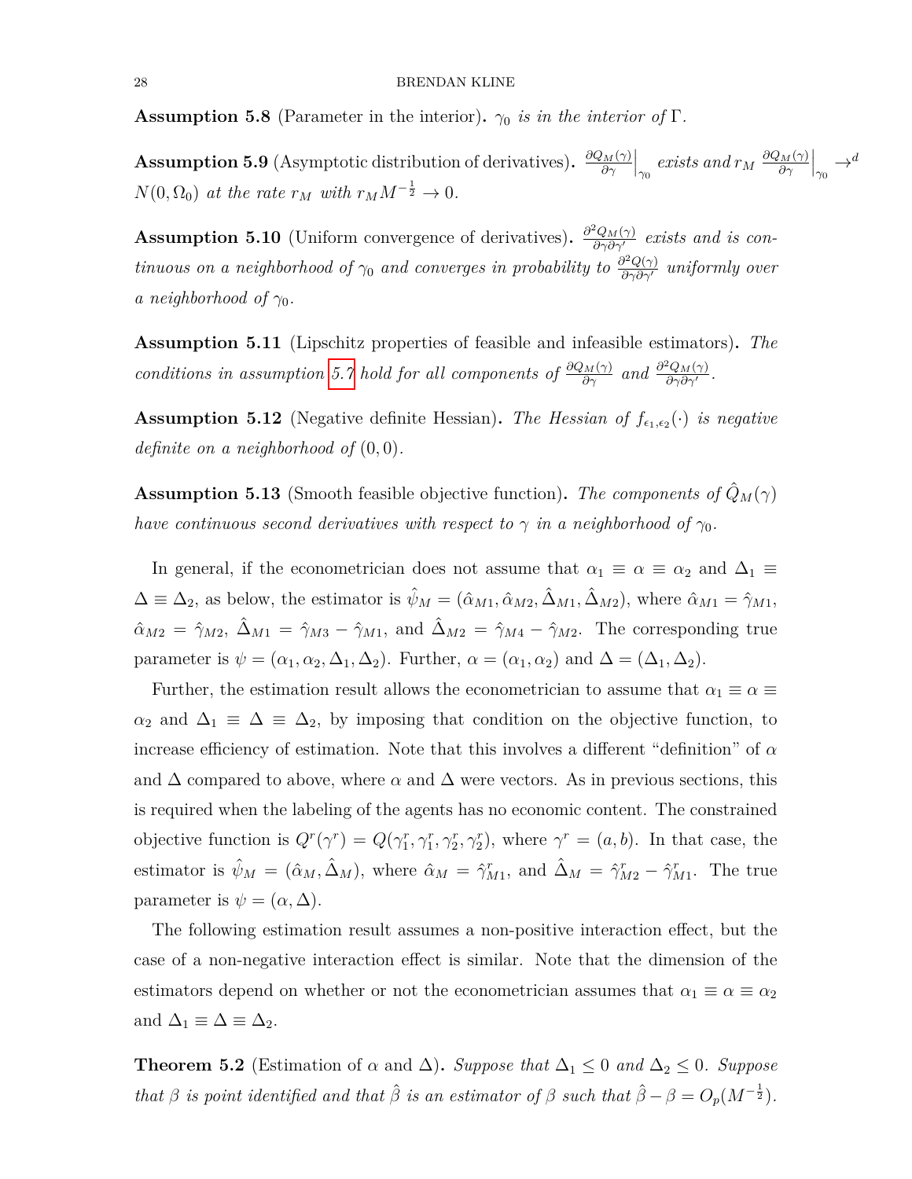**Assumption 5.8** (Parameter in the interior)**.** *$\gamma_0$ is in the interior of $\Gamma$.*

**Assumption 5.9** (Asymptotic distribution of derivatives)**.** *$\left.\frac{\partial Q_M(\gamma)}{\partial \gamma}\right|_{\gamma_0}$ exists and $r_M \left.\frac{\partial Q_M(\gamma)}{\partial \gamma}\right|_{\gamma_0} \to^d N(0, \Omega_0)$ at the rate $r_M$ with $r_M M^{-\frac{1}{2}} \to 0$.*

**Assumption 5.10** (Uniform convergence of derivatives)**.** *$\frac{\partial^2 Q_M(\gamma)}{\partial \gamma \partial \gamma'}$ exists and is continuous on a neighborhood of $\gamma_0$ and converges in probability to $\frac{\partial^2 Q(\gamma)}{\partial \gamma \partial \gamma'}$ uniformly over a neighborhood of $\gamma_0$.*

**Assumption 5.11** (Lipschitz properties of feasible and infeasible estimators)**.** *The conditions in assumption 5.7 hold for all components of $\frac{\partial Q_M(\gamma)}{\partial \gamma}$ and $\frac{\partial^2 Q_M(\gamma)}{\partial \gamma \partial \gamma'}$.*

**Assumption 5.12** (Negative definite Hessian)**.** *The Hessian of $f_{\epsilon_1, \epsilon_2}(\cdot)$ is negative definite on a neighborhood of $(0, 0)$.*

**Assumption 5.13** (Smooth feasible objective function)**.** *The components of $\hat{Q}_M(\gamma)$ have continuous second derivatives with respect to $\gamma$ in a neighborhood of $\gamma_0$.*

In general, if the econometrician does not assume that $\alpha_1 \equiv \alpha \equiv \alpha_2$ and $\Delta_1 \equiv \Delta \equiv \Delta_2$, as below, the estimator is $\hat{\psi}_M = (\hat{\alpha}_{M1}, \hat{\alpha}_{M2}, \hat{\Delta}_{M1}, \hat{\Delta}_{M2})$, where $\hat{\alpha}_{M1} = \hat{\gamma}_{M1}$, $\hat{\alpha}_{M2} = \hat{\gamma}_{M2}$, $\hat{\Delta}_{M1} = \hat{\gamma}_{M3} - \hat{\gamma}_{M1}$, and $\hat{\Delta}_{M2} = \hat{\gamma}_{M4} - \hat{\gamma}_{M2}$. The corresponding true parameter is $\psi = (\alpha_1, \alpha_2, \Delta_1, \Delta_2)$. Further, $\alpha = (\alpha_1, \alpha_2)$ and $\Delta = (\Delta_1, \Delta_2)$.

Further, the estimation result allows the econometrician to assume that $\alpha_1 \equiv \alpha \equiv \alpha_2$ and $\Delta_1 \equiv \Delta \equiv \Delta_2$, by imposing that condition on the objective function, to increase efficiency of estimation. Note that this involves a different "definition" of $\alpha$ and $\Delta$ compared to above, where $\alpha$ and $\Delta$ were vectors. As in previous sections, this is required when the labeling of the agents has no economic content. The constrained objective function is $Q^r(\gamma^r) = Q(\gamma_1^r, \gamma_1^r, \gamma_2^r, \gamma_2^r)$, where $\gamma^r = (a, b)$. In that case, the estimator is $\hat{\psi}_M = (\hat{\alpha}_M, \hat{\Delta}_M)$, where $\hat{\alpha}_M = \hat{\gamma}_{M1}^r$, and $\hat{\Delta}_M = \hat{\gamma}_{M2}^r - \hat{\gamma}_{M1}^r$. The true parameter is $\psi = (\alpha, \Delta)$.

The following estimation result assumes a non-positive interaction effect, but the case of a non-negative interaction effect is similar. Note that the dimension of the estimators depend on whether or not the econometrician assumes that $\alpha_1 \equiv \alpha \equiv \alpha_2$ and $\Delta_1 \equiv \Delta \equiv \Delta_2$.

**Theorem 5.2** (Estimation of $\alpha$ and $\Delta$)**.** *Suppose that $\Delta_1 \leq 0$ and $\Delta_2 \leq 0$. Suppose that $\beta$ is point identified and that $\hat{\beta}$ is an estimator of $\beta$ such that $\hat{\beta} - \beta = O_p(M^{-\frac{1}{2}})$.*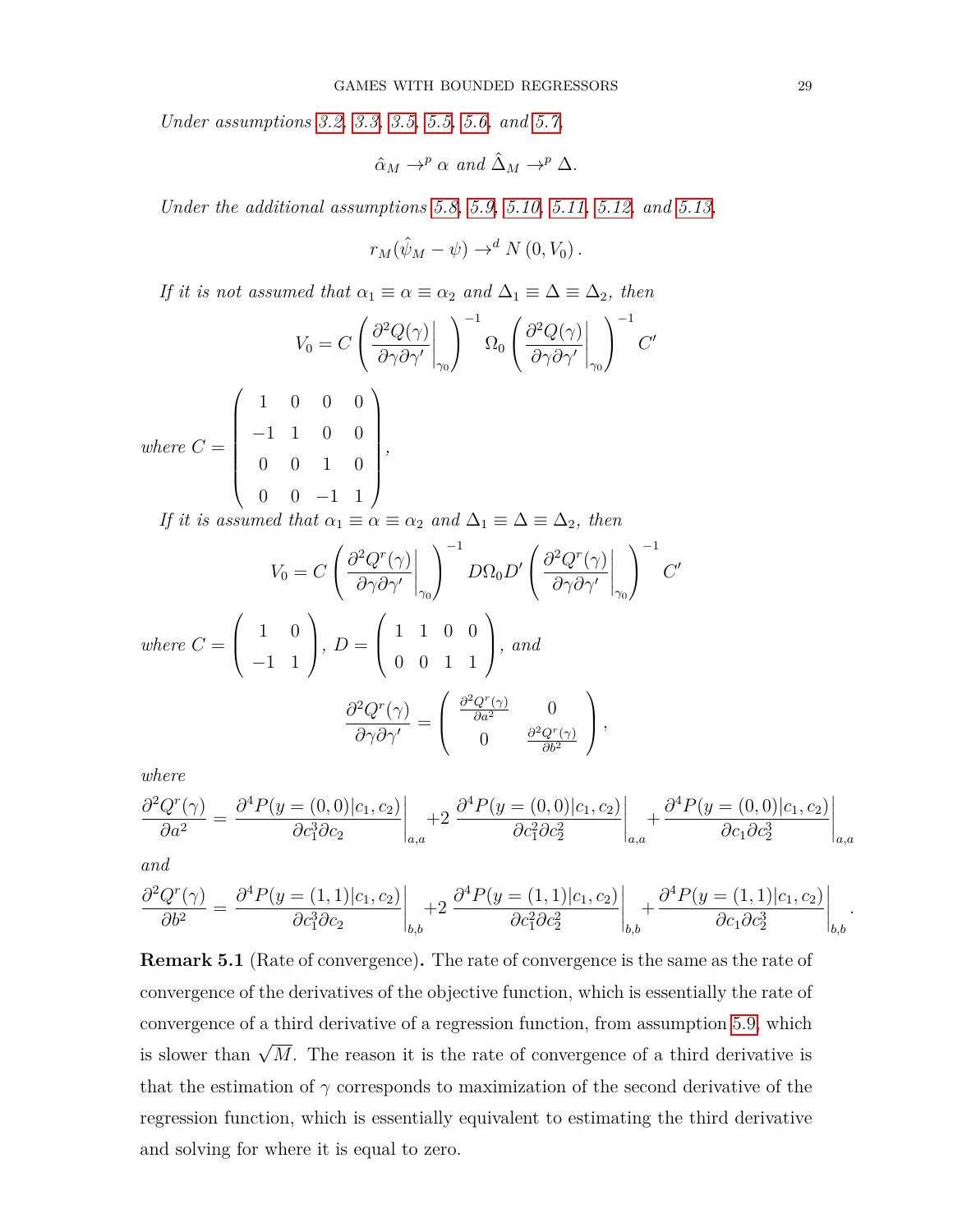*Under assumptions 3.2, 3.3, 3.5, 5.5, 5.6, and 5.7,*

$$\hat{\alpha}_M \to^p \alpha \text{ and } \hat{\Delta}_M \to^p \Delta.$$

*Under the additional assumptions 5.8, 5.9, 5.10, 5.11, 5.12, and 5.13,*

$$r_M(\hat{\psi}_M - \psi) \to^d N\left(0, V_0\right).$$

*If it is not assumed that $\alpha_1 \equiv \alpha \equiv \alpha_2$ and $\Delta_1 \equiv \Delta \equiv \Delta_2$, then*

$$V_0 = C \left( \left. \frac{\partial^2 Q(\gamma)}{\partial \gamma \partial \gamma'} \right|_{\gamma_0} \right)^{-1} \Omega_0 \left( \left. \frac{\partial^2 Q(\gamma)}{\partial \gamma \partial \gamma'} \right|_{\gamma_0} \right)^{-1} C'$$

*where* $C = \begin{pmatrix} 1 & 0 & 0 & 0 \\ -1 & 1 & 0 & 0 \\ 0 & 0 & 1 & 0 \\ 0 & 0 & -1 & 1 \end{pmatrix}$,

*If it is assumed that $\alpha_1 \equiv \alpha \equiv \alpha_2$ and $\Delta_1 \equiv \Delta \equiv \Delta_2$, then*

$$V_0 = C \left( \left. \frac{\partial^2 Q^r(\gamma)}{\partial \gamma \partial \gamma'} \right|_{\gamma_0} \right)^{-1} D \Omega_0 D' \left( \left. \frac{\partial^2 Q^r(\gamma)}{\partial \gamma \partial \gamma'} \right|_{\gamma_0} \right)^{-1} C'$$

*where* $C = \begin{pmatrix} 1 & 0 \\ -1 & 1 \end{pmatrix}$, $D = \begin{pmatrix} 1 & 1 & 0 & 0 \\ 0 & 0 & 1 & 1 \end{pmatrix}$, *and*

$$\frac{\partial^2 Q^r(\gamma)}{\partial \gamma \partial \gamma'} = \begin{pmatrix} \frac{\partial^2 Q^r(\gamma)}{\partial a^2} & 0 \\ 0 & \frac{\partial^2 Q^r(\gamma)}{\partial b^2} \end{pmatrix},$$

*where*

$$\frac{\partial^2 Q^r(\gamma)}{\partial a^2} = \left. \frac{\partial^4 P(y = (0,0)|c_1, c_2)}{\partial c_1^3 \partial c_2} \right|_{a,a} + 2 \left. \frac{\partial^4 P(y = (0,0)|c_1, c_2)}{\partial c_1^2 \partial c_2^2} \right|_{a,a} + \left. \frac{\partial^4 P(y = (0,0)|c_1, c_2)}{\partial c_1 \partial c_2^3} \right|_{a,a}$$

*and*

$$\frac{\partial^2 Q^r(\gamma)}{\partial b^2} = \left. \frac{\partial^4 P(y = (1,1)|c_1, c_2)}{\partial c_1^3 \partial c_2} \right|_{b,b} + 2 \left. \frac{\partial^4 P(y = (1,1)|c_1, c_2)}{\partial c_1^2 \partial c_2^2} \right|_{b,b} + \left. \frac{\partial^4 P(y = (1,1)|c_1, c_2)}{\partial c_1 \partial c_2^3} \right|_{b,b}.$$

**Remark 5.1** (Rate of convergence)**.** The rate of convergence is the same as the rate of convergence of the derivatives of the objective function, which is essentially the rate of convergence of a third derivative of a regression function, from assumption 5.9, which is slower than $\sqrt{M}$. The reason it is the rate of convergence of a third derivative is that the estimation of $\gamma$ corresponds to maximization of the second derivative of the regression function, which is essentially equivalent to estimating the third derivative and solving for where it is equal to zero.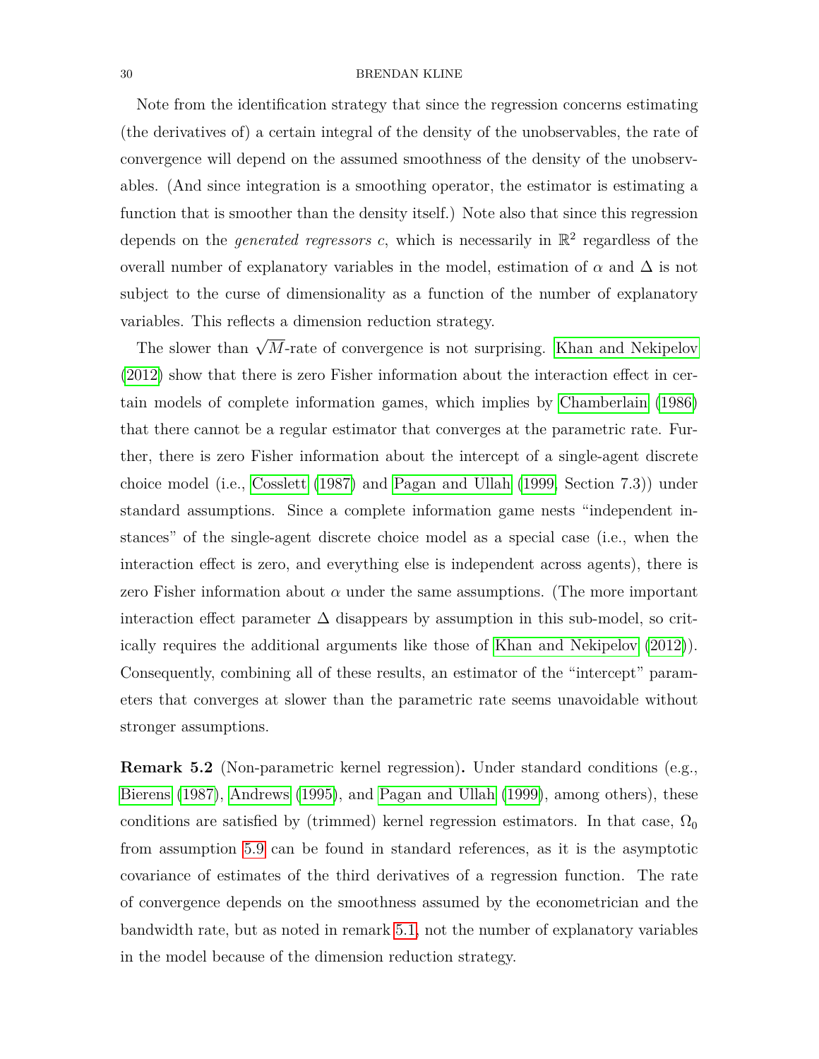Note from the identification strategy that since the regression concerns estimating (the derivatives of) a certain integral of the density of the unobservables, the rate of convergence will depend on the assumed smoothness of the density of the unobservables. (And since integration is a smoothing operator, the estimator is estimating a function that is smoother than the density itself.) Note also that since this regression depends on the *generated regressors* $c$, which is necessarily in $\mathbb{R}^2$ regardless of the overall number of explanatory variables in the model, estimation of $\alpha$ and $\Delta$ is not subject to the curse of dimensionality as a function of the number of explanatory variables. This reflects a dimension reduction strategy.

The slower than $\sqrt{M}$-rate of convergence is not surprising. Khan and Nekipelov (2012) show that there is zero Fisher information about the interaction effect in certain models of complete information games, which implies by Chamberlain (1986) that there cannot be a regular estimator that converges at the parametric rate. Further, there is zero Fisher information about the intercept of a single-agent discrete choice model (i.e., Cosslett (1987) and Pagan and Ullah (1999, Section 7.3)) under standard assumptions. Since a complete information game nests "independent instances" of the single-agent discrete choice model as a special case (i.e., when the interaction effect is zero, and everything else is independent across agents), there is zero Fisher information about $\alpha$ under the same assumptions. (The more important interaction effect parameter $\Delta$ disappears by assumption in this sub-model, so critically requires the additional arguments like those of Khan and Nekipelov (2012)). Consequently, combining all of these results, an estimator of the "intercept" parameters that converges at slower than the parametric rate seems unavoidable without stronger assumptions.

**Remark 5.2** (Non-parametric kernel regression)**.** Under standard conditions (e.g., Bierens (1987), Andrews (1995), and Pagan and Ullah (1999), among others), these conditions are satisfied by (trimmed) kernel regression estimators. In that case, $\Omega_0$ from assumption 5.9 can be found in standard references, as it is the asymptotic covariance of estimates of the third derivatives of a regression function. The rate of convergence depends on the smoothness assumed by the econometrician and the bandwidth rate, but as noted in remark 5.1, not the number of explanatory variables in the model because of the dimension reduction strategy.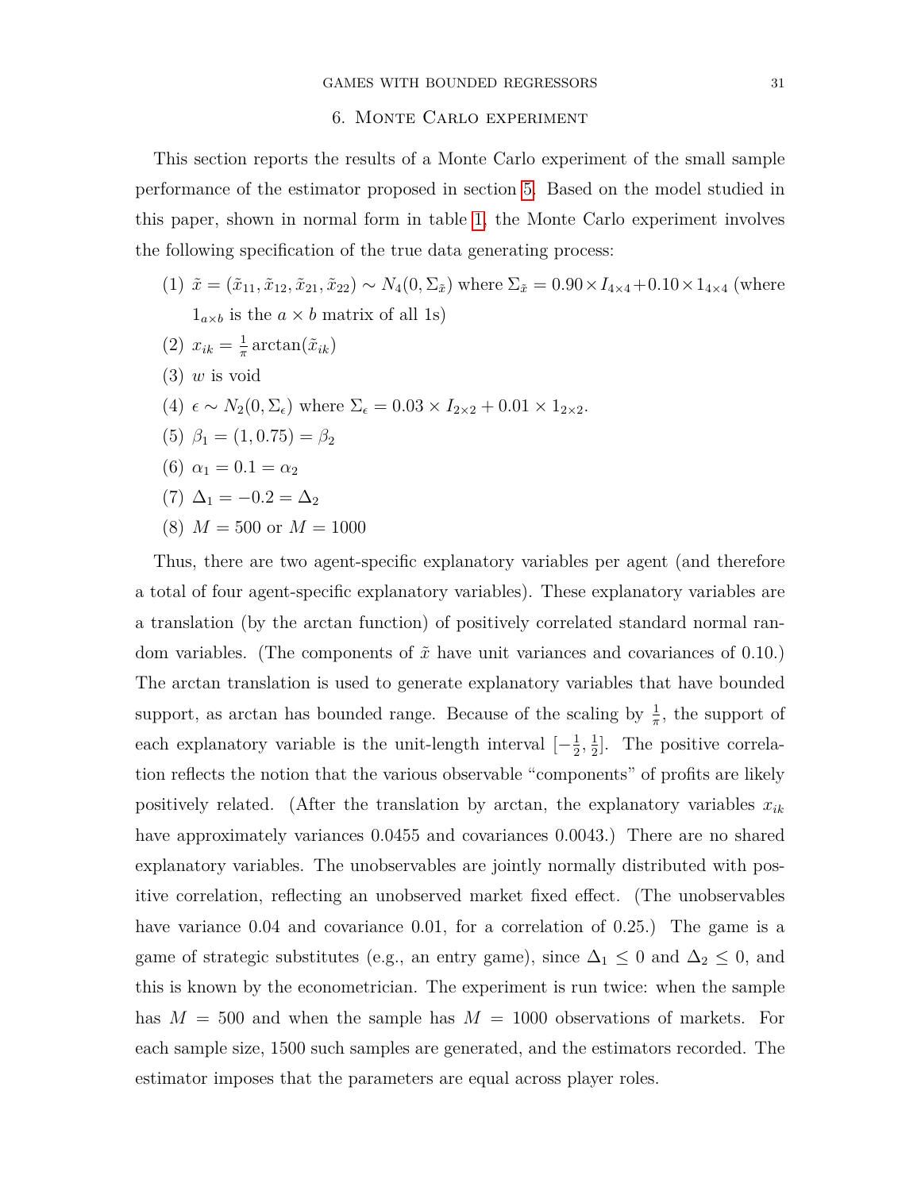## 6. Monte Carlo experiment

This section reports the results of a Monte Carlo experiment of the small sample performance of the estimator proposed in section 5. Based on the model studied in this paper, shown in normal form in table 1, the Monte Carlo experiment involves the following specification of the true data generating process:

1. $\tilde{x} = (\tilde{x}_{11}, \tilde{x}_{12}, \tilde{x}_{21}, \tilde{x}_{22}) \sim N_4(0, \Sigma_{\tilde{x}})$ where $\Sigma_{\tilde{x}} = 0.90 \times I_{4\times4} + 0.10 \times 1_{4\times4}$ (where $1_{a\times b}$ is the $a \times b$ matrix of all 1s)
2. $x_{ik} = \frac{1}{\pi}\arctan(\tilde{x}_{ik})$
3. $w$ is void
4. $\epsilon \sim N_2(0, \Sigma_\epsilon)$ where $\Sigma_\epsilon = 0.03 \times I_{2\times2} + 0.01 \times 1_{2\times2}$.
5. $\beta_1 = (1, 0.75) = \beta_2$
6. $\alpha_1 = 0.1 = \alpha_2$
7. $\Delta_1 = -0.2 = \Delta_2$
8. $M = 500$ or $M = 1000$

Thus, there are two agent-specific explanatory variables per agent (and therefore a total of four agent-specific explanatory variables). These explanatory variables are a translation (by the arctan function) of positively correlated standard normal random variables. (The components of $\tilde{x}$ have unit variances and covariances of 0.10.) The arctan translation is used to generate explanatory variables that have bounded support, as arctan has bounded range. Because of the scaling by $\frac{1}{\pi}$, the support of each explanatory variable is the unit-length interval $[-\frac{1}{2}, \frac{1}{2}]$. The positive correlation reflects the notion that the various observable "components" of profits are likely positively related. (After the translation by arctan, the explanatory variables $x_{ik}$ have approximately variances 0.0455 and covariances 0.0043.) There are no shared explanatory variables. The unobservables are jointly normally distributed with positive correlation, reflecting an unobserved market fixed effect. (The unobservables have variance 0.04 and covariance 0.01, for a correlation of 0.25.) The game is a game of strategic substitutes (e.g., an entry game), since $\Delta_1 \leq 0$ and $\Delta_2 \leq 0$, and this is known by the econometrician. The experiment is run twice: when the sample has $M = 500$ and when the sample has $M = 1000$ observations of markets. For each sample size, 1500 such samples are generated, and the estimators recorded. The estimator imposes that the parameters are equal across player roles.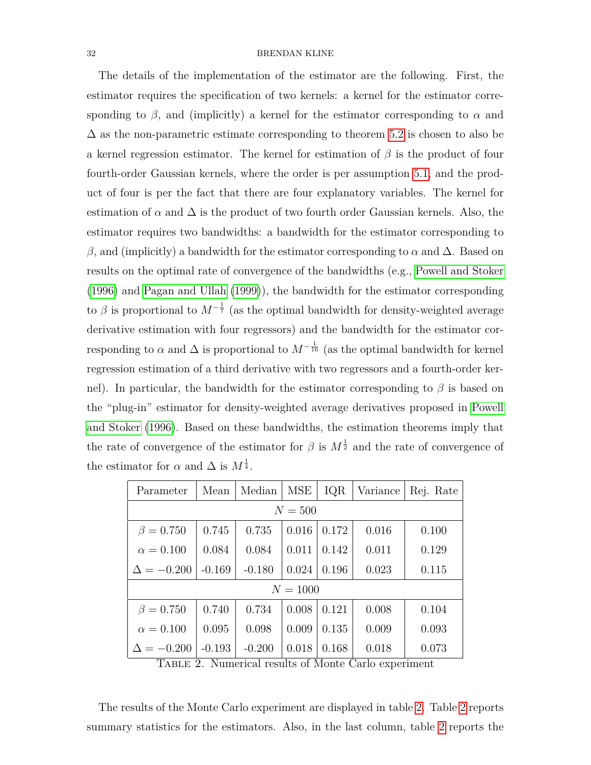The details of the implementation of the estimator are the following. First, the estimator requires the specification of two kernels: a kernel for the estimator corresponding to $\beta$, and (implicitly) a kernel for the estimator corresponding to $\alpha$ and $\Delta$ as the non-parametric estimate corresponding to theorem 5.2 is chosen to also be a kernel regression estimator. The kernel for estimation of $\beta$ is the product of four fourth-order Gaussian kernels, where the order is per assumption 5.1, and the product of four is per the fact that there are four explanatory variables. The kernel for estimation of $\alpha$ and $\Delta$ is the product of two fourth order Gaussian kernels. Also, the estimator requires two bandwidths: a bandwidth for the estimator corresponding to $\beta$, and (implicitly) a bandwidth for the estimator corresponding to $\alpha$ and $\Delta$. Based on results on the optimal rate of convergence of the bandwidths (e.g., Powell and Stoker (1996) and Pagan and Ullah (1999)), the bandwidth for the estimator corresponding to $\beta$ is proportional to $M^{-\frac{1}{7}}$ (as the optimal bandwidth for density-weighted average derivative estimation with four regressors) and the bandwidth for the estimator corresponding to $\alpha$ and $\Delta$ is proportional to $M^{-\frac{1}{16}}$ (as the optimal bandwidth for kernel regression estimation of a third derivative with two regressors and a fourth-order kernel). In particular, the bandwidth for the estimator corresponding to $\beta$ is based on the "plug-in" estimator for density-weighted average derivatives proposed in Powell and Stoker (1996). Based on these bandwidths, the estimation theorems imply that the rate of convergence of the estimator for $\beta$ is $M^{\frac{1}{2}}$ and the rate of convergence of the estimator for $\alpha$ and $\Delta$ is $M^{\frac{1}{4}}$.

| Parameter | Mean | Median | MSE | IQR | Variance | Rej. Rate |
|---|---|---|---|---|---|---|
| $N = 500$ | | | | | | |
| $\beta = 0.750$ | 0.745 | 0.735 | 0.016 | 0.172 | 0.016 | 0.100 |
| $\alpha = 0.100$ | 0.084 | 0.084 | 0.011 | 0.142 | 0.011 | 0.129 |
| $\Delta = -0.200$ | -0.169 | -0.180 | 0.024 | 0.196 | 0.023 | 0.115 |
| $N = 1000$ | | | | | | |
| $\beta = 0.750$ | 0.740 | 0.734 | 0.008 | 0.121 | 0.008 | 0.104 |
| $\alpha = 0.100$ | 0.095 | 0.098 | 0.009 | 0.135 | 0.009 | 0.093 |
| $\Delta = -0.200$ | -0.193 | -0.200 | 0.018 | 0.168 | 0.018 | 0.073 |

Table 2. Numerical results of Monte Carlo experiment

The results of the Monte Carlo experiment are displayed in table 2. Table 2 reports summary statistics for the estimators. Also, in the last column, table 2 reports the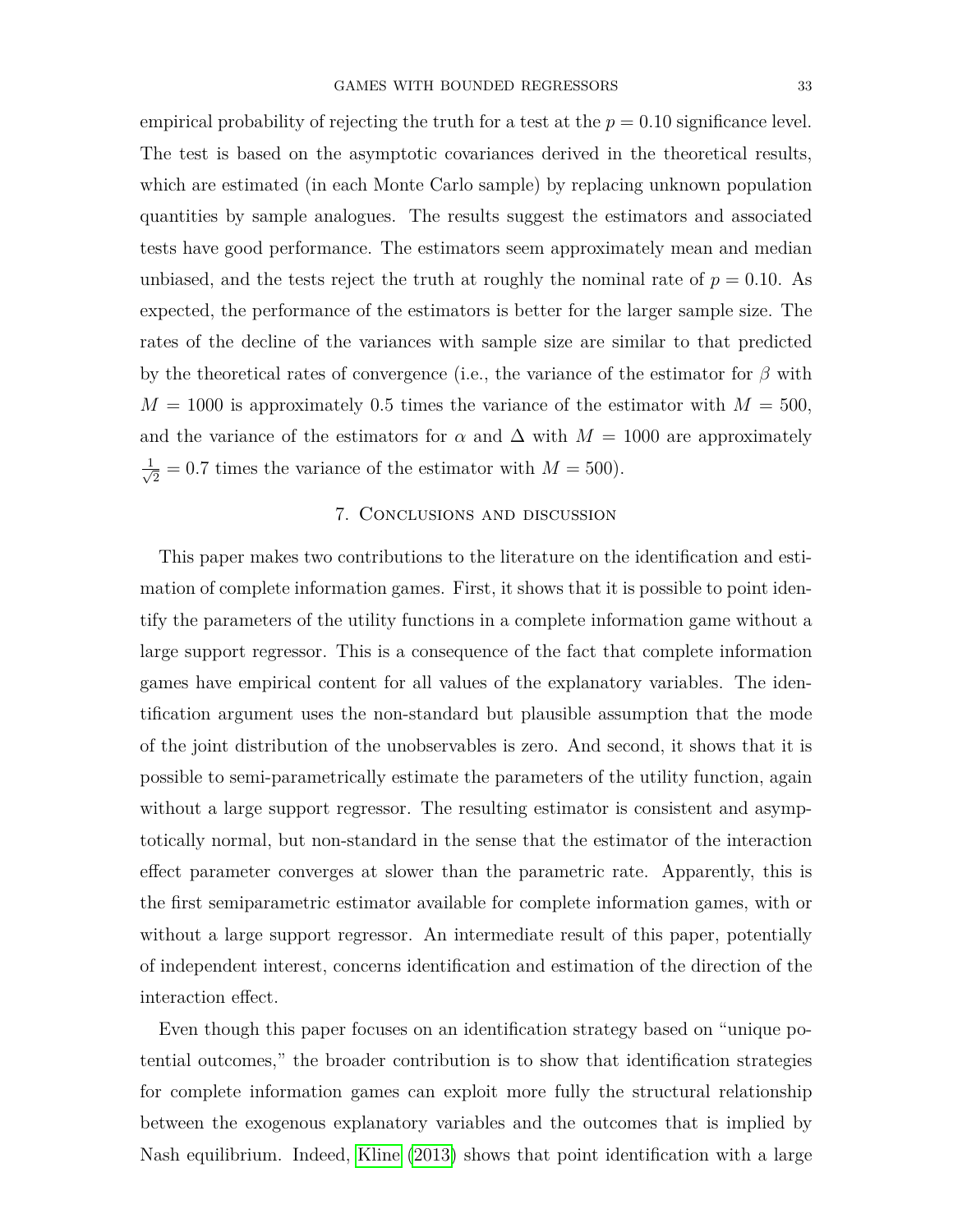empirical probability of rejecting the truth for a test at the $p = 0.10$ significance level. The test is based on the asymptotic covariances derived in the theoretical results, which are estimated (in each Monte Carlo sample) by replacing unknown population quantities by sample analogues. The results suggest the estimators and associated tests have good performance. The estimators seem approximately mean and median unbiased, and the tests reject the truth at roughly the nominal rate of $p = 0.10$. As expected, the performance of the estimators is better for the larger sample size. The rates of the decline of the variances with sample size are similar to that predicted by the theoretical rates of convergence (i.e., the variance of the estimator for $\beta$ with $M = 1000$ is approximately 0.5 times the variance of the estimator with $M = 500$, and the variance of the estimators for $\alpha$ and $\Delta$ with $M = 1000$ are approximately $\frac{1}{\sqrt{2}} = 0.7$ times the variance of the estimator with $M = 500$).

## 7. Conclusions and discussion

This paper makes two contributions to the literature on the identification and estimation of complete information games. First, it shows that it is possible to point identify the parameters of the utility functions in a complete information game without a large support regressor. This is a consequence of the fact that complete information games have empirical content for all values of the explanatory variables. The identification argument uses the non-standard but plausible assumption that the mode of the joint distribution of the unobservables is zero. And second, it shows that it is possible to semi-parametrically estimate the parameters of the utility function, again without a large support regressor. The resulting estimator is consistent and asymptotically normal, but non-standard in the sense that the estimator of the interaction effect parameter converges at slower than the parametric rate. Apparently, this is the first semiparametric estimator available for complete information games, with or without a large support regressor. An intermediate result of this paper, potentially of independent interest, concerns identification and estimation of the direction of the interaction effect.

Even though this paper focuses on an identification strategy based on "unique potential outcomes," the broader contribution is to show that identification strategies for complete information games can exploit more fully the structural relationship between the exogenous explanatory variables and the outcomes that is implied by Nash equilibrium. Indeed, Kline (2013) shows that point identification with a large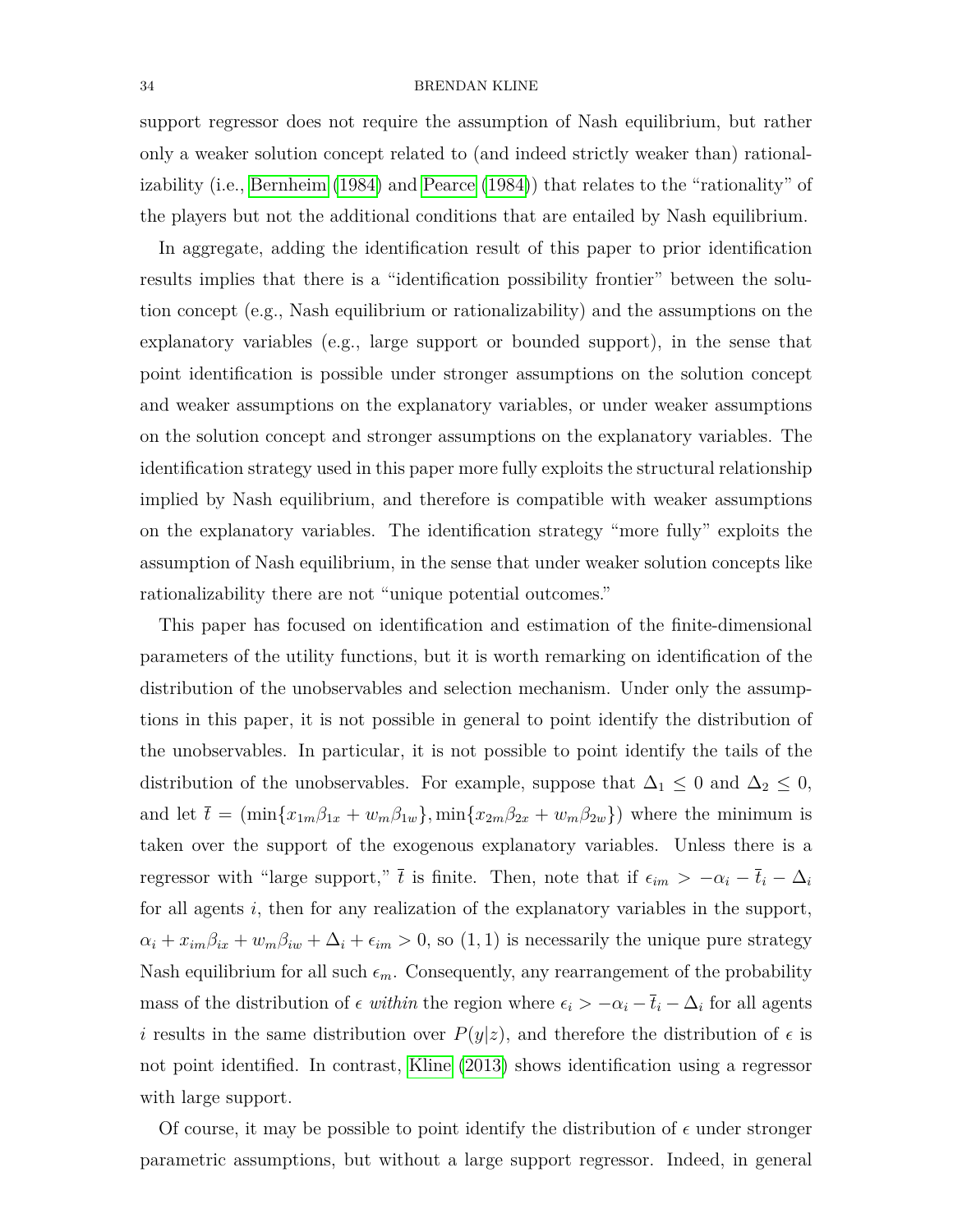support regressor does not require the assumption of Nash equilibrium, but rather only a weaker solution concept related to (and indeed strictly weaker than) rationalizability (i.e., Bernheim (1984) and Pearce (1984)) that relates to the "rationality" of the players but not the additional conditions that are entailed by Nash equilibrium.

In aggregate, adding the identification result of this paper to prior identification results implies that there is a "identification possibility frontier" between the solution concept (e.g., Nash equilibrium or rationalizability) and the assumptions on the explanatory variables (e.g., large support or bounded support), in the sense that point identification is possible under stronger assumptions on the solution concept and weaker assumptions on the explanatory variables, or under weaker assumptions on the solution concept and stronger assumptions on the explanatory variables. The identification strategy used in this paper more fully exploits the structural relationship implied by Nash equilibrium, and therefore is compatible with weaker assumptions on the explanatory variables. The identification strategy "more fully" exploits the assumption of Nash equilibrium, in the sense that under weaker solution concepts like rationalizability there are not "unique potential outcomes."

This paper has focused on identification and estimation of the finite-dimensional parameters of the utility functions, but it is worth remarking on identification of the distribution of the unobservables and selection mechanism. Under only the assumptions in this paper, it is not possible in general to point identify the distribution of the unobservables. In particular, it is not possible to point identify the tails of the distribution of the unobservables. For example, suppose that $\Delta_1 \leq 0$ and $\Delta_2 \leq 0$, and let $\bar{t} = (\min\{x_{1m}\beta_{1x} + w_m\beta_{1w}\}, \min\{x_{2m}\beta_{2x} + w_m\beta_{2w}\})$ where the minimum is taken over the support of the exogenous explanatory variables. Unless there is a regressor with "large support," $\bar{t}$ is finite. Then, note that if $\epsilon_{im} > -\alpha_i - \bar{t}_i - \Delta_i$ for all agents $i$, then for any realization of the explanatory variables in the support, $\alpha_i + x_{im}\beta_{ix} + w_m\beta_{iw} + \Delta_i + \epsilon_{im} > 0$, so $(1, 1)$ is necessarily the unique pure strategy Nash equilibrium for all such $\epsilon_m$. Consequently, any rearrangement of the probability mass of the distribution of $\epsilon$ *within* the region where $\epsilon_i > -\alpha_i - \bar{t}_i - \Delta_i$ for all agents $i$ results in the same distribution over $P(y|z)$, and therefore the distribution of $\epsilon$ is not point identified. In contrast, Kline (2013) shows identification using a regressor with large support.

Of course, it may be possible to point identify the distribution of $\epsilon$ under stronger parametric assumptions, but without a large support regressor. Indeed, in general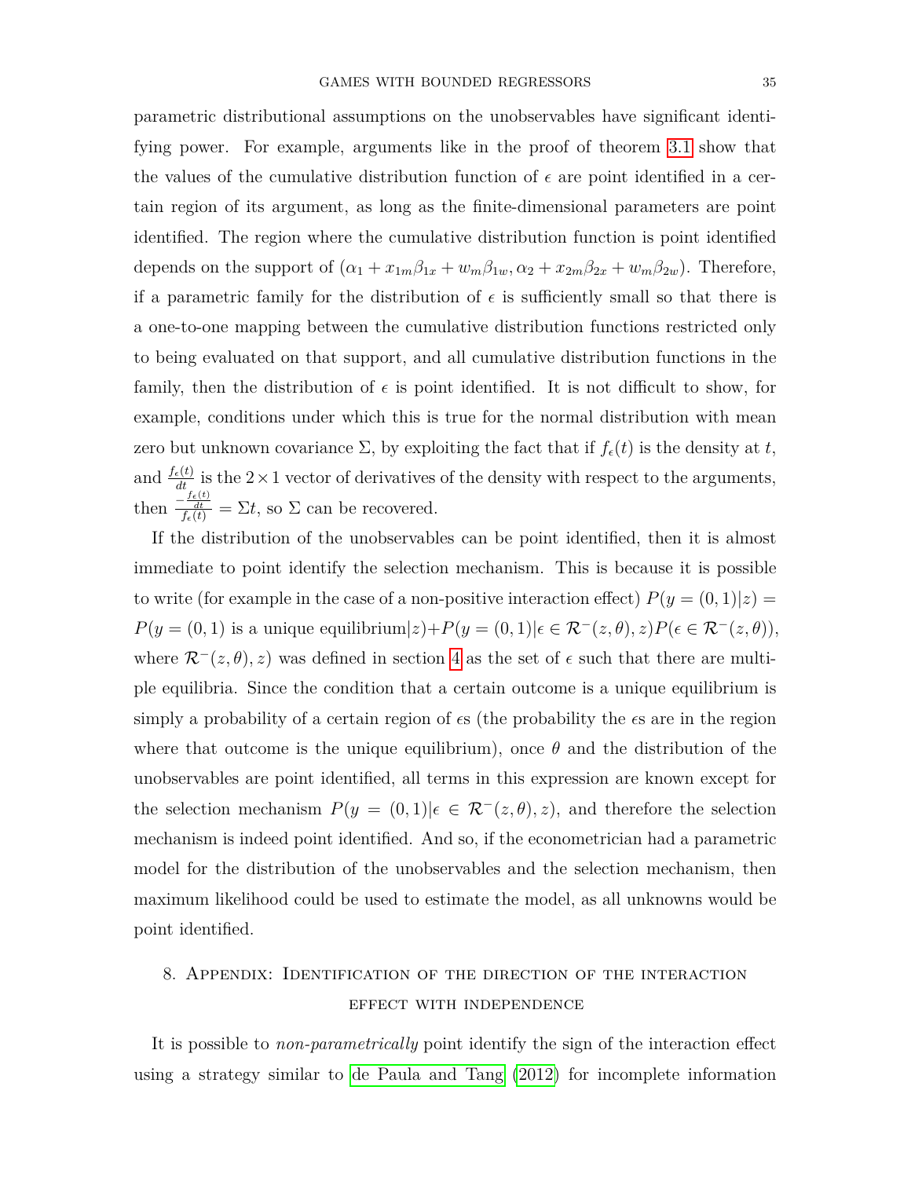parametric distributional assumptions on the unobservables have significant identifying power. For example, arguments like in the proof of theorem 3.1 show that the values of the cumulative distribution function of $\epsilon$ are point identified in a certain region of its argument, as long as the finite-dimensional parameters are point identified. The region where the cumulative distribution function is point identified depends on the support of $(\alpha_1 + x_{1m}\beta_{1x} + w_m\beta_{1w}, \alpha_2 + x_{2m}\beta_{2x} + w_m\beta_{2w})$. Therefore, if a parametric family for the distribution of $\epsilon$ is sufficiently small so that there is a one-to-one mapping between the cumulative distribution functions restricted only to being evaluated on that support, and all cumulative distribution functions in the family, then the distribution of $\epsilon$ is point identified. It is not difficult to show, for example, conditions under which this is true for the normal distribution with mean zero but unknown covariance $\Sigma$, by exploiting the fact that if $f_\epsilon(t)$ is the density at $t$, and $\frac{f_\epsilon(t)}{dt}$ is the $2 \times 1$ vector of derivatives of the density with respect to the arguments, then $\frac{-\frac{f_\epsilon(t)}{dt}}{f_\epsilon(t)} = \Sigma t$, so $\Sigma$ can be recovered.

If the distribution of the unobservables can be point identified, then it is almost immediate to point identify the selection mechanism. This is because it is possible to write (for example in the case of a non-positive interaction effect) $P(y = (0,1)|z) = P(y = (0,1) \text{ is a unique equilibrium}|z) + P(y = (0,1)|\epsilon \in \mathcal{R}^-(z,\theta), z)P(\epsilon \in \mathcal{R}^-(z,\theta))$, where $\mathcal{R}^-(z,\theta), z)$ was defined in section 4 as the set of $\epsilon$ such that there are multiple equilibria. Since the condition that a certain outcome is a unique equilibrium is simply a probability of a certain region of $\epsilon$s (the probability the $\epsilon$s are in the region where that outcome is the unique equilibrium), once $\theta$ and the distribution of the unobservables are point identified, all terms in this expression are known except for the selection mechanism $P(y = (0,1)|\epsilon \in \mathcal{R}^-(z,\theta), z)$, and therefore the selection mechanism is indeed point identified. And so, if the econometrician had a parametric model for the distribution of the unobservables and the selection mechanism, then maximum likelihood could be used to estimate the model, as all unknowns would be point identified.

## 8. Appendix: Identification of the direction of the interaction effect with independence

It is possible to *non-parametrically* point identify the sign of the interaction effect using a strategy similar to de Paula and Tang (2012) for incomplete information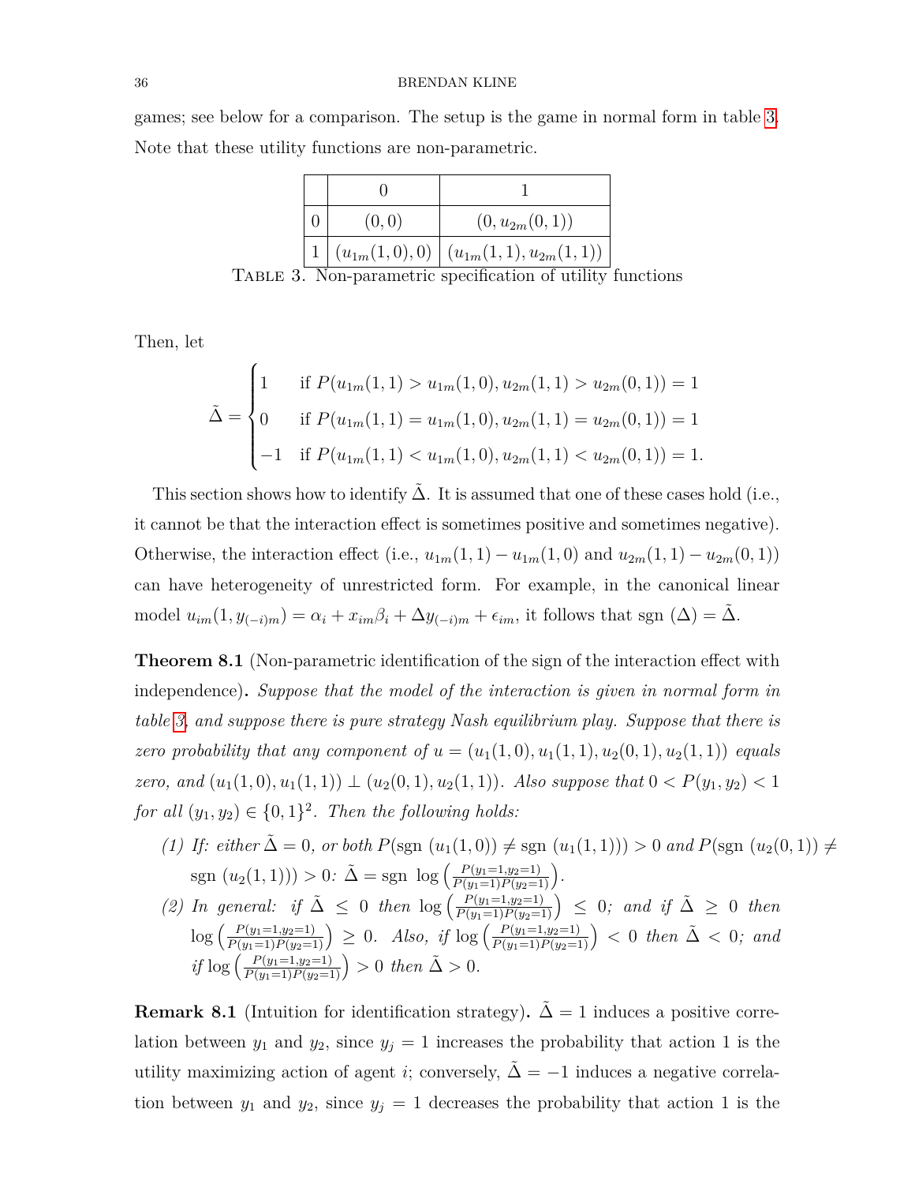games; see below for a comparison. The setup is the game in normal form in table 3. Note that these utility functions are non-parametric.

| | 0 | 1 |
|---|---|---|
| 0 | $(0,0)$ | $(0, u_{2m}(0,1))$ |
| 1 | $(u_{1m}(1,0), 0)$ | $(u_{1m}(1,1), u_{2m}(1,1))$ |

Table 3. Non-parametric specification of utility functions

Then, let

$$\tilde{\Delta} = \begin{cases} 1 & \text{if } P(u_{1m}(1,1) > u_{1m}(1,0), u_{2m}(1,1) > u_{2m}(0,1)) = 1 \\ 0 & \text{if } P(u_{1m}(1,1) = u_{1m}(1,0), u_{2m}(1,1) = u_{2m}(0,1)) = 1 \\ -1 & \text{if } P(u_{1m}(1,1) < u_{1m}(1,0), u_{2m}(1,1) < u_{2m}(0,1)) = 1. \end{cases}$$

This section shows how to identify $\tilde{\Delta}$. It is assumed that one of these cases hold (i.e., it cannot be that the interaction effect is sometimes positive and sometimes negative). Otherwise, the interaction effect (i.e., $u_{1m}(1,1) - u_{1m}(1,0)$ and $u_{2m}(1,1) - u_{2m}(0,1)$) can have heterogeneity of unrestricted form. For example, in the canonical linear model $u_{im}(1, y_{(-i)m}) = \alpha_i + x_{im}\beta_i + \Delta y_{(-i)m} + \epsilon_{im}$, it follows that $\text{sgn}\ (\Delta) = \tilde{\Delta}$.

**Theorem 8.1** (Non-parametric identification of the sign of the interaction effect with independence)**.** *Suppose that the model of the interaction is given in normal form in table 3, and suppose there is pure strategy Nash equilibrium play. Suppose that there is zero probability that any component of $u = (u_1(1,0), u_1(1,1), u_2(0,1), u_2(1,1))$ equals zero, and $(u_1(1,0), u_1(1,1)) \perp (u_2(0,1), u_2(1,1))$. Also suppose that $0 < P(y_1, y_2) < 1$ for all $(y_1, y_2) \in \{0,1\}^2$. Then the following holds:*

1. *If: either $\tilde{\Delta} = 0$, or both $P(\text{sgn}\ (u_1(1,0)) \neq \text{sgn}\ (u_1(1,1))) > 0$ and $P(\text{sgn}\ (u_2(0,1)) \neq \text{sgn}\ (u_2(1,1))) > 0$: $\tilde{\Delta} = \text{sgn}\ \log\left(\frac{P(y_1=1,y_2=1)}{P(y_1=1)P(y_2=1)}\right)$.*
2. *In general: if $\tilde{\Delta} \leq 0$ then $\log\left(\frac{P(y_1=1,y_2=1)}{P(y_1=1)P(y_2=1)}\right) \leq 0$; and if $\tilde{\Delta} \geq 0$ then $\log\left(\frac{P(y_1=1,y_2=1)}{P(y_1=1)P(y_2=1)}\right) \geq 0$. Also, if $\log\left(\frac{P(y_1=1,y_2=1)}{P(y_1=1)P(y_2=1)}\right) < 0$ then $\tilde{\Delta} < 0$; and if $\log\left(\frac{P(y_1=1,y_2=1)}{P(y_1=1)P(y_2=1)}\right) > 0$ then $\tilde{\Delta} > 0$.*

**Remark 8.1** (Intuition for identification strategy)**.** $\tilde{\Delta} = 1$ induces a positive correlation between $y_1$ and $y_2$, since $y_j = 1$ increases the probability that action 1 is the utility maximizing action of agent $i$; conversely, $\tilde{\Delta} = -1$ induces a negative correlation between $y_1$ and $y_2$, since $y_j = 1$ decreases the probability that action 1 is the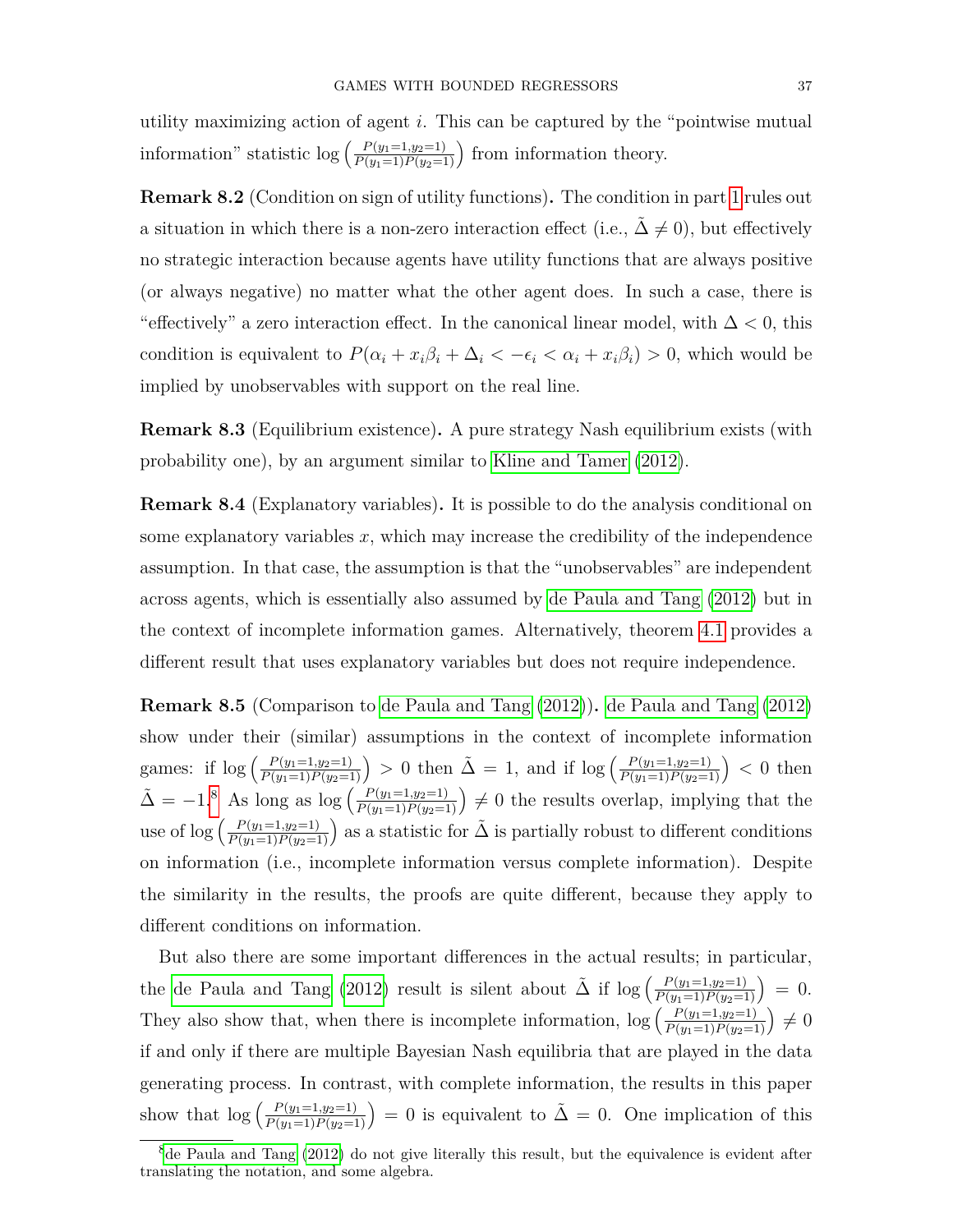utility maximizing action of agent $i$. This can be captured by the "pointwise mutual information" statistic $\log\left(\frac{P(y_1=1,y_2=1)}{P(y_1=1)P(y_2=1)}\right)$ from information theory.

**Remark 8.2** (Condition on sign of utility functions)**.** The condition in part 1 rules out a situation in which there is a non-zero interaction effect (i.e., $\tilde{\Delta} \neq 0$), but effectively no strategic interaction because agents have utility functions that are always positive (or always negative) no matter what the other agent does. In such a case, there is "effectively" a zero interaction effect. In the canonical linear model, with $\Delta < 0$, this condition is equivalent to $P(\alpha_i + x_i\beta_i + \Delta_i < -\epsilon_i < \alpha_i + x_i\beta_i) > 0$, which would be implied by unobservables with support on the real line.

**Remark 8.3** (Equilibrium existence)**.** A pure strategy Nash equilibrium exists (with probability one), by an argument similar to Kline and Tamer (2012).

**Remark 8.4** (Explanatory variables)**.** It is possible to do the analysis conditional on some explanatory variables $x$, which may increase the credibility of the independence assumption. In that case, the assumption is that the "unobservables" are independent across agents, which is essentially also assumed by de Paula and Tang (2012) but in the context of incomplete information games. Alternatively, theorem 4.1 provides a different result that uses explanatory variables but does not require independence.

**Remark 8.5** (Comparison to de Paula and Tang (2012))**.** de Paula and Tang (2012) show under their (similar) assumptions in the context of incomplete information games: if $\log\left(\frac{P(y_1=1,y_2=1)}{P(y_1=1)P(y_2=1)}\right) > 0$ then $\tilde{\Delta} = 1$, and if $\log\left(\frac{P(y_1=1,y_2=1)}{P(y_1=1)P(y_2=1)}\right) < 0$ then $\tilde{\Delta} = -1$.[8] As long as $\log\left(\frac{P(y_1=1,y_2=1)}{P(y_1=1)P(y_2=1)}\right) \neq 0$ the results overlap, implying that the use of $\log\left(\frac{P(y_1=1,y_2=1)}{P(y_1=1)P(y_2=1)}\right)$ as a statistic for $\tilde{\Delta}$ is partially robust to different conditions on information (i.e., incomplete information versus complete information). Despite the similarity in the results, the proofs are quite different, because they apply to different conditions on information.

But also there are some important differences in the actual results; in particular, the de Paula and Tang (2012) result is silent about $\tilde{\Delta}$ if $\log\left(\frac{P(y_1=1,y_2=1)}{P(y_1=1)P(y_2=1)}\right) = 0$. They also show that, when there is incomplete information, $\log\left(\frac{P(y_1=1,y_2=1)}{P(y_1=1)P(y_2=1)}\right) \neq 0$ if and only if there are multiple Bayesian Nash equilibria that are played in the data generating process. In contrast, with complete information, the results in this paper show that $\log\left(\frac{P(y_1=1,y_2=1)}{P(y_1=1)P(y_2=1)}\right) = 0$ is equivalent to $\tilde{\Delta} = 0$. One implication of this

[8] de Paula and Tang (2012) do not give literally this result, but the equivalence is evident after translating the notation, and some algebra.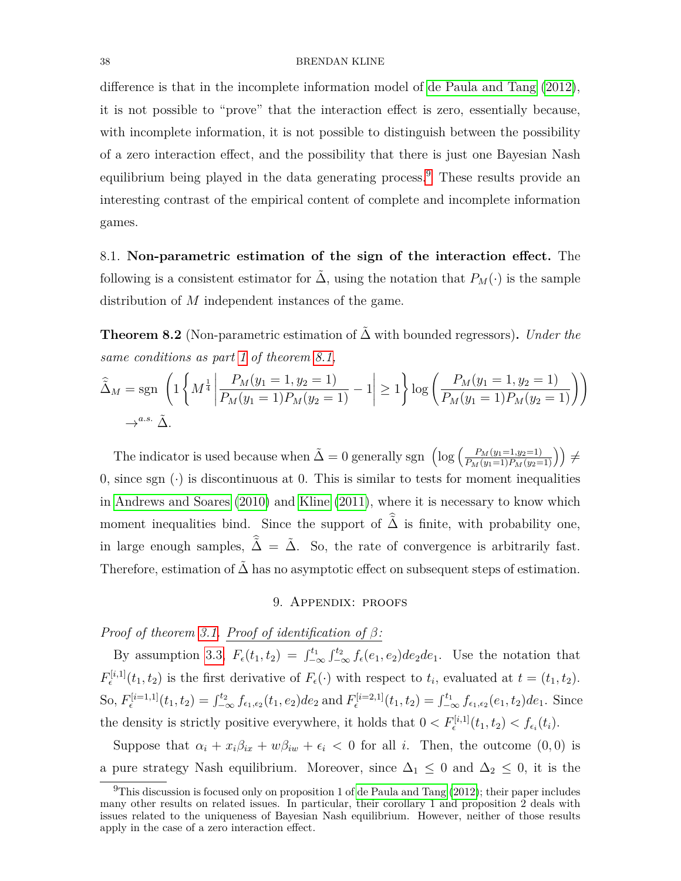difference is that in the incomplete information model of de Paula and Tang (2012), it is not possible to "prove" that the interaction effect is zero, essentially because, with incomplete information, it is not possible to distinguish between the possibility of a zero interaction effect, and the possibility that there is just one Bayesian Nash equilibrium being played in the data generating process.[9] These results provide an interesting contrast of the empirical content of complete and incomplete information games.

8.1. **Non-parametric estimation of the sign of the interaction effect.** The following is a consistent estimator for $\tilde{\Delta}$, using the notation that $P_M(\cdot)$ is the sample distribution of $M$ independent instances of the game.

**Theorem 8.2** (Non-parametric estimation of $\tilde{\Delta}$ with bounded regressors)**.** *Under the same conditions as part 1 of theorem 8.1,*

$$\hat{\tilde{\Delta}}_M = \text{sgn}\left(1\left\{M^{\frac{1}{4}}\left|\frac{P_M(y_1=1,y_2=1)}{P_M(y_1=1)P_M(y_2=1)}-1\right|\geq 1\right\}\log\left(\frac{P_M(y_1=1,y_2=1)}{P_M(y_1=1)P_M(y_2=1)}\right)\right)$$
$$\to^{a.s.} \tilde{\Delta}.$$

The indicator is used because when $\tilde{\Delta}=0$ generally $\text{sgn}\left(\log\left(\frac{P_M(y_1=1,y_2=1)}{P_M(y_1=1)P_M(y_2=1)}\right)\right) \neq 0$, since $\text{sgn}(\cdot)$ is discontinuous at 0. This is similar to tests for moment inequalities in Andrews and Soares (2010) and Kline (2011), where it is necessary to know which moment inequalities bind. Since the support of $\hat{\tilde{\Delta}}$ is finite, with probability one, in large enough samples, $\hat{\tilde{\Delta}} = \tilde{\Delta}$. So, the rate of convergence is arbitrarily fast. Therefore, estimation of $\tilde{\Delta}$ has no asymptotic effect on subsequent steps of estimation.

## 9. Appendix: proofs

*Proof of theorem 3.1.* Proof of identification of $\beta$:

By assumption 3.3, $F_\epsilon(t_1,t_2) = \int_{-\infty}^{t_1}\int_{-\infty}^{t_2} f_\epsilon(e_1,e_2)de_2de_1$. Use the notation that $F_\epsilon^{[i,1]}(t_1,t_2)$ is the first derivative of $F_\epsilon(\cdot)$ with respect to $t_i$, evaluated at $t=(t_1,t_2)$. So, $F_\epsilon^{[i=1,1]}(t_1,t_2) = \int_{-\infty}^{t_2} f_{\epsilon_1,\epsilon_2}(t_1,e_2)de_2$ and $F_\epsilon^{[i=2,1]}(t_1,t_2) = \int_{-\infty}^{t_1} f_{\epsilon_1,\epsilon_2}(e_1,t_2)de_1$. Since the density is strictly positive everywhere, it holds that $0 < F_\epsilon^{[i,1]}(t_1,t_2) < f_{\epsilon_i}(t_i)$.

Suppose that $\alpha_i + x_i\beta_{ix} + w\beta_{iw} + \epsilon_i < 0$ for all $i$. Then, the outcome $(0,0)$ is a pure strategy Nash equilibrium. Moreover, since $\Delta_1 \leq 0$ and $\Delta_2 \leq 0$, it is the

[9] This discussion is focused only on proposition 1 of de Paula and Tang (2012); their paper includes many other results on related issues. In particular, their corollary 1 and proposition 2 deals with issues related to the uniqueness of Bayesian Nash equilibrium. However, neither of those results apply in the case of a zero interaction effect.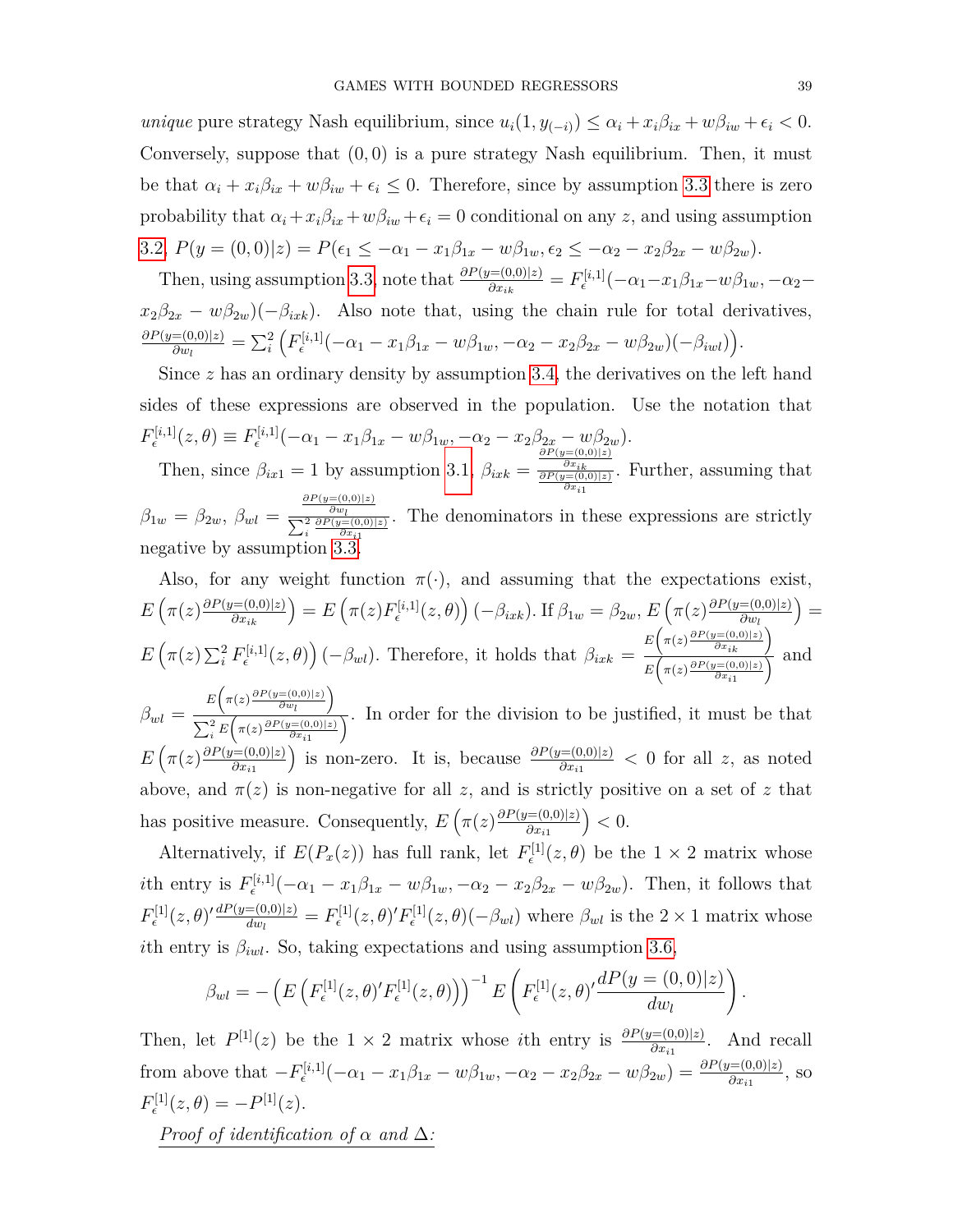*unique* pure strategy Nash equilibrium, since $u_i(1, y_{(-i)}) \leq \alpha_i + x_i\beta_{ix} + w\beta_{iw} + \epsilon_i < 0$. Conversely, suppose that $(0,0)$ is a pure strategy Nash equilibrium. Then, it must be that $\alpha_i + x_i\beta_{ix} + w\beta_{iw} + \epsilon_i \leq 0$. Therefore, since by assumption 3.3 there is zero probability that $\alpha_i + x_i\beta_{ix} + w\beta_{iw} + \epsilon_i = 0$ conditional on any $z$, and using assumption 3.2, $P(y = (0,0)|z) = P(\epsilon_1 \leq -\alpha_1 - x_1\beta_{1x} - w\beta_{1w}, \epsilon_2 \leq -\alpha_2 - x_2\beta_{2x} - w\beta_{2w})$.

Then, using assumption 3.3, note that $\frac{\partial P(y=(0,0)|z)}{\partial x_{ik}} = F_\epsilon^{[i,1]}(-\alpha_1 - x_1\beta_{1x} - w\beta_{1w}, -\alpha_2 - x_2\beta_{2x} - w\beta_{2w})(-\beta_{ixk})$. Also note that, using the chain rule for total derivatives, $\frac{\partial P(y=(0,0)|z)}{\partial w_l} = \sum_i^2 \left( F_\epsilon^{[i,1]}(-\alpha_1 - x_1\beta_{1x} - w\beta_{1w}, -\alpha_2 - x_2\beta_{2x} - w\beta_{2w})(-\beta_{iwl}) \right)$.

Since $z$ has an ordinary density by assumption 3.4, the derivatives on the left hand sides of these expressions are observed in the population. Use the notation that $F_\epsilon^{[i,1]}(z,\theta) \equiv F_\epsilon^{[i,1]}(-\alpha_1 - x_1\beta_{1x} - w\beta_{1w}, -\alpha_2 - x_2\beta_{2x} - w\beta_{2w})$.

Then, since $\beta_{ix1} = 1$ by assumption 3.1, $\beta_{ixk} = \frac{\frac{\partial P(y=(0,0)|z)}{\partial x_{ik}}}{\frac{\partial P(y=(0,0)|z)}{\partial x_{i1}}}$. Further, assuming that $\beta_{1w} = \beta_{2w}$, $\beta_{wl} = \frac{\frac{\partial P(y=(0,0)|z)}{\partial w_l}}{\sum_i^2 \frac{\partial P(y=(0,0)|z)}{\partial x_{i1}}}$. The denominators in these expressions are strictly negative by assumption 3.3.

Also, for any weight function $\pi(\cdot)$, and assuming that the expectations exist, $E\left(\pi(z)\frac{\partial P(y=(0,0)|z)}{\partial x_{ik}}\right) = E\left(\pi(z)F_\epsilon^{[i,1]}(z,\theta)\right)(-\beta_{ixk})$. If $\beta_{1w} = \beta_{2w}$, $E\left(\pi(z)\frac{\partial P(y=(0,0)|z)}{\partial w_l}\right) = E\left(\pi(z)\sum_i^2 F_\epsilon^{[i,1]}(z,\theta)\right)(-\beta_{wl})$. Therefore, it holds that $\beta_{ixk} = \frac{E\left(\pi(z)\frac{\partial P(y=(0,0)|z)}{\partial x_{ik}}\right)}{E\left(\pi(z)\frac{\partial P(y=(0,0)|z)}{\partial x_{i1}}\right)}$ and $\beta_{wl} = \frac{E\left(\pi(z)\frac{\partial P(y=(0,0)|z)}{\partial w_l}\right)}{\sum_i^2 E\left(\pi(z)\frac{\partial P(y=(0,0)|z)}{\partial x_{i1}}\right)}$. In order for the division to be justified, it must be that $E\left(\pi(z)\frac{\partial P(y=(0,0)|z)}{\partial x_{i1}}\right)$ is non-zero. It is, because $\frac{\partial P(y=(0,0)|z)}{\partial x_{i1}} < 0$ for all $z$, as noted above, and $\pi(z)$ is non-negative for all $z$, and is strictly positive on a set of $z$ that has positive measure. Consequently, $E\left(\pi(z)\frac{\partial P(y=(0,0)|z)}{\partial x_{i1}}\right) < 0$.

Alternatively, if $E(P_x(z))$ has full rank, let $F_\epsilon^{[1]}(z,\theta)$ be the $1 \times 2$ matrix whose $i$th entry is $F_\epsilon^{[i,1]}(-\alpha_1 - x_1\beta_{1x} - w\beta_{1w}, -\alpha_2 - x_2\beta_{2x} - w\beta_{2w})$. Then, it follows that $F_\epsilon^{[1]}(z,\theta)'\frac{dP(y=(0,0)|z)}{dw_l} = F_\epsilon^{[1]}(z,\theta)'F_\epsilon^{[1]}(z,\theta)(-\beta_{wl})$ where $\beta_{wl}$ is the $2 \times 1$ matrix whose $i$th entry is $\beta_{iwl}$. So, taking expectations and using assumption 3.6,

$$\beta_{wl} = -\left(E\left(F_\epsilon^{[1]}(z,\theta)'F_\epsilon^{[1]}(z,\theta)\right)\right)^{-1} E\left(F_\epsilon^{[1]}(z,\theta)'\frac{dP(y=(0,0)|z)}{dw_l}\right).$$

Then, let $P^{[1]}(z)$ be the $1 \times 2$ matrix whose $i$th entry is $\frac{\partial P(y=(0,0)|z)}{\partial x_{i1}}$. And recall from above that $-F_\epsilon^{[i,1]}(-\alpha_1 - x_1\beta_{1x} - w\beta_{1w}, -\alpha_2 - x_2\beta_{2x} - w\beta_{2w}) = \frac{\partial P(y=(0,0)|z)}{\partial x_{i1}}$, so $F_\epsilon^{[1]}(z,\theta) = -P^{[1]}(z)$.

*Proof of identification of $\alpha$ and $\Delta$:*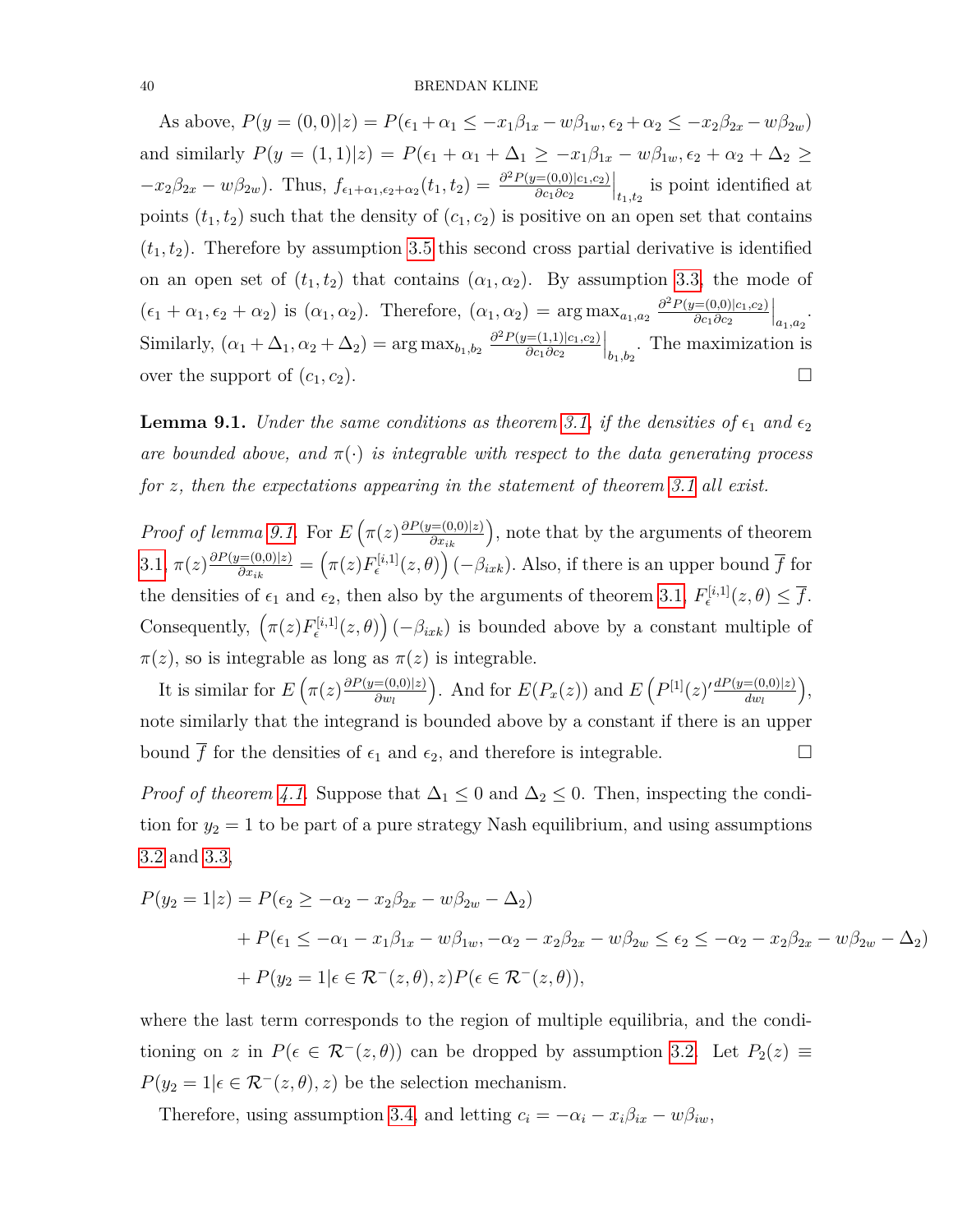As above, $P(y=(0,0)|z) = P(\epsilon_1 + \alpha_1 \leq -x_1\beta_{1x} - w\beta_{1w}, \epsilon_2 + \alpha_2 \leq -x_2\beta_{2x} - w\beta_{2w})$ and similarly $P(y=(1,1)|z) = P(\epsilon_1 + \alpha_1 + \Delta_1 \geq -x_1\beta_{1x} - w\beta_{1w}, \epsilon_2 + \alpha_2 + \Delta_2 \geq -x_2\beta_{2x} - w\beta_{2w})$. Thus, $f_{\epsilon_1+\alpha_1,\epsilon_2+\alpha_2}(t_1,t_2) = \frac{\partial^2 P(y=(0,0)|c_1,c_2)}{\partial c_1 \partial c_2}\Big|_{t_1,t_2}$ is point identified at points $(t_1,t_2)$ such that the density of $(c_1,c_2)$ is positive on an open set that contains $(t_1,t_2)$. Therefore by assumption 3.5 this second cross partial derivative is identified on an open set of $(t_1,t_2)$ that contains $(\alpha_1,\alpha_2)$. By assumption 3.3, the mode of $(\epsilon_1+\alpha_1, \epsilon_2+\alpha_2)$ is $(\alpha_1,\alpha_2)$. Therefore, $(\alpha_1,\alpha_2) = \arg\max_{a_1,a_2} \frac{\partial^2 P(y=(0,0)|c_1,c_2)}{\partial c_1 \partial c_2}\Big|_{a_1,a_2}$. Similarly, $(\alpha_1+\Delta_1, \alpha_2+\Delta_2) = \arg\max_{b_1,b_2} \frac{\partial^2 P(y=(1,1)|c_1,c_2)}{\partial c_1 \partial c_2}\Big|_{b_1,b_2}$. The maximization is over the support of $(c_1,c_2)$. □

**Lemma 9.1.** *Under the same conditions as theorem 3.1, if the densities of $\epsilon_1$ and $\epsilon_2$ are bounded above, and $\pi(\cdot)$ is integrable with respect to the data generating process for $z$, then the expectations appearing in the statement of theorem 3.1 all exist.*

*Proof of lemma 9.1.* For $E\left(\pi(z)\frac{\partial P(y=(0,0)|z)}{\partial x_{ik}}\right)$, note that by the arguments of theorem 3.1, $\pi(z)\frac{\partial P(y=(0,0)|z)}{\partial x_{ik}} = \left(\pi(z)F_\epsilon^{[i,1]}(z,\theta)\right)(-\beta_{ixk})$. Also, if there is an upper bound $\overline{f}$ for the densities of $\epsilon_1$ and $\epsilon_2$, then also by the arguments of theorem 3.1, $F_\epsilon^{[i,1]}(z,\theta) \leq \overline{f}$. Consequently, $\left(\pi(z)F_\epsilon^{[i,1]}(z,\theta)\right)(-\beta_{ixk})$ is bounded above by a constant multiple of $\pi(z)$, so is integrable as long as $\pi(z)$ is integrable.

It is similar for $E\left(\pi(z)\frac{\partial P(y=(0,0)|z)}{\partial w_l}\right)$. And for $E(P_x(z))$ and $E\left(P^{[1]}(z)'\frac{dP(y=(0,0)|z)}{dw_l}\right)$, note similarly that the integrand is bounded above by a constant if there is an upper bound $\overline{f}$ for the densities of $\epsilon_1$ and $\epsilon_2$, and therefore is integrable. □

*Proof of theorem 4.1.* Suppose that $\Delta_1 \leq 0$ and $\Delta_2 \leq 0$. Then, inspecting the condition for $y_2 = 1$ to be part of a pure strategy Nash equilibrium, and using assumptions 3.2 and 3.3,

$$
\begin{aligned}
P(y_2=1|z) &= P(\epsilon_2 \geq -\alpha_2 - x_2\beta_{2x} - w\beta_{2w} - \Delta_2) \\
&\quad + P(\epsilon_1 \leq -\alpha_1 - x_1\beta_{1x} - w\beta_{1w}, -\alpha_2 - x_2\beta_{2x} - w\beta_{2w} \leq \epsilon_2 \leq -\alpha_2 - x_2\beta_{2x} - w\beta_{2w} - \Delta_2) \\
&\quad + P(y_2=1|\epsilon \in \mathcal{R}^-(z,\theta), z)P(\epsilon \in \mathcal{R}^-(z,\theta)),
\end{aligned}
$$

where the last term corresponds to the region of multiple equilibria, and the conditioning on $z$ in $P(\epsilon \in \mathcal{R}^-(z,\theta))$ can be dropped by assumption 3.2. Let $P_2(z) \equiv P(y_2=1|\epsilon \in \mathcal{R}^-(z,\theta), z)$ be the selection mechanism.

Therefore, using assumption 3.4, and letting $c_i = -\alpha_i - x_i\beta_{ix} - w\beta_{iw}$,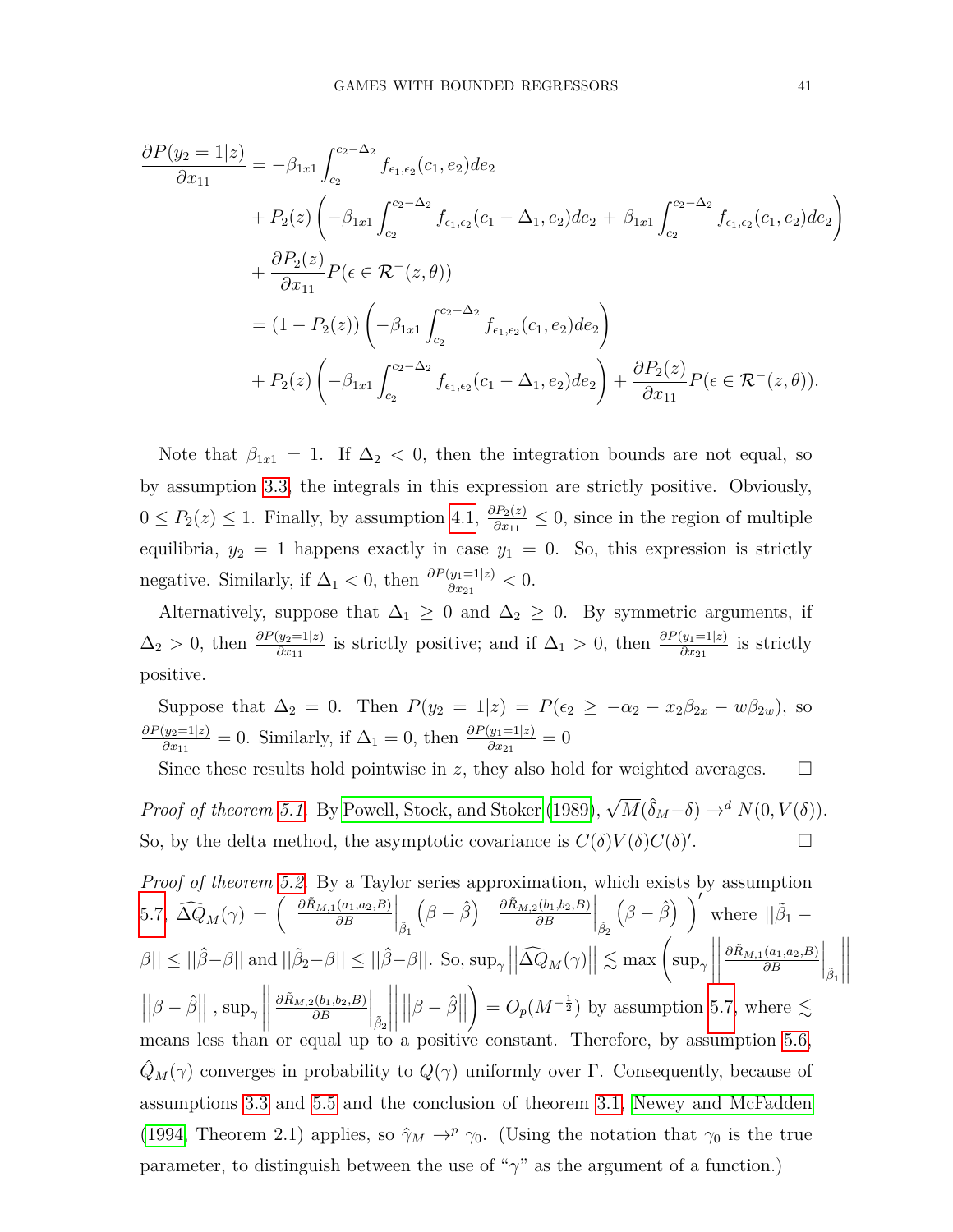$$
\begin{aligned}
\frac{\partial P(y_2=1|z)}{\partial x_{11}} &= -\beta_{1x1}\int_{c_2}^{c_2-\Delta_2} f_{\epsilon_1,\epsilon_2}(c_1,e_2)de_2 \\
&\quad + P_2(z)\left(-\beta_{1x1}\int_{c_2}^{c_2-\Delta_2} f_{\epsilon_1,\epsilon_2}(c_1-\Delta_1,e_2)de_2 + \beta_{1x1}\int_{c_2}^{c_2-\Delta_2} f_{\epsilon_1,\epsilon_2}(c_1,e_2)de_2\right) \\
&\quad + \frac{\partial P_2(z)}{\partial x_{11}}P(\epsilon\in\mathcal{R}^-(z,\theta)) \\
&= (1-P_2(z))\left(-\beta_{1x1}\int_{c_2}^{c_2-\Delta_2} f_{\epsilon_1,\epsilon_2}(c_1,e_2)de_2\right) \\
&\quad + P_2(z)\left(-\beta_{1x1}\int_{c_2}^{c_2-\Delta_2} f_{\epsilon_1,\epsilon_2}(c_1-\Delta_1,e_2)de_2\right) + \frac{\partial P_2(z)}{\partial x_{11}}P(\epsilon\in\mathcal{R}^-(z,\theta)).
\end{aligned}
$$

Note that $\beta_{1x1} = 1$. If $\Delta_2 < 0$, then the integration bounds are not equal, so by assumption 3.3, the integrals in this expression are strictly positive. Obviously, $0 \le P_2(z) \le 1$. Finally, by assumption 4.1, $\frac{\partial P_2(z)}{\partial x_{11}} \le 0$, since in the region of multiple equilibria, $y_2 = 1$ happens exactly in case $y_1 = 0$. So, this expression is strictly negative. Similarly, if $\Delta_1 < 0$, then $\frac{\partial P(y_1=1|z)}{\partial x_{21}} < 0$.

Alternatively, suppose that $\Delta_1 \ge 0$ and $\Delta_2 \ge 0$. By symmetric arguments, if $\Delta_2 > 0$, then $\frac{\partial P(y_2=1|z)}{\partial x_{11}}$ is strictly positive; and if $\Delta_1 > 0$, then $\frac{\partial P(y_1=1|z)}{\partial x_{21}}$ is strictly positive.

Suppose that $\Delta_2 = 0$. Then $P(y_2 = 1|z) = P(\epsilon_2 \ge -\alpha_2 - x_2\beta_{2x} - w\beta_{2w})$, so $\frac{\partial P(y_2=1|z)}{\partial x_{11}} = 0$. Similarly, if $\Delta_1 = 0$, then $\frac{\partial P(y_1=1|z)}{\partial x_{21}} = 0$

Since these results hold pointwise in $z$, they also hold for weighted averages. □

*Proof of theorem 5.1.* By Powell, Stock, and Stoker (1989), $\sqrt{M}(\hat{\delta}_M - \delta) \to^d N(0, V(\delta))$. So, by the delta method, the asymptotic covariance is $C(\delta)V(\delta)C(\delta)'$. □

*Proof of theorem 5.2.* By a Taylor series approximation, which exists by assumption 5.7, $\widehat{\Delta Q}_M(\gamma) = \left( \left.\frac{\partial \tilde{R}_{M,1}(a_1,a_2,B)}{\partial B}\right|_{\tilde{\beta}_1}\left(\beta - \hat{\beta}\right) \quad \left.\frac{\partial \tilde{R}_{M,2}(b_1,b_2,B)}{\partial B}\right|_{\tilde{\beta}_2}\left(\beta - \hat{\beta}\right) \right)'$ where $||\tilde{\beta}_1 - \beta|| \le ||\hat{\beta} - \beta||$ and $||\tilde{\beta}_2 - \beta|| \le ||\hat{\beta} - \beta||$. So, $\sup_\gamma \left|\left|\widehat{\Delta Q}_M(\gamma)\right|\right| \lesssim \max\left(\sup_\gamma \left|\left| \left.\frac{\partial \tilde{R}_{M,1}(a_1,a_2,B)}{\partial B}\right|_{\tilde{\beta}_1} \right|\right| \left|\left|\beta - \hat{\beta}\right|\right|, \sup_\gamma \left|\left| \left.\frac{\partial \tilde{R}_{M,2}(b_1,b_2,B)}{\partial B}\right|_{\tilde{\beta}_2} \right|\right| \left|\left|\beta - \hat{\beta}\right|\right| \right) = O_p(M^{-\frac{1}{2}})$ by assumption 5.7, where $\lesssim$ means less than or equal up to a positive constant. Therefore, by assumption 5.6, $\hat{Q}_M(\gamma)$ converges in probability to $Q(\gamma)$ uniformly over $\Gamma$. Consequently, because of assumptions 3.3 and 5.5 and the conclusion of theorem 3.1, Newey and McFadden (1994, Theorem 2.1) applies, so $\hat{\gamma}_M \to^p \gamma_0$. (Using the notation that $\gamma_0$ is the true parameter, to distinguish between the use of "$\gamma$" as the argument of a function.)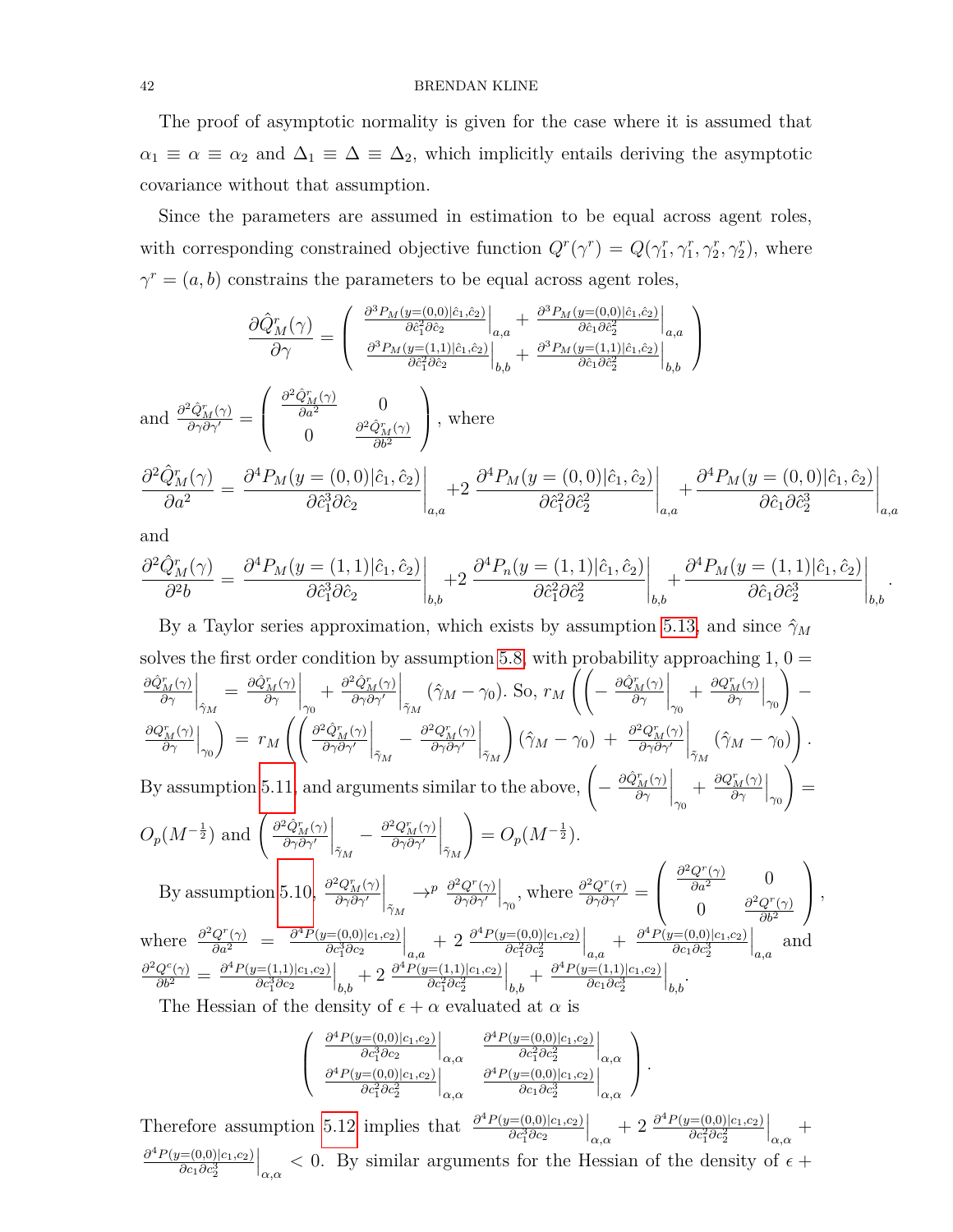The proof of asymptotic normality is given for the case where it is assumed that $\alpha_1 \equiv \alpha \equiv \alpha_2$ and $\Delta_1 \equiv \Delta \equiv \Delta_2$, which implicitly entails deriving the asymptotic covariance without that assumption.

Since the parameters are assumed in estimation to be equal across agent roles, with corresponding constrained objective function $Q^r(\gamma^r) = Q(\gamma_1^r, \gamma_1^r, \gamma_2^r, \gamma_2^r)$, where $\gamma^r = (a, b)$ constrains the parameters to be equal across agent roles,

$$\frac{\partial \hat{Q}_M^r(\gamma)}{\partial \gamma} = \begin{pmatrix} \left.\frac{\partial^3 P_M(y=(0,0)|\hat{c}_1,\hat{c}_2)}{\partial \hat{c}_1^2 \partial \hat{c}_2}\right|_{a,a} + \left.\frac{\partial^3 P_M(y=(0,0)|\hat{c}_1,\hat{c}_2)}{\partial \hat{c}_1 \partial \hat{c}_2^2}\right|_{a,a} \\ \left.\frac{\partial^3 P_M(y=(1,1)|\hat{c}_1,\hat{c}_2)}{\partial \hat{c}_1^2 \partial \hat{c}_2}\right|_{b,b} + \left.\frac{\partial^3 P_M(y=(1,1)|\hat{c}_1,\hat{c}_2)}{\partial \hat{c}_1 \partial \hat{c}_2^2}\right|_{b,b} \end{pmatrix}$$

and $\frac{\partial^2 \hat{Q}_M^r(\gamma)}{\partial \gamma \partial \gamma'} = \begin{pmatrix} \frac{\partial^2 \hat{Q}_M^r(\gamma)}{\partial a^2} & 0 \\ 0 & \frac{\partial^2 \hat{Q}_M^r(\gamma)}{\partial b^2} \end{pmatrix}$, where

$$\frac{\partial^2 \hat{Q}_M^r(\gamma)}{\partial a^2} = \left.\frac{\partial^4 P_M(y=(0,0)|\hat{c}_1,\hat{c}_2)}{\partial \hat{c}_1^3 \partial \hat{c}_2}\right|_{a,a} + 2 \left.\frac{\partial^4 P_M(y=(0,0)|\hat{c}_1,\hat{c}_2)}{\partial \hat{c}_1^2 \partial \hat{c}_2^2}\right|_{a,a} + \left.\frac{\partial^4 P_M(y=(0,0)|\hat{c}_1,\hat{c}_2)}{\partial \hat{c}_1 \partial \hat{c}_2^3}\right|_{a,a}$$

and

$$\frac{\partial^2 \hat{Q}_M^r(\gamma)}{\partial^2 b} = \left.\frac{\partial^4 P_M(y=(1,1)|\hat{c}_1,\hat{c}_2)}{\partial \hat{c}_1^3 \partial \hat{c}_2}\right|_{b,b} + 2 \left.\frac{\partial^4 P_n(y=(1,1)|\hat{c}_1,\hat{c}_2)}{\partial \hat{c}_1^2 \partial \hat{c}_2^2}\right|_{b,b} + \left.\frac{\partial^4 P_M(y=(1,1)|\hat{c}_1,\hat{c}_2)}{\partial \hat{c}_1 \partial \hat{c}_2^3}\right|_{b,b}.$$

By a Taylor series approximation, which exists by assumption 5.13, and since $\hat{\gamma}_M$ solves the first order condition by assumption 5.8, with probability approaching 1, $0 = \left.\frac{\partial \hat{Q}_M^r(\gamma)}{\partial \gamma}\right|_{\hat{\gamma}_M} = \left.\frac{\partial \hat{Q}_M^r(\gamma)}{\partial \gamma}\right|_{\gamma_0} + \left.\frac{\partial^2 \hat{Q}_M^r(\gamma)}{\partial \gamma \partial \gamma'}\right|_{\tilde{\gamma}_M} (\hat{\gamma}_M - \gamma_0)$. So, $r_M \left( \left( - \left.\frac{\partial \hat{Q}_M^r(\gamma)}{\partial \gamma}\right|_{\gamma_0} + \left.\frac{\partial Q_M^r(\gamma)}{\partial \gamma}\right|_{\gamma_0} \right) - \left.\frac{\partial Q_M^r(\gamma)}{\partial \gamma}\right|_{\gamma_0} \right) = r_M \left( \left( \left.\frac{\partial^2 \hat{Q}_M^r(\gamma)}{\partial \gamma \partial \gamma'}\right|_{\tilde{\gamma}_M} - \left.\frac{\partial^2 Q_M^r(\gamma)}{\partial \gamma \partial \gamma'}\right|_{\tilde{\gamma}_M} \right) (\hat{\gamma}_M - \gamma_0) + \left.\frac{\partial^2 Q_M^r(\gamma)}{\partial \gamma \partial \gamma'}\right|_{\tilde{\gamma}_M} (\hat{\gamma}_M - \gamma_0) \right)$. By assumption 5.11, and arguments similar to the above, $\left( - \left.\frac{\partial \hat{Q}_M^r(\gamma)}{\partial \gamma}\right|_{\gamma_0} + \left.\frac{\partial Q_M^r(\gamma)}{\partial \gamma}\right|_{\gamma_0} \right) = O_p(M^{-\frac{1}{2}})$ and $\left( \left.\frac{\partial^2 \hat{Q}_M^r(\gamma)}{\partial \gamma \partial \gamma'}\right|_{\tilde{\gamma}_M} - \left.\frac{\partial^2 Q_M^r(\gamma)}{\partial \gamma \partial \gamma'}\right|_{\tilde{\gamma}_M} \right) = O_p(M^{-\frac{1}{2}})$.

By assumption 5.10, $\left.\frac{\partial^2 Q_M^r(\gamma)}{\partial \gamma \partial \gamma'}\right|_{\tilde{\gamma}_M} \to^p \left.\frac{\partial^2 Q^r(\gamma)}{\partial \gamma \partial \gamma'}\right|_{\gamma_0}$, where $\frac{\partial^2 Q^r(\tau)}{\partial \gamma \partial \gamma'} = \begin{pmatrix} \frac{\partial^2 Q^r(\gamma)}{\partial a^2} & 0 \\ 0 & \frac{\partial^2 Q^r(\gamma)}{\partial b^2} \end{pmatrix}$, where $\frac{\partial^2 Q^r(\gamma)}{\partial a^2} = \left.\frac{\partial^4 P(y=(0,0)|c_1,c_2)}{\partial c_1^3 \partial c_2}\right|_{a,a} + 2 \left.\frac{\partial^4 P(y=(0,0)|c_1,c_2)}{\partial c_1^2 \partial c_2^2}\right|_{a,a} + \left.\frac{\partial^4 P(y=(0,0)|c_1,c_2)}{\partial c_1 \partial c_2^3}\right|_{a,a}$ and $\frac{\partial^2 Q^c(\gamma)}{\partial b^2} = \left.\frac{\partial^4 P(y=(1,1)|c_1,c_2)}{\partial c_1^3 \partial c_2}\right|_{b,b} + 2 \left.\frac{\partial^4 P(y=(1,1)|c_1,c_2)}{\partial c_1^2 \partial c_2^2}\right|_{b,b} + \left.\frac{\partial^4 P(y=(1,1)|c_1,c_2)}{\partial c_1 \partial c_2^3}\right|_{b,b}$.

The Hessian of the density of $\epsilon + \alpha$ evaluated at $\alpha$ is

$$\begin{pmatrix} \left.\frac{\partial^4 P(y=(0,0)|c_1,c_2)}{\partial c_1^3 \partial c_2}\right|_{\alpha,\alpha} & \left.\frac{\partial^4 P(y=(0,0)|c_1,c_2)}{\partial c_1^2 \partial c_2^2}\right|_{\alpha,\alpha} \\ \left.\frac{\partial^4 P(y=(0,0)|c_1,c_2)}{\partial c_1^2 \partial c_2^2}\right|_{\alpha,\alpha} & \left.\frac{\partial^4 P(y=(0,0)|c_1,c_2)}{\partial c_1 \partial c_2^3}\right|_{\alpha,\alpha} \end{pmatrix}.$$

Therefore assumption 5.12 implies that $\left.\frac{\partial^4 P(y=(0,0)|c_1,c_2)}{\partial c_1^3 \partial c_2}\right|_{\alpha,\alpha} + 2 \left.\frac{\partial^4 P(y=(0,0)|c_1,c_2)}{\partial c_1^2 \partial c_2^2}\right|_{\alpha,\alpha} + \left.\frac{\partial^4 P(y=(0,0)|c_1,c_2)}{\partial c_1 \partial c_2^3}\right|_{\alpha,\alpha} < 0$. By similar arguments for the Hessian of the density of $\epsilon +$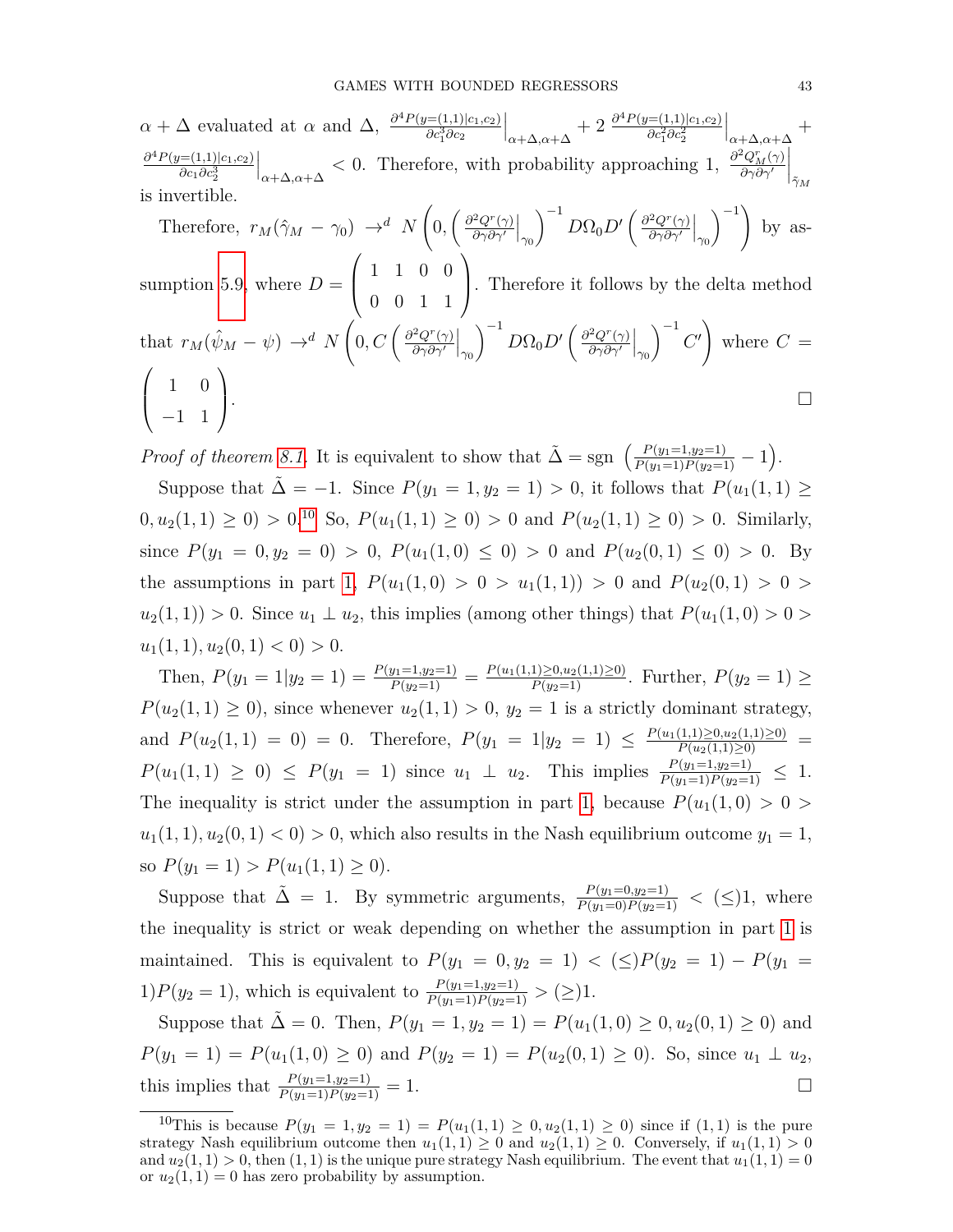$\alpha + \Delta$ evaluated at $\alpha$ and $\Delta$, $\frac{\partial^4 P(y=(1,1)|c_1,c_2)}{\partial c_1^3 \partial c_2}\Big|_{\alpha+\Delta,\alpha+\Delta} + 2\,\frac{\partial^4 P(y=(1,1)|c_1,c_2)}{\partial c_1^2 \partial c_2^2}\Big|_{\alpha+\Delta,\alpha+\Delta} + \frac{\partial^4 P(y=(1,1)|c_1,c_2)}{\partial c_1 \partial c_2^3}\Big|_{\alpha+\Delta,\alpha+\Delta} < 0$. Therefore, with probability approaching 1, $\frac{\partial^2 Q_M^r(\gamma)}{\partial \gamma \partial \gamma'}\Big|_{\hat{\gamma}_M}$ is invertible.

Therefore, $r_M(\hat{\gamma}_M - \gamma_0) \to^d N\left(0, \left(\frac{\partial^2 Q^r(\gamma)}{\partial \gamma \partial \gamma'}\Big|_{\gamma_0}\right)^{-1} D\Omega_0 D' \left(\frac{\partial^2 Q^r(\gamma)}{\partial \gamma \partial \gamma'}\Big|_{\gamma_0}\right)^{-1}\right)$ by assumption 5.9, where $D = \begin{pmatrix} 1 & 1 & 0 & 0 \\ 0 & 0 & 1 & 1 \end{pmatrix}$. Therefore it follows by the delta method that $r_M(\hat{\psi}_M - \psi) \to^d N\left(0, C\left(\frac{\partial^2 Q^r(\gamma)}{\partial \gamma \partial \gamma'}\Big|_{\gamma_0}\right)^{-1} D\Omega_0 D' \left(\frac{\partial^2 Q^r(\gamma)}{\partial \gamma \partial \gamma'}\Big|_{\gamma_0}\right)^{-1} C'\right)$ where $C = \begin{pmatrix} 1 & 0 \\ -1 & 1 \end{pmatrix}$. □

*Proof of theorem 8.1.* It is equivalent to show that $\tilde{\Delta} = \text{sgn}\left(\frac{P(y_1=1,y_2=1)}{P(y_1=1)P(y_2=1)} - 1\right)$.

Suppose that $\tilde{\Delta} = -1$. Since $P(y_1 = 1, y_2 = 1) > 0$, it follows that $P(u_1(1,1) \geq 0, u_2(1,1) \geq 0) > 0$.[10] So, $P(u_1(1,1) \geq 0) > 0$ and $P(u_2(1,1) \geq 0) > 0$. Similarly, since $P(y_1 = 0, y_2 = 0) > 0$, $P(u_1(1,0) \leq 0) > 0$ and $P(u_2(0,1) \leq 0) > 0$. By the assumptions in part 1, $P(u_1(1,0) > 0 > u_1(1,1)) > 0$ and $P(u_2(0,1) > 0 > u_2(1,1)) > 0$. Since $u_1 \perp u_2$, this implies (among other things) that $P(u_1(1,0) > 0 > u_1(1,1), u_2(0,1) < 0) > 0$.

Then, $P(y_1 = 1 | y_2 = 1) = \frac{P(y_1=1,y_2=1)}{P(y_2=1)} = \frac{P(u_1(1,1)\geq 0, u_2(1,1)\geq 0)}{P(y_2=1)}$. Further, $P(y_2 = 1) \geq P(u_2(1,1) \geq 0)$, since whenever $u_2(1,1) > 0$, $y_2 = 1$ is a strictly dominant strategy, and $P(u_2(1,1) = 0) = 0$. Therefore, $P(y_1 = 1 | y_2 = 1) \leq \frac{P(u_1(1,1)\geq 0, u_2(1,1)\geq 0)}{P(u_2(1,1)\geq 0)} = P(u_1(1,1) \geq 0) \leq P(y_1 = 1)$ since $u_1 \perp u_2$. This implies $\frac{P(y_1=1,y_2=1)}{P(y_1=1)P(y_2=1)} \leq 1$. The inequality is strict under the assumption in part 1, because $P(u_1(1,0) > 0 > u_1(1,1), u_2(0,1) < 0) > 0$, which also results in the Nash equilibrium outcome $y_1 = 1$, so $P(y_1 = 1) > P(u_1(1,1) \geq 0)$.

Suppose that $\tilde{\Delta} = 1$. By symmetric arguments, $\frac{P(y_1=0,y_2=1)}{P(y_1=0)P(y_2=1)} < (\leq) 1$, where the inequality is strict or weak depending on whether the assumption in part 1 is maintained. This is equivalent to $P(y_1 = 0, y_2 = 1) < (\leq) P(y_2 = 1) - P(y_1 = 1)P(y_2 = 1)$, which is equivalent to $\frac{P(y_1=1,y_2=1)}{P(y_1=1)P(y_2=1)} > (\geq) 1$.

Suppose that $\tilde{\Delta} = 0$. Then, $P(y_1 = 1, y_2 = 1) = P(u_1(1,0) \geq 0, u_2(0,1) \geq 0)$ and $P(y_1 = 1) = P(u_1(1,0) \geq 0)$ and $P(y_2 = 1) = P(u_2(0,1) \geq 0)$. So, since $u_1 \perp u_2$, this implies that $\frac{P(y_1=1,y_2=1)}{P(y_1=1)P(y_2=1)} = 1$. □

[10] This is because $P(y_1 = 1, y_2 = 1) = P(u_1(1,1) \geq 0, u_2(1,1) \geq 0)$ since if $(1,1)$ is the pure strategy Nash equilibrium outcome then $u_1(1,1) \geq 0$ and $u_2(1,1) \geq 0$. Conversely, if $u_1(1,1) > 0$ and $u_2(1,1) > 0$, then $(1,1)$ is the unique pure strategy Nash equilibrium. The event that $u_1(1,1) = 0$ or $u_2(1,1) = 0$ has zero probability by assumption.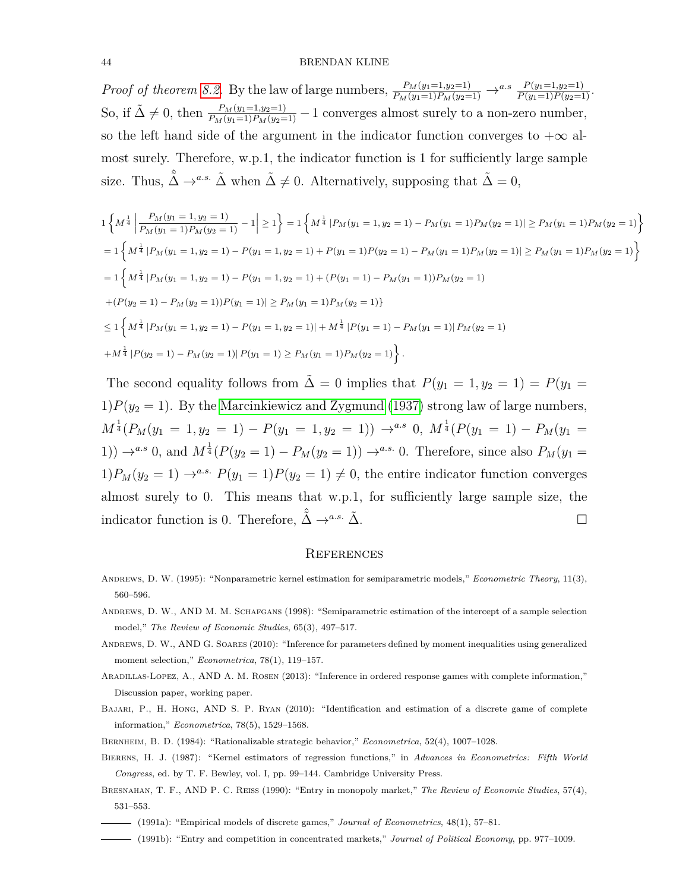*Proof of theorem 8.2.* By the law of large numbers, $\frac{P_M(y_1=1,y_2=1)}{P_M(y_1=1)P_M(y_2=1)} \to^{a.s} \frac{P(y_1=1,y_2=1)}{P(y_1=1)P(y_2=1)}$. So, if $\tilde{\Delta} \neq 0$, then $\frac{P_M(y_1=1,y_2=1)}{P_M(y_1=1)P_M(y_2=1)} - 1$ converges almost surely to a non-zero number, so the left hand side of the argument in the indicator function converges to $+\infty$ almost surely. Therefore, w.p.1, the indicator function is 1 for sufficiently large sample size. Thus, $\hat{\tilde{\Delta}} \to^{a.s.} \tilde{\Delta}$ when $\tilde{\Delta} \neq 0$. Alternatively, supposing that $\tilde{\Delta} = 0$,

$$
\begin{aligned}
&1\left\{M^{\frac{1}{4}}\left|\frac{P_M(y_1=1,y_2=1)}{P_M(y_1=1)P_M(y_2=1)} - 1\right| \geq 1\right\} = 1\left\{M^{\frac{1}{4}}\left|P_M(y_1=1,y_2=1) - P_M(y_1=1)P_M(y_2=1)\right| \geq P_M(y_1=1)P_M(y_2=1)\right\} \\
&= 1\left\{M^{\frac{1}{4}}\left|P_M(y_1=1,y_2=1) - P(y_1=1,y_2=1) + P(y_1=1)P(y_2=1) - P_M(y_1=1)P_M(y_2=1)\right| \geq P_M(y_1=1)P_M(y_2=1)\right\} \\
&= 1\left\{M^{\frac{1}{4}}\left|P_M(y_1=1,y_2=1) - P(y_1=1,y_2=1) + (P(y_1=1) - P_M(y_1=1))P_M(y_2=1)\right.\right. \\
&\left.\left. + (P(y_2=1) - P_M(y_2=1))P(y_1=1)\right| \geq P_M(y_1=1)P_M(y_2=1)\right\} \\
&\leq 1\left\{M^{\frac{1}{4}}\left|P_M(y_1=1,y_2=1) - P(y_1=1,y_2=1)\right| + M^{\frac{1}{4}}\left|P(y_1=1) - P_M(y_1=1)\right| P_M(y_2=1)\right. \\
&\left. + M^{\frac{1}{4}}\left|P(y_2=1) - P_M(y_2=1)\right| P(y_1=1) \geq P_M(y_1=1)P_M(y_2=1)\right\}.
\end{aligned}
$$

The second equality follows from $\tilde{\Delta} = 0$ implies that $P(y_1 = 1, y_2 = 1) = P(y_1 = 1)P(y_2 = 1)$. By the Marcinkiewicz and Zygmund (1937) strong law of large numbers, $M^{\frac{1}{4}}(P_M(y_1 = 1, y_2 = 1) - P(y_1 = 1, y_2 = 1)) \to^{a.s} 0$, $M^{\frac{1}{4}}(P(y_1 = 1) - P_M(y_1 = 1)) \to^{a.s} 0$, and $M^{\frac{1}{4}}(P(y_2 = 1) - P_M(y_2 = 1)) \to^{a.s.} 0$. Therefore, since also $P_M(y_1 = 1)P_M(y_2 = 1) \to^{a.s.} P(y_1 = 1)P(y_2 = 1) \neq 0$, the entire indicator function converges almost surely to 0. This means that w.p.1, for sufficiently large sample size, the indicator function is 0. Therefore, $\hat{\tilde{\Delta}} \to^{a.s.} \tilde{\Delta}$. □

## References

Andrews, D. W. (1995): "Nonparametric kernel estimation for semiparametric models," *Econometric Theory*, 11(3), 560–596.

Andrews, D. W., and M. M. Schafgans (1998): "Semiparametric estimation of the intercept of a sample selection model," *The Review of Economic Studies*, 65(3), 497–517.

Andrews, D. W., and G. Soares (2010): "Inference for parameters defined by moment inequalities using generalized moment selection," *Econometrica*, 78(1), 119–157.

Aradillas-Lopez, A., and A. M. Rosen (2013): "Inference in ordered response games with complete information," Discussion paper, working paper.

Bajari, P., H. Hong, and S. P. Ryan (2010): "Identification and estimation of a discrete game of complete information," *Econometrica*, 78(5), 1529–1568.

Bernheim, B. D. (1984): "Rationalizable strategic behavior," *Econometrica*, 52(4), 1007–1028.

Bierens, H. J. (1987): "Kernel estimators of regression functions," in *Advances in Econometrics: Fifth World Congress*, ed. by T. F. Bewley, vol. I, pp. 99–144. Cambridge University Press.

Bresnahan, T. F., and P. C. Reiss (1990): "Entry in monopoly market," *The Review of Economic Studies*, 57(4), 531–553.

——— (1991a): "Empirical models of discrete games," *Journal of Econometrics*, 48(1), 57–81.

——— (1991b): "Entry and competition in concentrated markets," *Journal of Political Economy*, pp. 977–1009.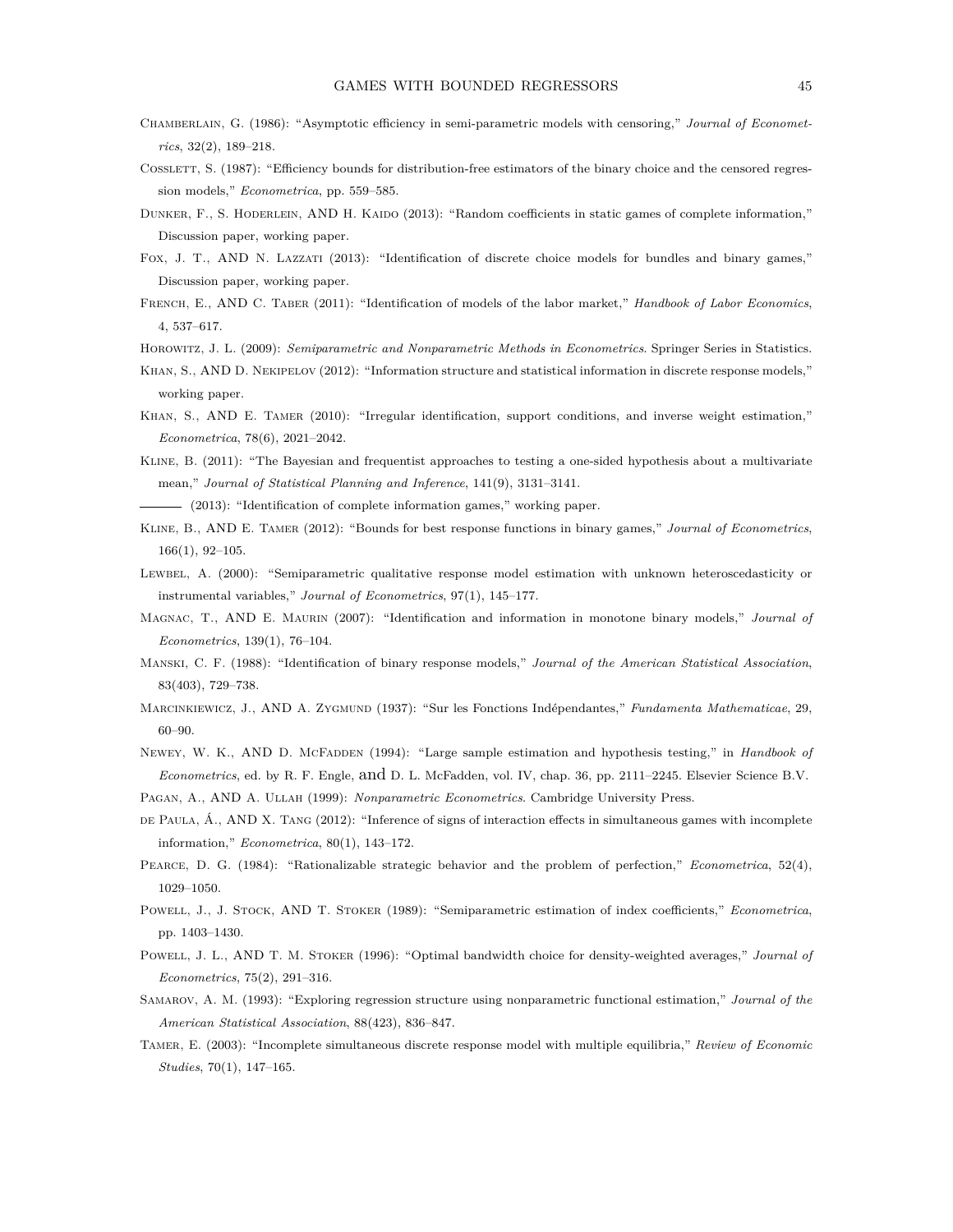Chamberlain, G. (1986): "Asymptotic efficiency in semi-parametric models with censoring," *Journal of Econometrics*, 32(2), 189–218.

Cosslett, S. (1987): "Efficiency bounds for distribution-free estimators of the binary choice and the censored regression models," *Econometrica*, pp. 559–585.

Dunker, F., S. Hoderlein, and H. Kaido (2013): "Random coefficients in static games of complete information," Discussion paper, working paper.

Fox, J. T., and N. Lazzati (2013): "Identification of discrete choice models for bundles and binary games," Discussion paper, working paper.

French, E., and C. Taber (2011): "Identification of models of the labor market," *Handbook of Labor Economics*, 4, 537–617.

Horowitz, J. L. (2009): *Semiparametric and Nonparametric Methods in Econometrics*. Springer Series in Statistics.

Khan, S., and D. Nekipelov (2012): "Information structure and statistical information in discrete response models," working paper.

Khan, S., and E. Tamer (2010): "Irregular identification, support conditions, and inverse weight estimation," *Econometrica*, 78(6), 2021–2042.

Kline, B. (2011): "The Bayesian and frequentist approaches to testing a one-sided hypothesis about a multivariate mean," *Journal of Statistical Planning and Inference*, 141(9), 3131–3141.

——— (2013): "Identification of complete information games," working paper.

Kline, B., and E. Tamer (2012): "Bounds for best response functions in binary games," *Journal of Econometrics*, 166(1), 92–105.

Lewbel, A. (2000): "Semiparametric qualitative response model estimation with unknown heteroscedasticity or instrumental variables," *Journal of Econometrics*, 97(1), 145–177.

Magnac, T., and E. Maurin (2007): "Identification and information in monotone binary models," *Journal of Econometrics*, 139(1), 76–104.

Manski, C. F. (1988): "Identification of binary response models," *Journal of the American Statistical Association*, 83(403), 729–738.

Marcinkiewicz, J., and A. Zygmund (1937): "Sur les Fonctions Indépendantes," *Fundamenta Mathematicae*, 29, 60–90.

Newey, W. K., and D. McFadden (1994): "Large sample estimation and hypothesis testing," in *Handbook of Econometrics*, ed. by R. F. Engle, and D. L. McFadden, vol. IV, chap. 36, pp. 2111–2245. Elsevier Science B.V.

Pagan, A., and A. Ullah (1999): *Nonparametric Econometrics*. Cambridge University Press.

de Paula, Á., and X. Tang (2012): "Inference of signs of interaction effects in simultaneous games with incomplete information," *Econometrica*, 80(1), 143–172.

Pearce, D. G. (1984): "Rationalizable strategic behavior and the problem of perfection," *Econometrica*, 52(4), 1029–1050.

Powell, J., J. Stock, and T. Stoker (1989): "Semiparametric estimation of index coefficients," *Econometrica*, pp. 1403–1430.

Powell, J. L., and T. M. Stoker (1996): "Optimal bandwidth choice for density-weighted averages," *Journal of Econometrics*, 75(2), 291–316.

Samarov, A. M. (1993): "Exploring regression structure using nonparametric functional estimation," *Journal of the American Statistical Association*, 88(423), 836–847.

Tamer, E. (2003): "Incomplete simultaneous discrete response model with multiple equilibria," *Review of Economic Studies*, 70(1), 147–165.